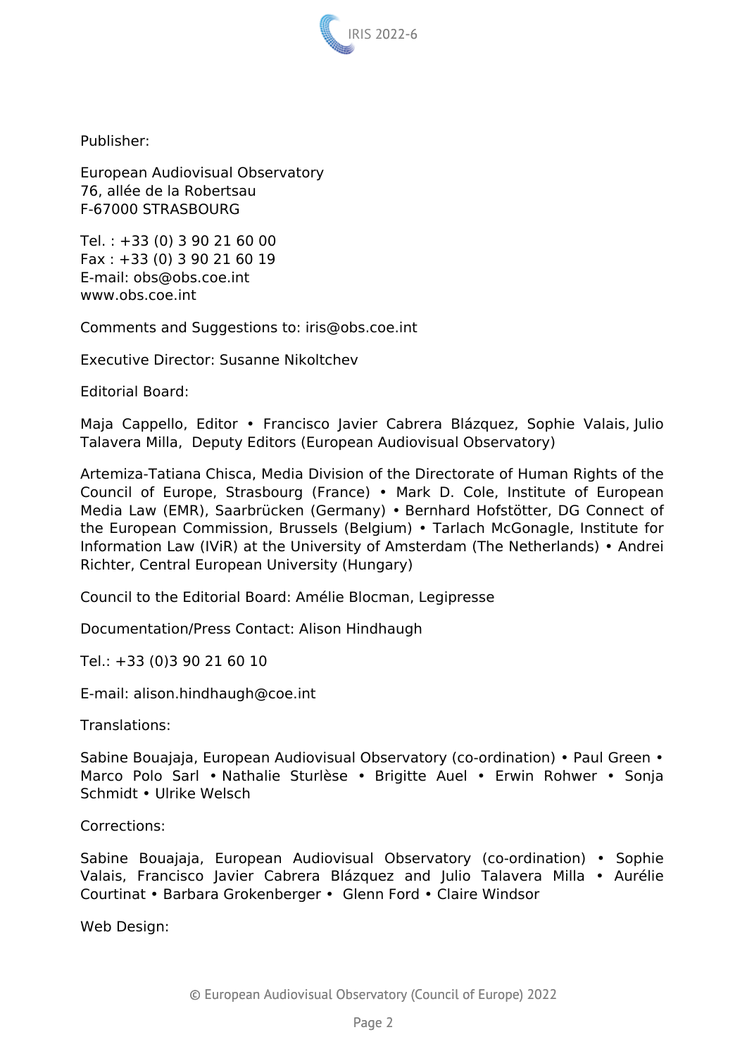Publisher:

European Audiovisual Observatory
76, allée de la Robertsau
F-67000 STRASBOURG

Tel. : +33 (0) 3 90 21 60 00
Fax : +33 (0) 3 90 21 60 19
E-mail: obs@obs.coe.int
www.obs.coe.int

Comments and Suggestions to: iris@obs.coe.int

Executive Director: Susanne Nikoltchev

Editorial Board:

Maja Cappello, Editor • Francisco Javier Cabrera Blázquez, Sophie Valais, Julio Talavera Milla, Deputy Editors (European Audiovisual Observatory)

Artemiza-Tatiana Chisca, Media Division of the Directorate of Human Rights of the Council of Europe, Strasbourg (France) • Mark D. Cole, Institute of European Media Law (EMR), Saarbrücken (Germany) • Bernhard Hofstötter, DG Connect of the European Commission, Brussels (Belgium) • Tarlach McGonagle, Institute for Information Law (IViR) at the University of Amsterdam (The Netherlands) • Andrei Richter, Central European University (Hungary)

Council to the Editorial Board: Amélie Blocman, Legipresse

Documentation/Press Contact: Alison Hindhaugh

Tel.: +33 (0)3 90 21 60 10

E-mail: alison.hindhaugh@coe.int

Translations:

Sabine Bouajaja, European Audiovisual Observatory (co-ordination) • Paul Green • Marco Polo Sarl • Nathalie Sturlèse • Brigitte Auel • Erwin Rohwer • Sonja Schmidt • Ulrike Welsch

Corrections:

Sabine Bouajaja, European Audiovisual Observatory (co-ordination) • Sophie Valais, Francisco Javier Cabrera Blázquez and Julio Talavera Milla • Aurélie Courtinat • Barbara Grokenberger • Glenn Ford • Claire Windsor

Web Design: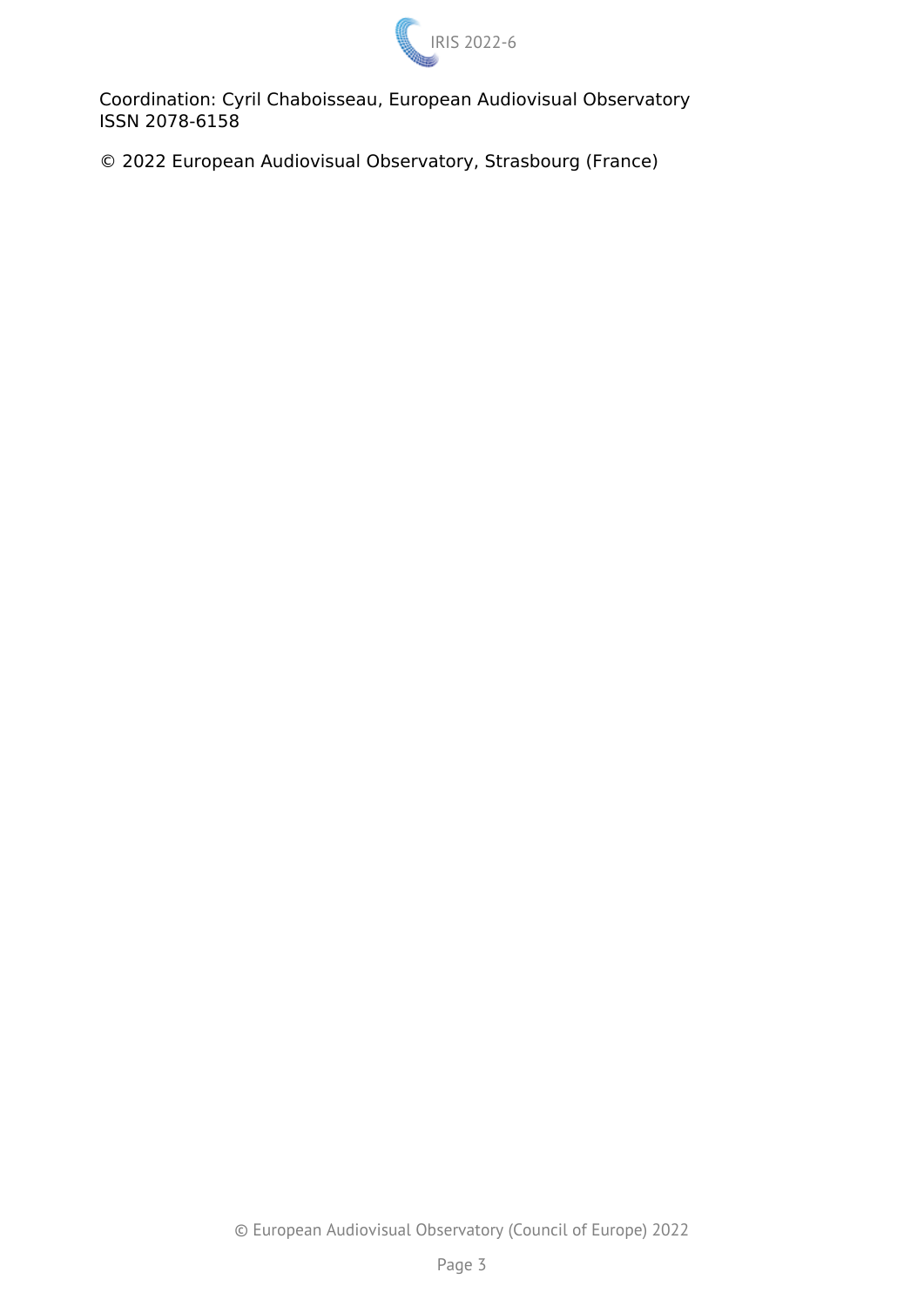Coordination: Cyril Chaboisseau, European Audiovisual Observatory
ISSN 2078-6158

© 2022 European Audiovisual Observatory, Strasbourg (France)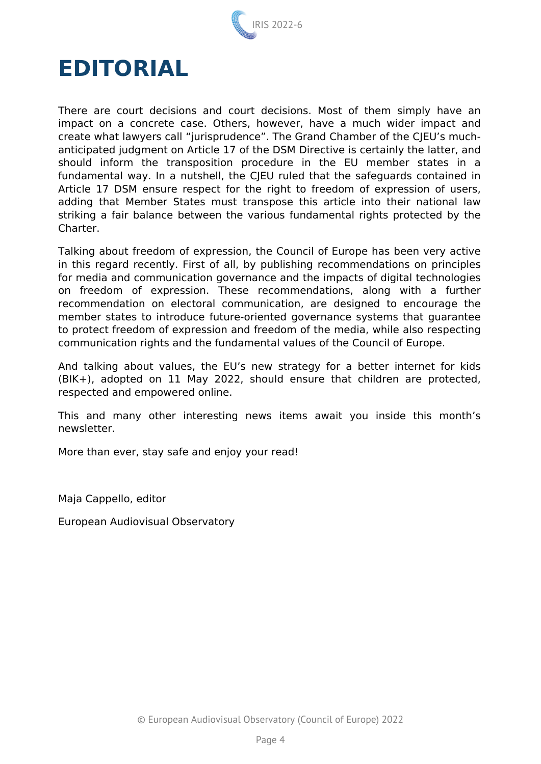# EDITORIAL

There are court decisions and court decisions. Most of them simply have an impact on a concrete case. Others, however, have a much wider impact and create what lawyers call “jurisprudence”. The Grand Chamber of the CJEU’s much-anticipated judgment on Article 17 of the DSM Directive is certainly the latter, and should inform the transposition procedure in the EU member states in a fundamental way. In a nutshell, the CJEU ruled that the safeguards contained in Article 17 DSM ensure respect for the right to freedom of expression of users, adding that Member States must transpose this article into their national law striking a fair balance between the various fundamental rights protected by the Charter.

Talking about freedom of expression, the Council of Europe has been very active in this regard recently. First of all, by publishing recommendations on principles for media and communication governance and the impacts of digital technologies on freedom of expression. These recommendations, along with a further recommendation on electoral communication, are designed to encourage the member states to introduce future-oriented governance systems that guarantee to protect freedom of expression and freedom of the media, while also respecting communication rights and the fundamental values of the Council of Europe.

And talking about values, the EU’s new strategy for a better internet for kids (BIK+), adopted on 11 May 2022, should ensure that children are protected, respected and empowered online.

This and many other interesting news items await you inside this month’s newsletter.

More than ever, stay safe and enjoy your read!

Maja Cappello, editor

European Audiovisual Observatory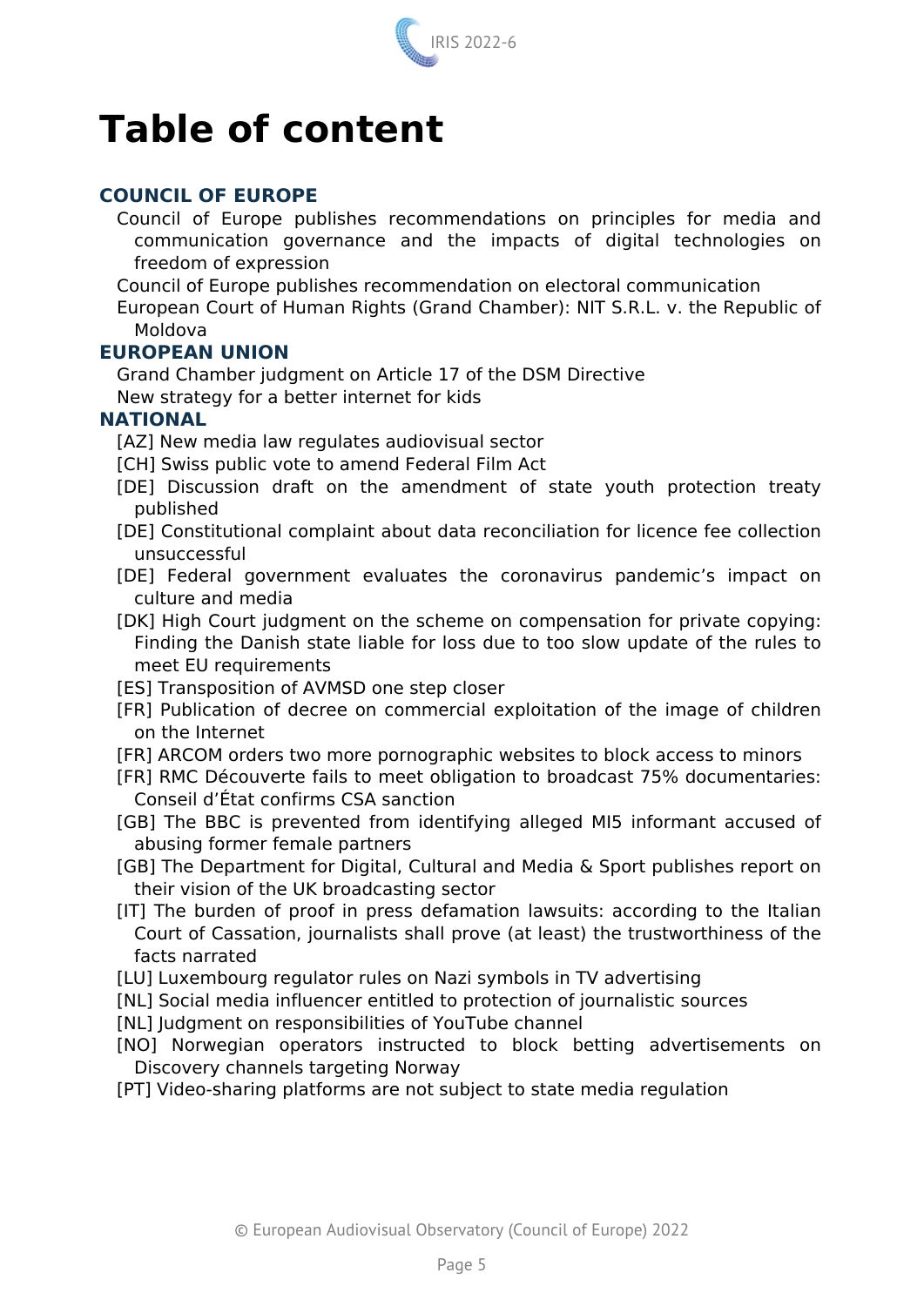# Table of content

## COUNCIL OF EUROPE

- Council of Europe publishes recommendations on principles for media and communication governance and the impacts of digital technologies on freedom of expression
- Council of Europe publishes recommendation on electoral communication
- European Court of Human Rights (Grand Chamber): NIT S.R.L. v. the Republic of Moldova

## EUROPEAN UNION

- Grand Chamber judgment on Article 17 of the DSM Directive
- New strategy for a better internet for kids

## NATIONAL

- [AZ] New media law regulates audiovisual sector
- [CH] Swiss public vote to amend Federal Film Act
- [DE] Discussion draft on the amendment of state youth protection treaty published
- [DE] Constitutional complaint about data reconciliation for licence fee collection unsuccessful
- [DE] Federal government evaluates the coronavirus pandemic's impact on culture and media
- [DK] High Court judgment on the scheme on compensation for private copying: Finding the Danish state liable for loss due to too slow update of the rules to meet EU requirements
- [ES] Transposition of AVMSD one step closer
- [FR] Publication of decree on commercial exploitation of the image of children on the Internet
- [FR] ARCOM orders two more pornographic websites to block access to minors
- [FR] RMC Découverte fails to meet obligation to broadcast 75% documentaries: Conseil d'État confirms CSA sanction
- [GB] The BBC is prevented from identifying alleged MI5 informant accused of abusing former female partners
- [GB] The Department for Digital, Cultural and Media & Sport publishes report on their vision of the UK broadcasting sector
- [IT] The burden of proof in press defamation lawsuits: according to the Italian Court of Cassation, journalists shall prove (at least) the trustworthiness of the facts narrated
- [LU] Luxembourg regulator rules on Nazi symbols in TV advertising
- [NL] Social media influencer entitled to protection of journalistic sources
- [NL] Judgment on responsibilities of YouTube channel
- [NO] Norwegian operators instructed to block betting advertisements on Discovery channels targeting Norway
- [PT] Video-sharing platforms are not subject to state media regulation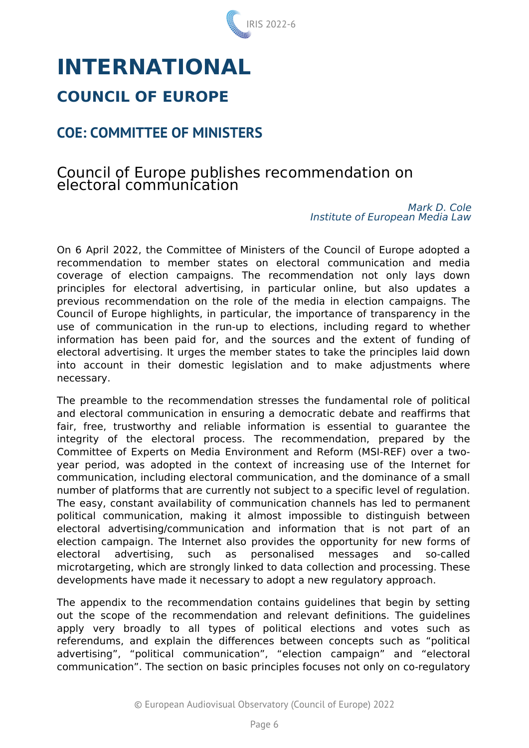# INTERNATIONAL

## COUNCIL OF EUROPE

### COE: COMMITTEE OF MINISTERS

### Council of Europe publishes recommendation on electoral communication

*Mark D. Cole*
*Institute of European Media Law*

On 6 April 2022, the Committee of Ministers of the Council of Europe adopted a recommendation to member states on electoral communication and media coverage of election campaigns. The recommendation not only lays down principles for electoral advertising, in particular online, but also updates a previous recommendation on the role of the media in election campaigns. The Council of Europe highlights, in particular, the importance of transparency in the use of communication in the run-up to elections, including regard to whether information has been paid for, and the sources and the extent of funding of electoral advertising. It urges the member states to take the principles laid down into account in their domestic legislation and to make adjustments where necessary.

The preamble to the recommendation stresses the fundamental role of political and electoral communication in ensuring a democratic debate and reaffirms that fair, free, trustworthy and reliable information is essential to guarantee the integrity of the electoral process. The recommendation, prepared by the Committee of Experts on Media Environment and Reform (MSI-REF) over a two-year period, was adopted in the context of increasing use of the Internet for communication, including electoral communication, and the dominance of a small number of platforms that are currently not subject to a specific level of regulation. The easy, constant availability of communication channels has led to permanent political communication, making it almost impossible to distinguish between electoral advertising/communication and information that is not part of an election campaign. The Internet also provides the opportunity for new forms of electoral advertising, such as personalised messages and so-called microtargeting, which are strongly linked to data collection and processing. These developments have made it necessary to adopt a new regulatory approach.

The appendix to the recommendation contains guidelines that begin by setting out the scope of the recommendation and relevant definitions. The guidelines apply very broadly to all types of political elections and votes such as referendums, and explain the differences between concepts such as “political advertising”, “political communication”, “election campaign” and “electoral communication”. The section on basic principles focuses not only on co-regulatory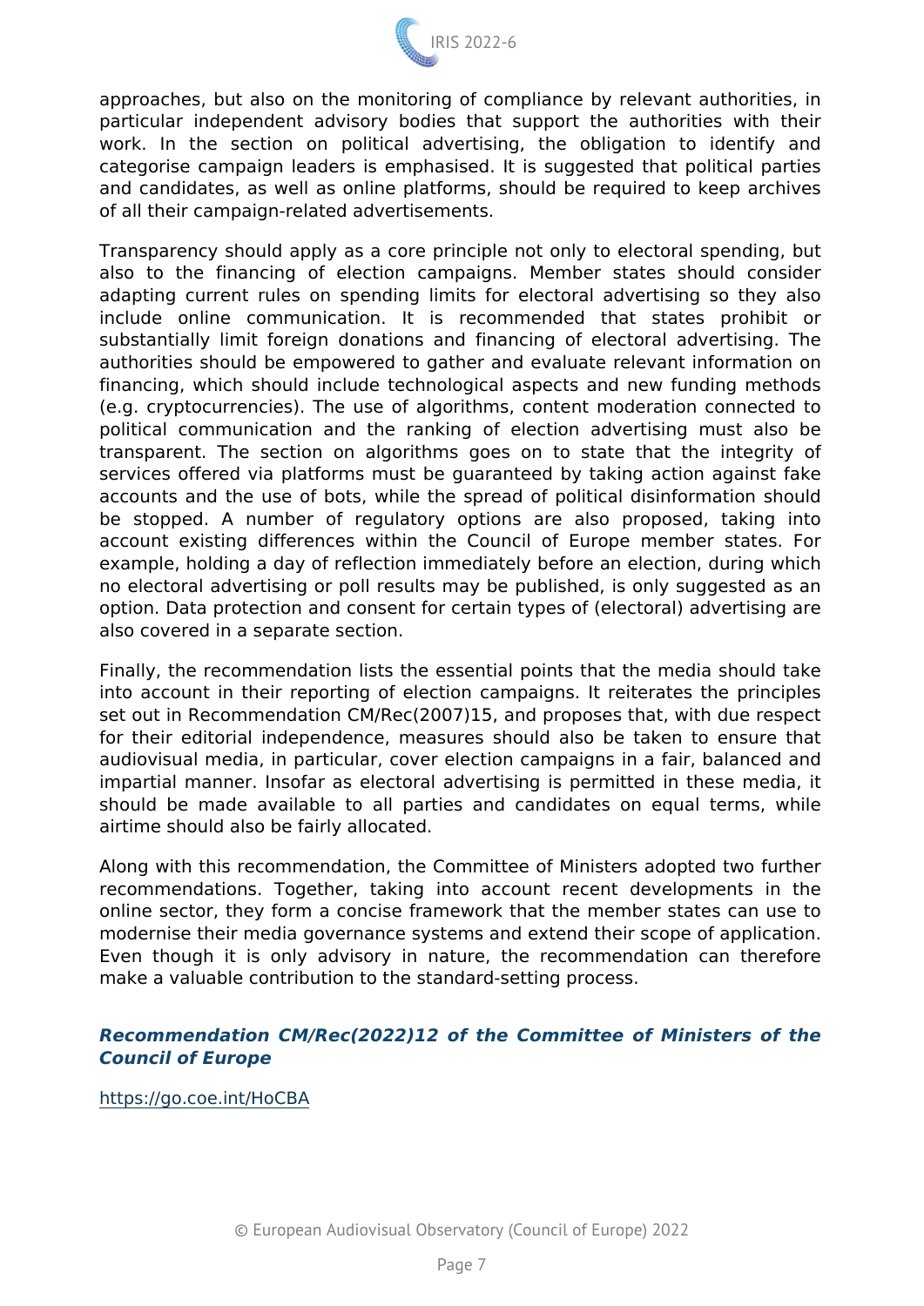approaches, but also on the monitoring of compliance by relevant authorities, in particular independent advisory bodies that support the authorities with their work. In the section on political advertising, the obligation to identify and categorise campaign leaders is emphasised. It is suggested that political parties and candidates, as well as online platforms, should be required to keep archives of all their campaign-related advertisements.

Transparency should apply as a core principle not only to electoral spending, but also to the financing of election campaigns. Member states should consider adapting current rules on spending limits for electoral advertising so they also include online communication. It is recommended that states prohibit or substantially limit foreign donations and financing of electoral advertising. The authorities should be empowered to gather and evaluate relevant information on financing, which should include technological aspects and new funding methods (e.g. cryptocurrencies). The use of algorithms, content moderation connected to political communication and the ranking of election advertising must also be transparent. The section on algorithms goes on to state that the integrity of services offered via platforms must be guaranteed by taking action against fake accounts and the use of bots, while the spread of political disinformation should be stopped. A number of regulatory options are also proposed, taking into account existing differences within the Council of Europe member states. For example, holding a day of reflection immediately before an election, during which no electoral advertising or poll results may be published, is only suggested as an option. Data protection and consent for certain types of (electoral) advertising are also covered in a separate section.

Finally, the recommendation lists the essential points that the media should take into account in their reporting of election campaigns. It reiterates the principles set out in Recommendation CM/Rec(2007)15, and proposes that, with due respect for their editorial independence, measures should also be taken to ensure that audiovisual media, in particular, cover election campaigns in a fair, balanced and impartial manner. Insofar as electoral advertising is permitted in these media, it should be made available to all parties and candidates on equal terms, while airtime should also be fairly allocated.

Along with this recommendation, the Committee of Ministers adopted two further recommendations. Together, taking into account recent developments in the online sector, they form a concise framework that the member states can use to modernise their media governance systems and extend their scope of application. Even though it is only advisory in nature, the recommendation can therefore make a valuable contribution to the standard-setting process.

***Recommendation CM/Rec(2022)12 of the Committee of Ministers of the Council of Europe***

https://go.coe.int/HoCBA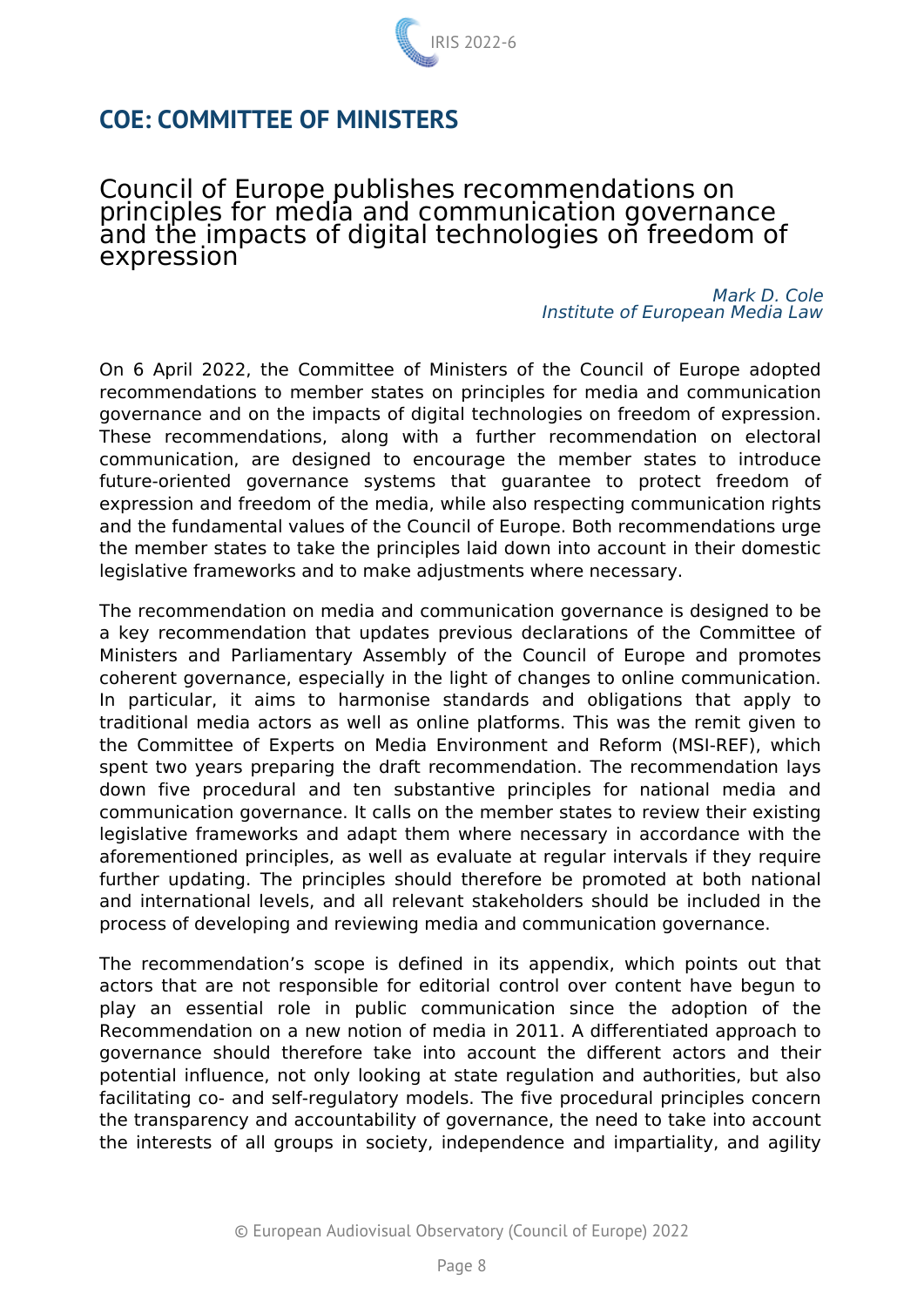## COE: COMMITTEE OF MINISTERS

### Council of Europe publishes recommendations on principles for media and communication governance and the impacts of digital technologies on freedom of expression

*Mark D. Cole*
*Institute of European Media Law*

On 6 April 2022, the Committee of Ministers of the Council of Europe adopted recommendations to member states on principles for media and communication governance and on the impacts of digital technologies on freedom of expression. These recommendations, along with a further recommendation on electoral communication, are designed to encourage the member states to introduce future-oriented governance systems that guarantee to protect freedom of expression and freedom of the media, while also respecting communication rights and the fundamental values of the Council of Europe. Both recommendations urge the member states to take the principles laid down into account in their domestic legislative frameworks and to make adjustments where necessary.

The recommendation on media and communication governance is designed to be a key recommendation that updates previous declarations of the Committee of Ministers and Parliamentary Assembly of the Council of Europe and promotes coherent governance, especially in the light of changes to online communication. In particular, it aims to harmonise standards and obligations that apply to traditional media actors as well as online platforms. This was the remit given to the Committee of Experts on Media Environment and Reform (MSI-REF), which spent two years preparing the draft recommendation. The recommendation lays down five procedural and ten substantive principles for national media and communication governance. It calls on the member states to review their existing legislative frameworks and adapt them where necessary in accordance with the aforementioned principles, as well as evaluate at regular intervals if they require further updating. The principles should therefore be promoted at both national and international levels, and all relevant stakeholders should be included in the process of developing and reviewing media and communication governance.

The recommendation's scope is defined in its appendix, which points out that actors that are not responsible for editorial control over content have begun to play an essential role in public communication since the adoption of the Recommendation on a new notion of media in 2011. A differentiated approach to governance should therefore take into account the different actors and their potential influence, not only looking at state regulation and authorities, but also facilitating co- and self-regulatory models. The five procedural principles concern the transparency and accountability of governance, the need to take into account the interests of all groups in society, independence and impartiality, and agility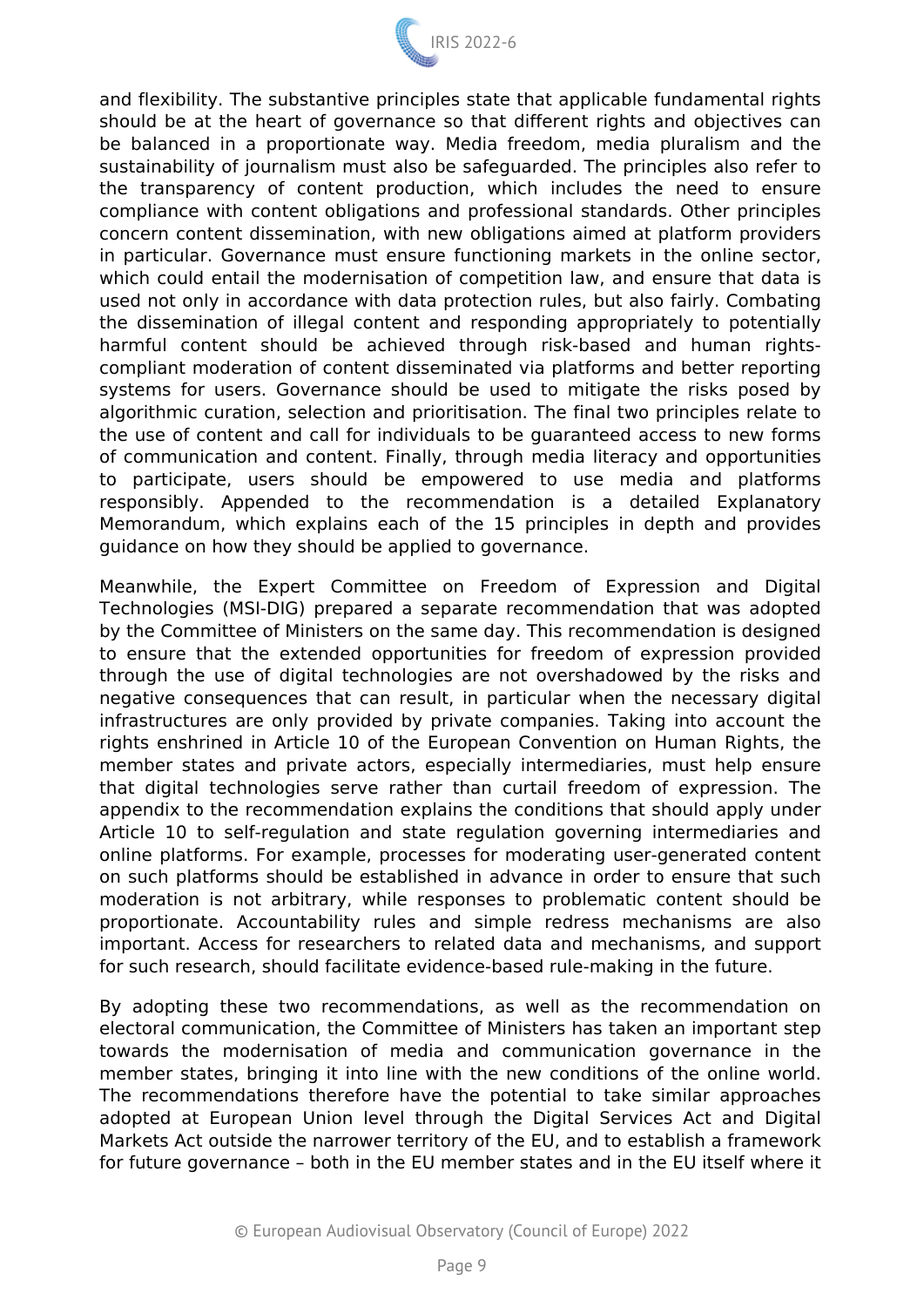and flexibility. The substantive principles state that applicable fundamental rights should be at the heart of governance so that different rights and objectives can be balanced in a proportionate way. Media freedom, media pluralism and the sustainability of journalism must also be safeguarded. The principles also refer to the transparency of content production, which includes the need to ensure compliance with content obligations and professional standards. Other principles concern content dissemination, with new obligations aimed at platform providers in particular. Governance must ensure functioning markets in the online sector, which could entail the modernisation of competition law, and ensure that data is used not only in accordance with data protection rules, but also fairly. Combating the dissemination of illegal content and responding appropriately to potentially harmful content should be achieved through risk-based and human rights-compliant moderation of content disseminated via platforms and better reporting systems for users. Governance should be used to mitigate the risks posed by algorithmic curation, selection and prioritisation. The final two principles relate to the use of content and call for individuals to be guaranteed access to new forms of communication and content. Finally, through media literacy and opportunities to participate, users should be empowered to use media and platforms responsibly. Appended to the recommendation is a detailed Explanatory Memorandum, which explains each of the 15 principles in depth and provides guidance on how they should be applied to governance.

Meanwhile, the Expert Committee on Freedom of Expression and Digital Technologies (MSI-DIG) prepared a separate recommendation that was adopted by the Committee of Ministers on the same day. This recommendation is designed to ensure that the extended opportunities for freedom of expression provided through the use of digital technologies are not overshadowed by the risks and negative consequences that can result, in particular when the necessary digital infrastructures are only provided by private companies. Taking into account the rights enshrined in Article 10 of the European Convention on Human Rights, the member states and private actors, especially intermediaries, must help ensure that digital technologies serve rather than curtail freedom of expression. The appendix to the recommendation explains the conditions that should apply under Article 10 to self-regulation and state regulation governing intermediaries and online platforms. For example, processes for moderating user-generated content on such platforms should be established in advance in order to ensure that such moderation is not arbitrary, while responses to problematic content should be proportionate. Accountability rules and simple redress mechanisms are also important. Access for researchers to related data and mechanisms, and support for such research, should facilitate evidence-based rule-making in the future.

By adopting these two recommendations, as well as the recommendation on electoral communication, the Committee of Ministers has taken an important step towards the modernisation of media and communication governance in the member states, bringing it into line with the new conditions of the online world. The recommendations therefore have the potential to take similar approaches adopted at European Union level through the Digital Services Act and Digital Markets Act outside the narrower territory of the EU, and to establish a framework for future governance – both in the EU member states and in the EU itself where it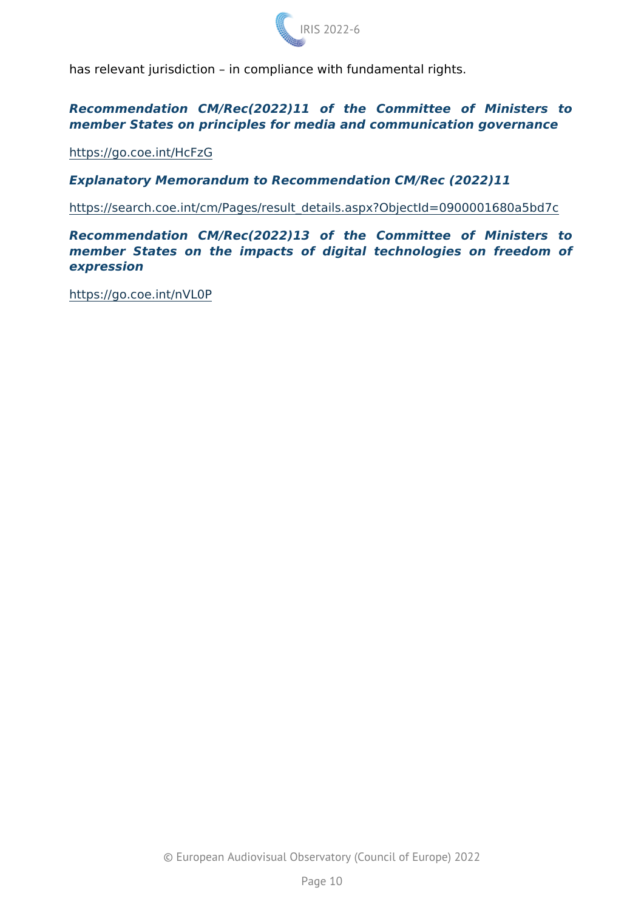has relevant jurisdiction – in compliance with fundamental rights.

***Recommendation CM/Rec(2022)11 of the Committee of Ministers to member States on principles for media and communication governance***

https://go.coe.int/HcFzG

***Explanatory Memorandum to Recommendation CM/Rec (2022)11***

https://search.coe.int/cm/Pages/result_details.aspx?ObjectId=0900001680a5bd7c

***Recommendation CM/Rec(2022)13 of the Committee of Ministers to member States on the impacts of digital technologies on freedom of expression***

https://go.coe.int/nVL0P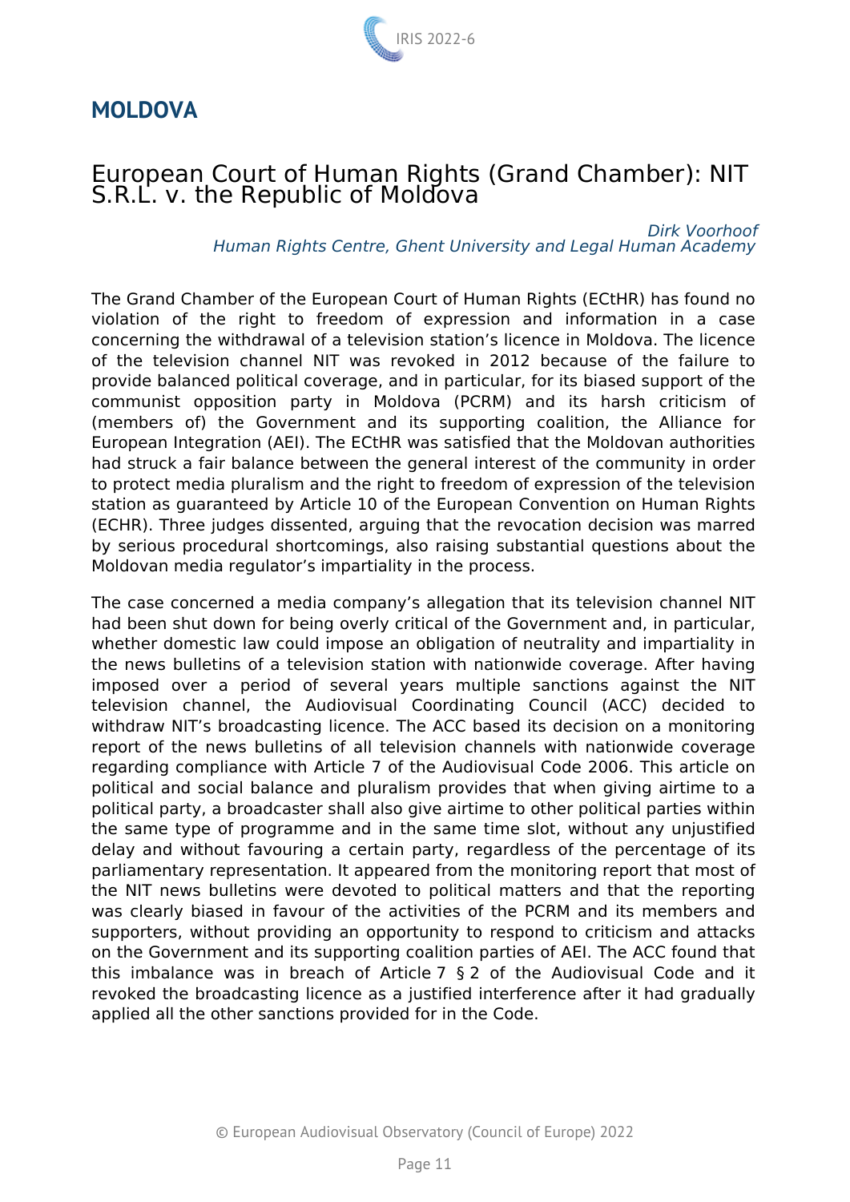## MOLDOVA

### European Court of Human Rights (Grand Chamber): NIT S.R.L. v. the Republic of Moldova

*Dirk Voorhoof*
*Human Rights Centre, Ghent University and Legal Human Academy*

The Grand Chamber of the European Court of Human Rights (ECtHR) has found no violation of the right to freedom of expression and information in a case concerning the withdrawal of a television station's licence in Moldova. The licence of the television channel NIT was revoked in 2012 because of the failure to provide balanced political coverage, and in particular, for its biased support of the communist opposition party in Moldova (PCRM) and its harsh criticism of (members of) the Government and its supporting coalition, the Alliance for European Integration (AEI). The ECtHR was satisfied that the Moldovan authorities had struck a fair balance between the general interest of the community in order to protect media pluralism and the right to freedom of expression of the television station as guaranteed by Article 10 of the European Convention on Human Rights (ECHR). Three judges dissented, arguing that the revocation decision was marred by serious procedural shortcomings, also raising substantial questions about the Moldovan media regulator's impartiality in the process.

The case concerned a media company's allegation that its television channel NIT had been shut down for being overly critical of the Government and, in particular, whether domestic law could impose an obligation of neutrality and impartiality in the news bulletins of a television station with nationwide coverage. After having imposed over a period of several years multiple sanctions against the NIT television channel, the Audiovisual Coordinating Council (ACC) decided to withdraw NIT's broadcasting licence. The ACC based its decision on a monitoring report of the news bulletins of all television channels with nationwide coverage regarding compliance with Article 7 of the Audiovisual Code 2006. This article on political and social balance and pluralism provides that when giving airtime to a political party, a broadcaster shall also give airtime to other political parties within the same type of programme and in the same time slot, without any unjustified delay and without favouring a certain party, regardless of the percentage of its parliamentary representation. It appeared from the monitoring report that most of the NIT news bulletins were devoted to political matters and that the reporting was clearly biased in favour of the activities of the PCRM and its members and supporters, without providing an opportunity to respond to criticism and attacks on the Government and its supporting coalition parties of AEI. The ACC found that this imbalance was in breach of Article 7 § 2 of the Audiovisual Code and it revoked the broadcasting licence as a justified interference after it had gradually applied all the other sanctions provided for in the Code.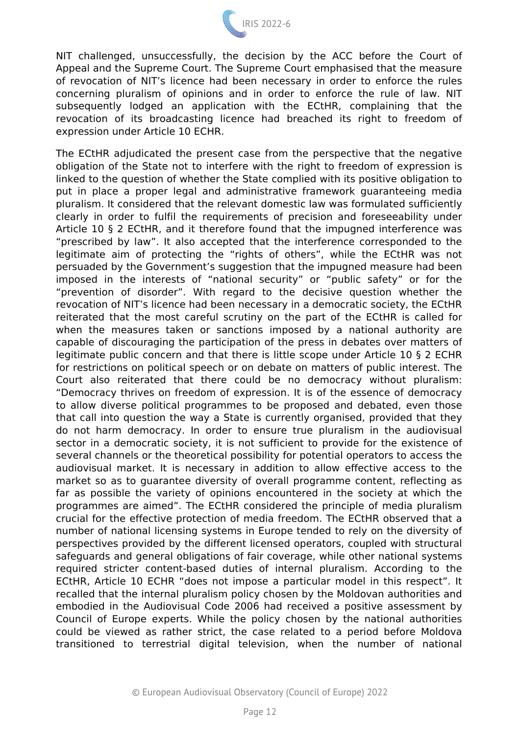NIT challenged, unsuccessfully, the decision by the ACC before the Court of Appeal and the Supreme Court. The Supreme Court emphasised that the measure of revocation of NIT's licence had been necessary in order to enforce the rules concerning pluralism of opinions and in order to enforce the rule of law. NIT subsequently lodged an application with the ECtHR, complaining that the revocation of its broadcasting licence had breached its right to freedom of expression under Article 10 ECHR.

The ECtHR adjudicated the present case from the perspective that the negative obligation of the State not to interfere with the right to freedom of expression is linked to the question of whether the State complied with its positive obligation to put in place a proper legal and administrative framework guaranteeing media pluralism. It considered that the relevant domestic law was formulated sufficiently clearly in order to fulfil the requirements of precision and foreseeability under Article 10 § 2 ECtHR, and it therefore found that the impugned interference was "prescribed by law". It also accepted that the interference corresponded to the legitimate aim of protecting the "rights of others", while the ECtHR was not persuaded by the Government's suggestion that the impugned measure had been imposed in the interests of "national security" or "public safety" or for the "prevention of disorder". With regard to the decisive question whether the revocation of NIT's licence had been necessary in a democratic society, the ECtHR reiterated that the most careful scrutiny on the part of the ECtHR is called for when the measures taken or sanctions imposed by a national authority are capable of discouraging the participation of the press in debates over matters of legitimate public concern and that there is little scope under Article 10 § 2 ECHR for restrictions on political speech or on debate on matters of public interest. The Court also reiterated that there could be no democracy without pluralism: "Democracy thrives on freedom of expression. It is of the essence of democracy to allow diverse political programmes to be proposed and debated, even those that call into question the way a State is currently organised, provided that they do not harm democracy. In order to ensure true pluralism in the audiovisual sector in a democratic society, it is not sufficient to provide for the existence of several channels or the theoretical possibility for potential operators to access the audiovisual market. It is necessary in addition to allow effective access to the market so as to guarantee diversity of overall programme content, reflecting as far as possible the variety of opinions encountered in the society at which the programmes are aimed". The ECtHR considered the principle of media pluralism crucial for the effective protection of media freedom. The ECtHR observed that a number of national licensing systems in Europe tended to rely on the diversity of perspectives provided by the different licensed operators, coupled with structural safeguards and general obligations of fair coverage, while other national systems required stricter content-based duties of internal pluralism. According to the ECtHR, Article 10 ECHR "does not impose a particular model in this respect". It recalled that the internal pluralism policy chosen by the Moldovan authorities and embodied in the Audiovisual Code 2006 had received a positive assessment by Council of Europe experts. While the policy chosen by the national authorities could be viewed as rather strict, the case related to a period before Moldova transitioned to terrestrial digital television, when the number of national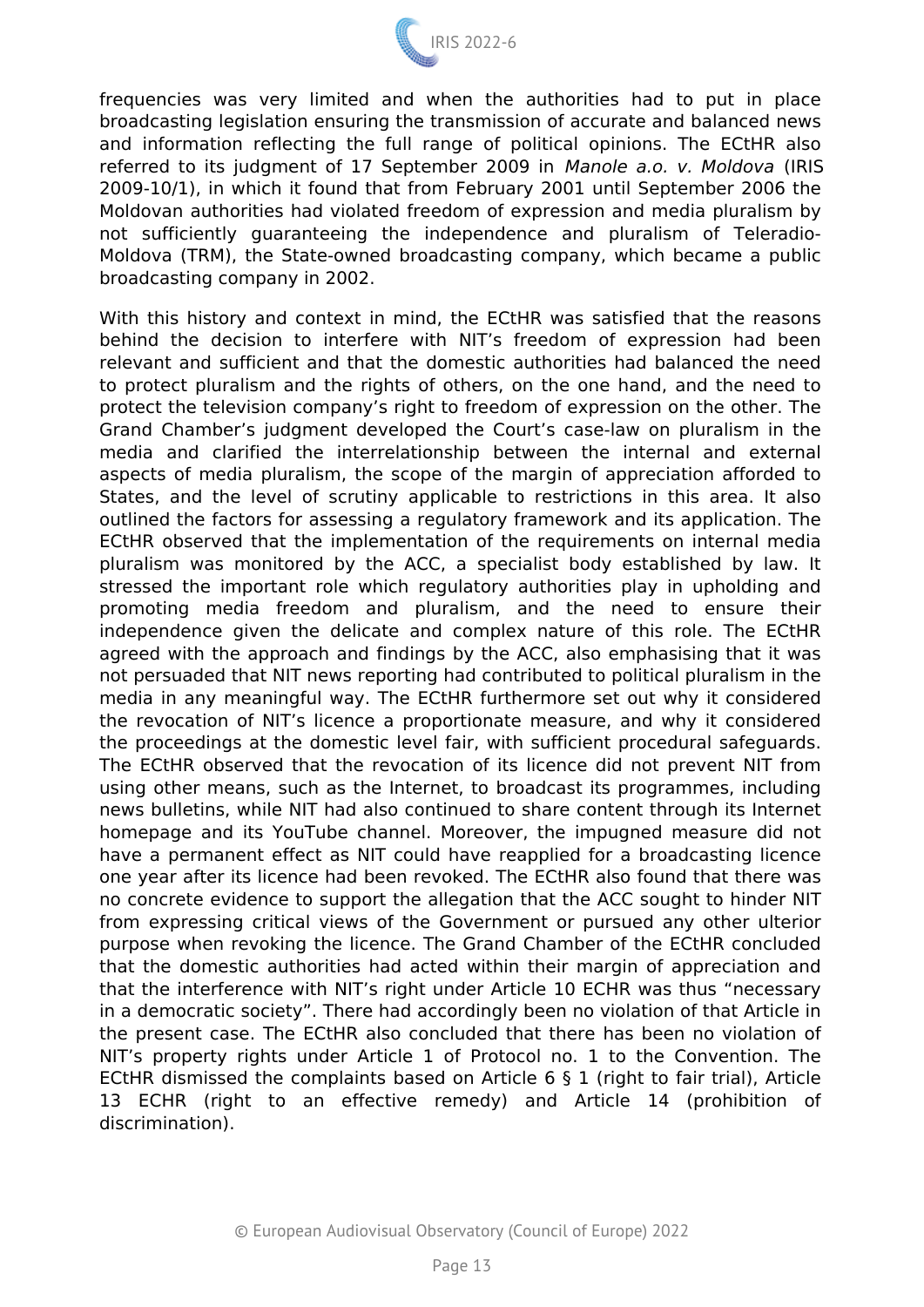frequencies was very limited and when the authorities had to put in place broadcasting legislation ensuring the transmission of accurate and balanced news and information reflecting the full range of political opinions. The ECtHR also referred to its judgment of 17 September 2009 in *Manole a.o. v. Moldova* (IRIS 2009-10/1), in which it found that from February 2001 until September 2006 the Moldovan authorities had violated freedom of expression and media pluralism by not sufficiently guaranteeing the independence and pluralism of Teleradio-Moldova (TRM), the State-owned broadcasting company, which became a public broadcasting company in 2002.

With this history and context in mind, the ECtHR was satisfied that the reasons behind the decision to interfere with NIT's freedom of expression had been relevant and sufficient and that the domestic authorities had balanced the need to protect pluralism and the rights of others, on the one hand, and the need to protect the television company's right to freedom of expression on the other. The Grand Chamber's judgment developed the Court's case-law on pluralism in the media and clarified the interrelationship between the internal and external aspects of media pluralism, the scope of the margin of appreciation afforded to States, and the level of scrutiny applicable to restrictions in this area. It also outlined the factors for assessing a regulatory framework and its application. The ECtHR observed that the implementation of the requirements on internal media pluralism was monitored by the ACC, a specialist body established by law. It stressed the important role which regulatory authorities play in upholding and promoting media freedom and pluralism, and the need to ensure their independence given the delicate and complex nature of this role. The ECtHR agreed with the approach and findings by the ACC, also emphasising that it was not persuaded that NIT news reporting had contributed to political pluralism in the media in any meaningful way. The ECtHR furthermore set out why it considered the revocation of NIT's licence a proportionate measure, and why it considered the proceedings at the domestic level fair, with sufficient procedural safeguards. The ECtHR observed that the revocation of its licence did not prevent NIT from using other means, such as the Internet, to broadcast its programmes, including news bulletins, while NIT had also continued to share content through its Internet homepage and its YouTube channel. Moreover, the impugned measure did not have a permanent effect as NIT could have reapplied for a broadcasting licence one year after its licence had been revoked. The ECtHR also found that there was no concrete evidence to support the allegation that the ACC sought to hinder NIT from expressing critical views of the Government or pursued any other ulterior purpose when revoking the licence. The Grand Chamber of the ECtHR concluded that the domestic authorities had acted within their margin of appreciation and that the interference with NIT's right under Article 10 ECHR was thus "necessary in a democratic society". There had accordingly been no violation of that Article in the present case. The ECtHR also concluded that there has been no violation of NIT's property rights under Article 1 of Protocol no. 1 to the Convention. The ECtHR dismissed the complaints based on Article 6 § 1 (right to fair trial), Article 13 ECHR (right to an effective remedy) and Article 14 (prohibition of discrimination).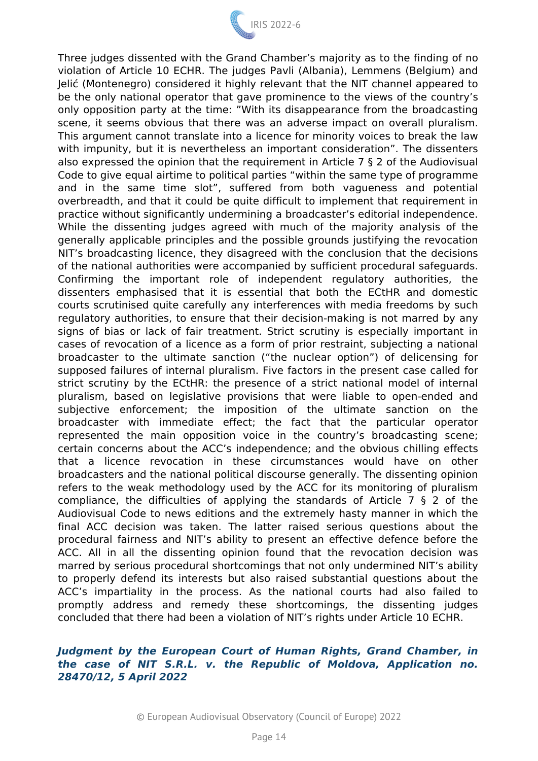Three judges dissented with the Grand Chamber's majority as to the finding of no violation of Article 10 ECHR. The judges Pavli (Albania), Lemmens (Belgium) and Jelić (Montenegro) considered it highly relevant that the NIT channel appeared to be the only national operator that gave prominence to the views of the country's only opposition party at the time: "With its disappearance from the broadcasting scene, it seems obvious that there was an adverse impact on overall pluralism. This argument cannot translate into a licence for minority voices to break the law with impunity, but it is nevertheless an important consideration". The dissenters also expressed the opinion that the requirement in Article 7 § 2 of the Audiovisual Code to give equal airtime to political parties "within the same type of programme and in the same time slot", suffered from both vagueness and potential overbreadth, and that it could be quite difficult to implement that requirement in practice without significantly undermining a broadcaster's editorial independence. While the dissenting judges agreed with much of the majority analysis of the generally applicable principles and the possible grounds justifying the revocation NIT's broadcasting licence, they disagreed with the conclusion that the decisions of the national authorities were accompanied by sufficient procedural safeguards. Confirming the important role of independent regulatory authorities, the dissenters emphasised that it is essential that both the ECtHR and domestic courts scrutinised quite carefully any interferences with media freedoms by such regulatory authorities, to ensure that their decision-making is not marred by any signs of bias or lack of fair treatment. Strict scrutiny is especially important in cases of revocation of a licence as a form of prior restraint, subjecting a national broadcaster to the ultimate sanction ("the nuclear option") of delicensing for supposed failures of internal pluralism. Five factors in the present case called for strict scrutiny by the ECtHR: the presence of a strict national model of internal pluralism, based on legislative provisions that were liable to open-ended and subjective enforcement; the imposition of the ultimate sanction on the broadcaster with immediate effect; the fact that the particular operator represented the main opposition voice in the country's broadcasting scene; certain concerns about the ACC's independence; and the obvious chilling effects that a licence revocation in these circumstances would have on other broadcasters and the national political discourse generally. The dissenting opinion refers to the weak methodology used by the ACC for its monitoring of pluralism compliance, the difficulties of applying the standards of Article 7 § 2 of the Audiovisual Code to news editions and the extremely hasty manner in which the final ACC decision was taken. The latter raised serious questions about the procedural fairness and NIT's ability to present an effective defence before the ACC. All in all the dissenting opinion found that the revocation decision was marred by serious procedural shortcomings that not only undermined NIT's ability to properly defend its interests but also raised substantial questions about the ACC's impartiality in the process. As the national courts had also failed to promptly address and remedy these shortcomings, the dissenting judges concluded that there had been a violation of NIT's rights under Article 10 ECHR.

***Judgment by the European Court of Human Rights, Grand Chamber, in the case of NIT S.R.L. v. the Republic of Moldova, Application no. 28470/12, 5 April 2022***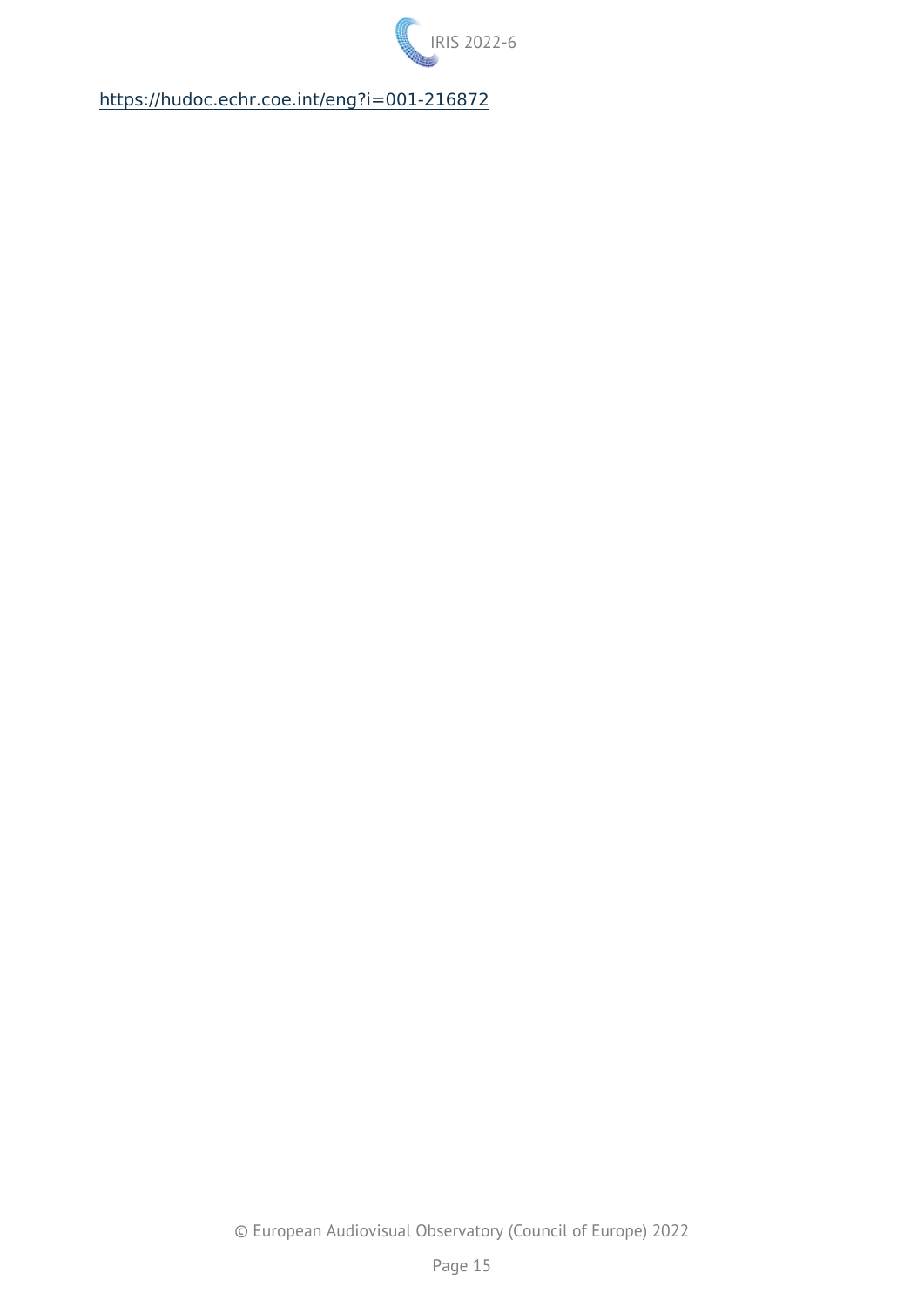https://hudoc.echr.coe.int/eng?i=001-216872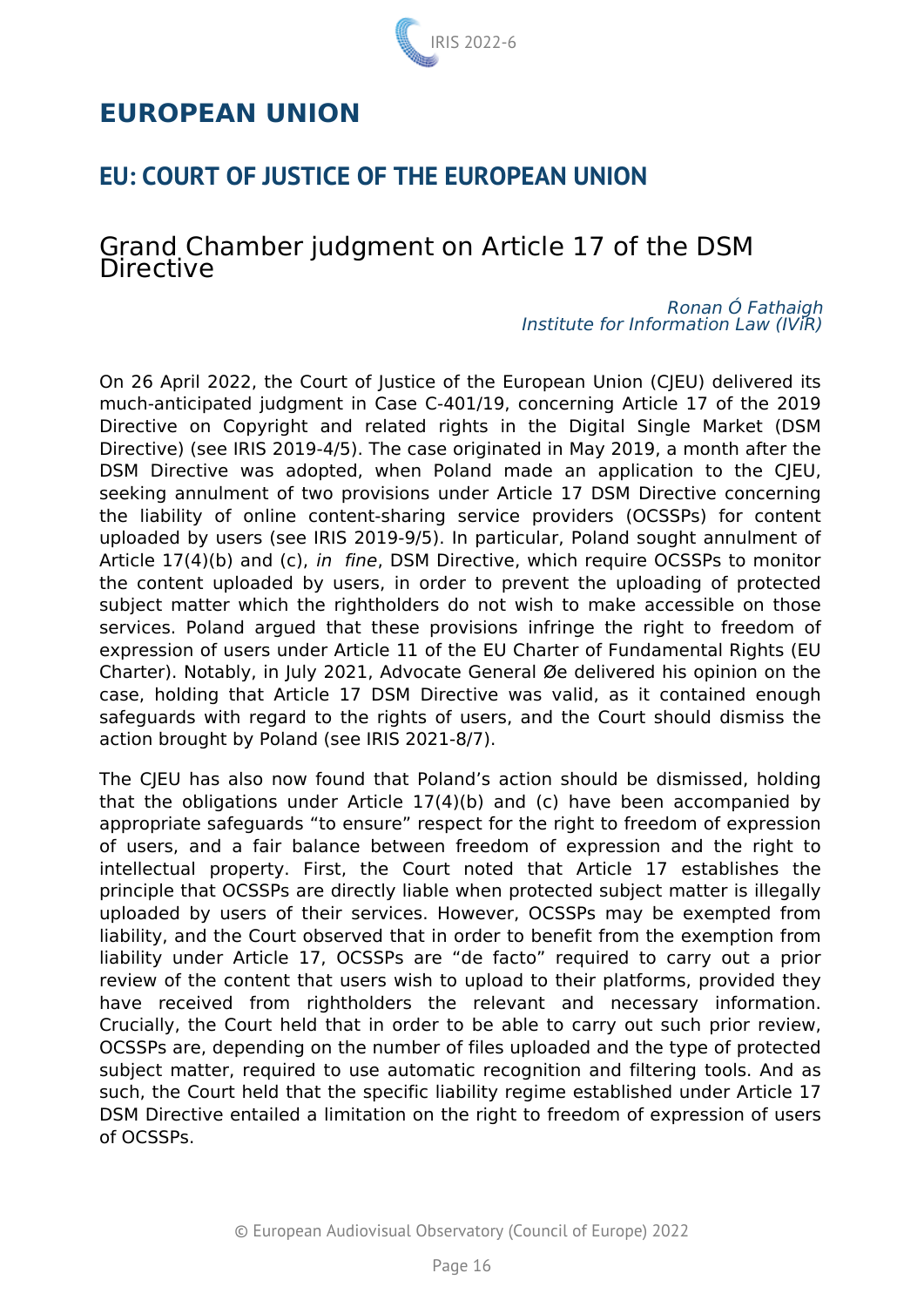# EUROPEAN UNION

## EU: COURT OF JUSTICE OF THE EUROPEAN UNION

### Grand Chamber judgment on Article 17 of the DSM Directive

*Ronan Ó Fathaigh*
*Institute for Information Law (IViR)*

On 26 April 2022, the Court of Justice of the European Union (CJEU) delivered its much-anticipated judgment in Case C-401/19, concerning Article 17 of the 2019 Directive on Copyright and related rights in the Digital Single Market (DSM Directive) (see IRIS 2019-4/5). The case originated in May 2019, a month after the DSM Directive was adopted, when Poland made an application to the CJEU, seeking annulment of two provisions under Article 17 DSM Directive concerning the liability of online content-sharing service providers (OCSSPs) for content uploaded by users (see IRIS 2019-9/5). In particular, Poland sought annulment of Article 17(4)(b) and (c), *in fine*, DSM Directive, which require OCSSPs to monitor the content uploaded by users, in order to prevent the uploading of protected subject matter which the rightholders do not wish to make accessible on those services. Poland argued that these provisions infringe the right to freedom of expression of users under Article 11 of the EU Charter of Fundamental Rights (EU Charter). Notably, in July 2021, Advocate General Øe delivered his opinion on the case, holding that Article 17 DSM Directive was valid, as it contained enough safeguards with regard to the rights of users, and the Court should dismiss the action brought by Poland (see IRIS 2021-8/7).

The CJEU has also now found that Poland's action should be dismissed, holding that the obligations under Article 17(4)(b) and (c) have been accompanied by appropriate safeguards "to ensure" respect for the right to freedom of expression of users, and a fair balance between freedom of expression and the right to intellectual property. First, the Court noted that Article 17 establishes the principle that OCSSPs are directly liable when protected subject matter is illegally uploaded by users of their services. However, OCSSPs may be exempted from liability, and the Court observed that in order to benefit from the exemption from liability under Article 17, OCSSPs are "de facto" required to carry out a prior review of the content that users wish to upload to their platforms, provided they have received from rightholders the relevant and necessary information. Crucially, the Court held that in order to be able to carry out such prior review, OCSSPs are, depending on the number of files uploaded and the type of protected subject matter, required to use automatic recognition and filtering tools. And as such, the Court held that the specific liability regime established under Article 17 DSM Directive entailed a limitation on the right to freedom of expression of users of OCSSPs.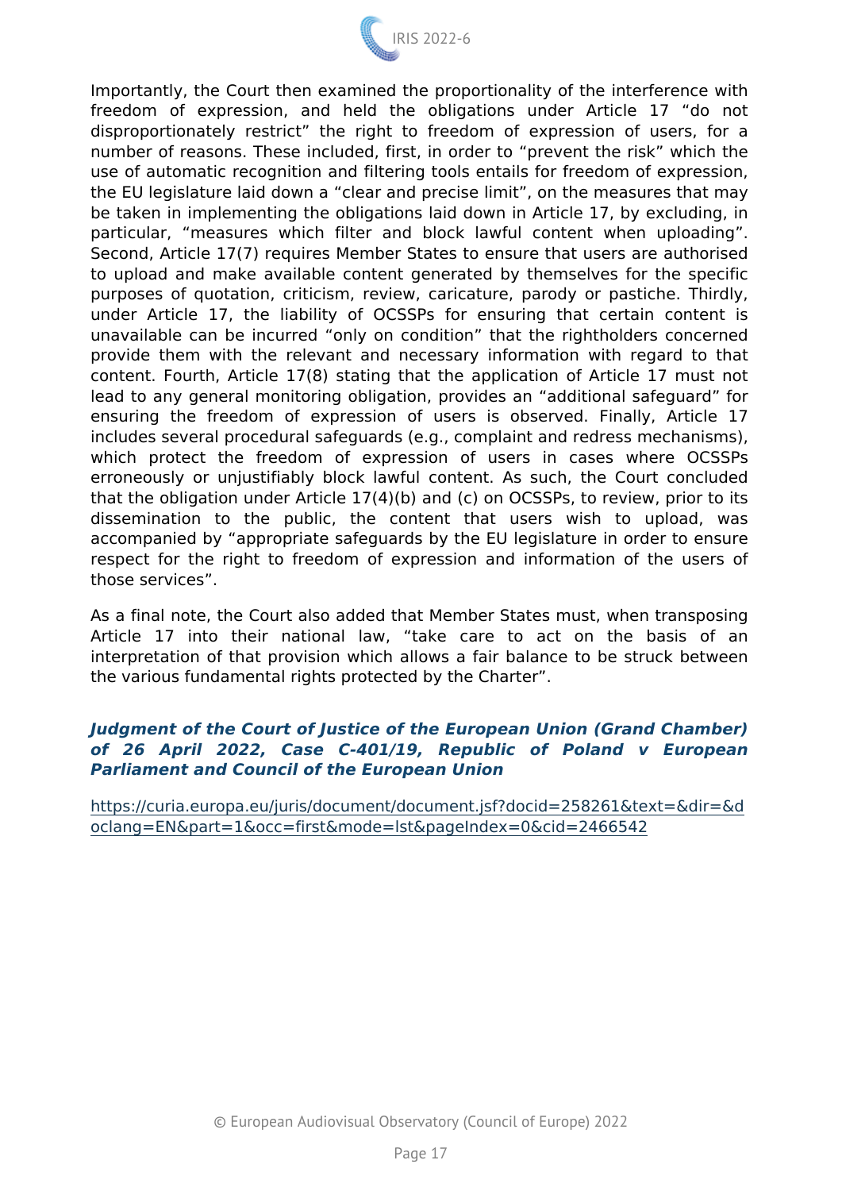Importantly, the Court then examined the proportionality of the interference with freedom of expression, and held the obligations under Article 17 “do not disproportionately restrict” the right to freedom of expression of users, for a number of reasons. These included, first, in order to “prevent the risk” which the use of automatic recognition and filtering tools entails for freedom of expression, the EU legislature laid down a “clear and precise limit”, on the measures that may be taken in implementing the obligations laid down in Article 17, by excluding, in particular, “measures which filter and block lawful content when uploading”. Second, Article 17(7) requires Member States to ensure that users are authorised to upload and make available content generated by themselves for the specific purposes of quotation, criticism, review, caricature, parody or pastiche. Thirdly, under Article 17, the liability of OCSSPs for ensuring that certain content is unavailable can be incurred “only on condition” that the rightholders concerned provide them with the relevant and necessary information with regard to that content. Fourth, Article 17(8) stating that the application of Article 17 must not lead to any general monitoring obligation, provides an “additional safeguard” for ensuring the freedom of expression of users is observed. Finally, Article 17 includes several procedural safeguards (e.g., complaint and redress mechanisms), which protect the freedom of expression of users in cases where OCSSPs erroneously or unjustifiably block lawful content. As such, the Court concluded that the obligation under Article 17(4)(b) and (c) on OCSSPs, to review, prior to its dissemination to the public, the content that users wish to upload, was accompanied by “appropriate safeguards by the EU legislature in order to ensure respect for the right to freedom of expression and information of the users of those services”.

As a final note, the Court also added that Member States must, when transposing Article 17 into their national law, “take care to act on the basis of an interpretation of that provision which allows a fair balance to be struck between the various fundamental rights protected by the Charter”.

***Judgment of the Court of Justice of the European Union (Grand Chamber) of 26 April 2022, Case C-401/19, Republic of Poland v European Parliament and Council of the European Union***

https://curia.europa.eu/juris/document/document.jsf?docid=258261&text=&dir=&doclang=EN&part=1&occ=first&mode=lst&pageIndex=0&cid=2466542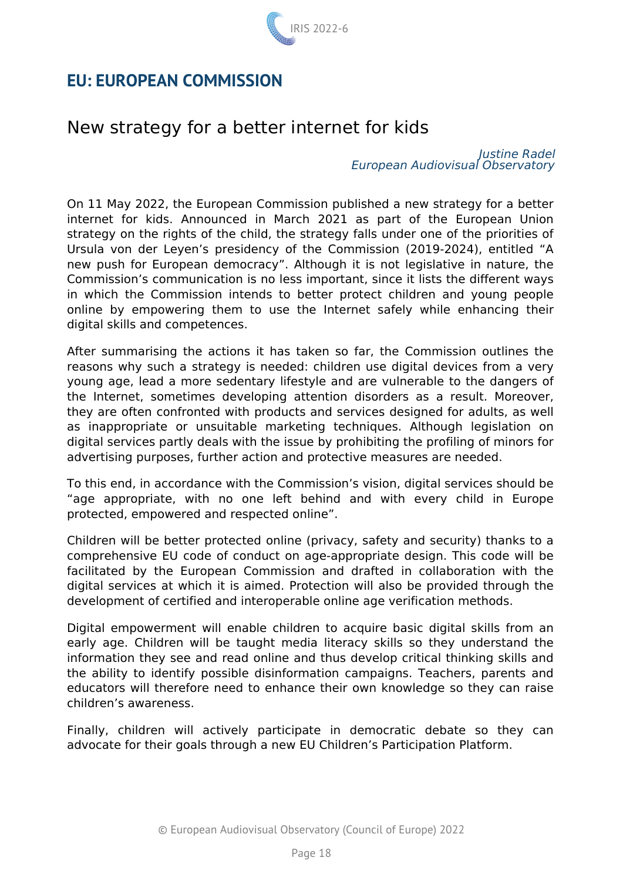## EU: EUROPEAN COMMISSION

# New strategy for a better internet for kids

*Justine Radel*
*European Audiovisual Observatory*

On 11 May 2022, the European Commission published a new strategy for a better internet for kids. Announced in March 2021 as part of the European Union strategy on the rights of the child, the strategy falls under one of the priorities of Ursula von der Leyen's presidency of the Commission (2019-2024), entitled "A new push for European democracy". Although it is not legislative in nature, the Commission's communication is no less important, since it lists the different ways in which the Commission intends to better protect children and young people online by empowering them to use the Internet safely while enhancing their digital skills and competences.

After summarising the actions it has taken so far, the Commission outlines the reasons why such a strategy is needed: children use digital devices from a very young age, lead a more sedentary lifestyle and are vulnerable to the dangers of the Internet, sometimes developing attention disorders as a result. Moreover, they are often confronted with products and services designed for adults, as well as inappropriate or unsuitable marketing techniques. Although legislation on digital services partly deals with the issue by prohibiting the profiling of minors for advertising purposes, further action and protective measures are needed.

To this end, in accordance with the Commission's vision, digital services should be "age appropriate, with no one left behind and with every child in Europe protected, empowered and respected online".

Children will be better protected online (privacy, safety and security) thanks to a comprehensive EU code of conduct on age-appropriate design. This code will be facilitated by the European Commission and drafted in collaboration with the digital services at which it is aimed. Protection will also be provided through the development of certified and interoperable online age verification methods.

Digital empowerment will enable children to acquire basic digital skills from an early age. Children will be taught media literacy skills so they understand the information they see and read online and thus develop critical thinking skills and the ability to identify possible disinformation campaigns. Teachers, parents and educators will therefore need to enhance their own knowledge so they can raise children's awareness.

Finally, children will actively participate in democratic debate so they can advocate for their goals through a new EU Children's Participation Platform.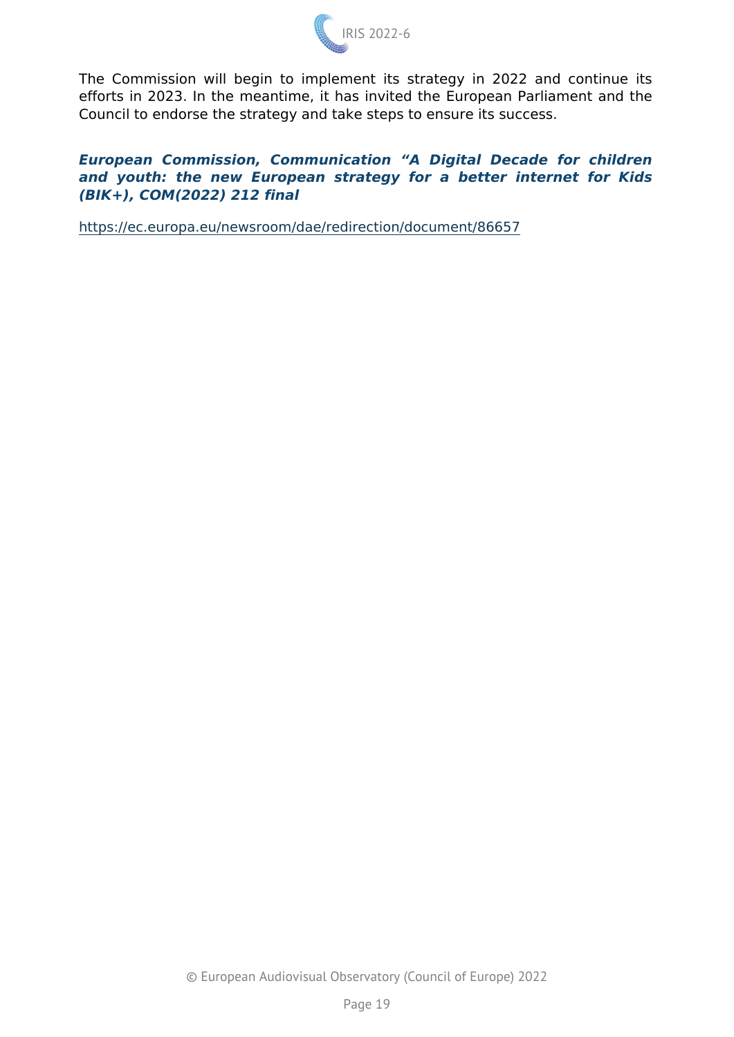The Commission will begin to implement its strategy in 2022 and continue its efforts in 2023. In the meantime, it has invited the European Parliament and the Council to endorse the strategy and take steps to ensure its success.

***European Commission, Communication "A Digital Decade for children and youth: the new European strategy for a better internet for Kids (BIK+), COM(2022) 212 final***

https://ec.europa.eu/newsroom/dae/redirection/document/86657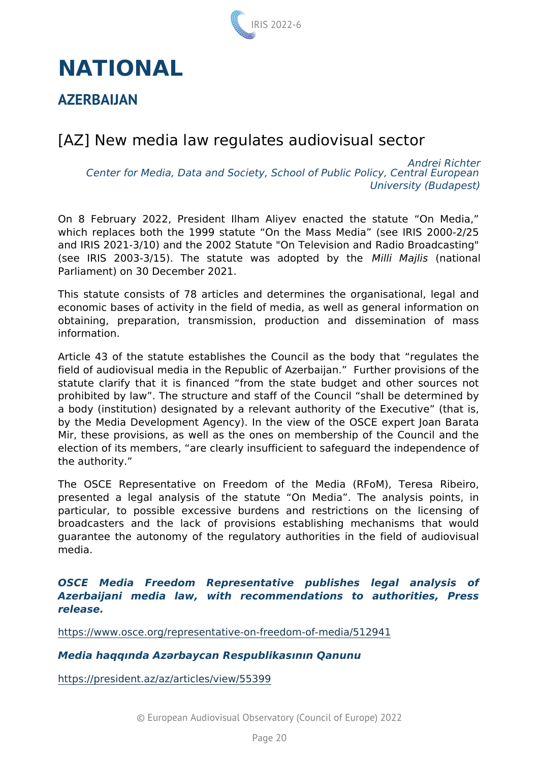// NATIONAL

## AZERBAIJAN

### [AZ] New media law regulates audiovisual sector

*Andrei Richter*
*Center for Media, Data and Society, School of Public Policy, Central European University (Budapest)*

On 8 February 2022, President Ilham Aliyev enacted the statute “On Media,” which replaces both the 1999 statute “On the Mass Media” (see IRIS 2000-2/25 and IRIS 2021-3/10) and the 2002 Statute "On Television and Radio Broadcasting" (see IRIS 2003-3/15). The statute was adopted by the *Milli Majlis* (national Parliament) on 30 December 2021.

This statute consists of 78 articles and determines the organisational, legal and economic bases of activity in the field of media, as well as general information on obtaining, preparation, transmission, production and dissemination of mass information.

Article 43 of the statute establishes the Council as the body that “regulates the field of audiovisual media in the Republic of Azerbaijan.” Further provisions of the statute clarify that it is financed “from the state budget and other sources not prohibited by law”. The structure and staff of the Council “shall be determined by a body (institution) designated by a relevant authority of the Executive” (that is, by the Media Development Agency). In the view of the OSCE expert Joan Barata Mir, these provisions, as well as the ones on membership of the Council and the election of its members, “are clearly insufficient to safeguard the independence of the authority.”

The OSCE Representative on Freedom of the Media (RFoM), Teresa Ribeiro, presented a legal analysis of the statute “On Media”. The analysis points, in particular, to possible excessive burdens and restrictions on the licensing of broadcasters and the lack of provisions establishing mechanisms that would guarantee the autonomy of the regulatory authorities in the field of audiovisual media.

***OSCE Media Freedom Representative publishes legal analysis of Azerbaijani media law, with recommendations to authorities, Press release.***

https://www.osce.org/representative-on-freedom-of-media/512941

***Media haqqında Azərbaycan Respublikasının Qanunu***

https://president.az/az/articles/view/55399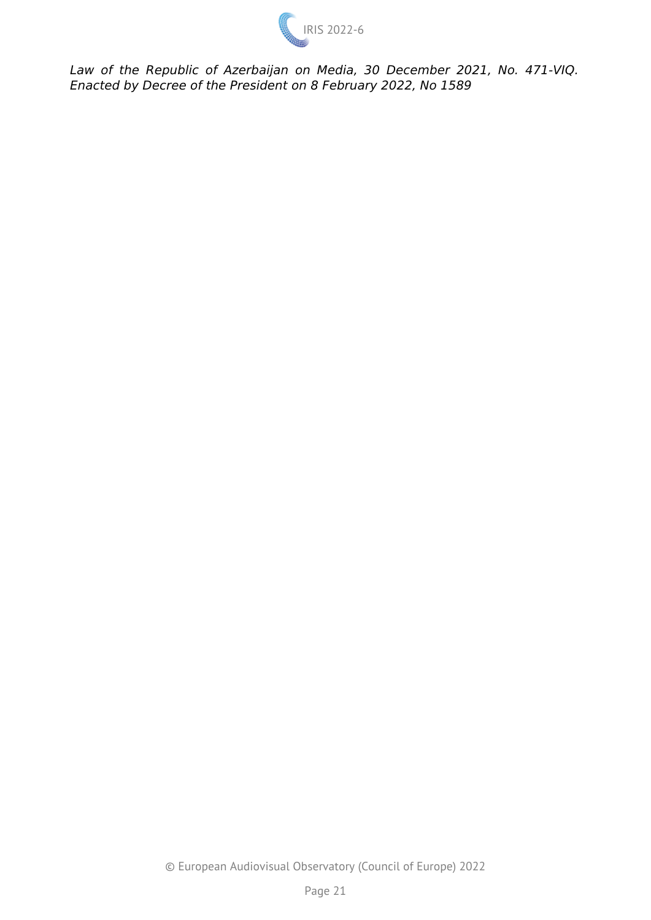*Law of the Republic of Azerbaijan on Media, 30 December 2021, No. 471-VIQ. Enacted by Decree of the President on 8 February 2022, No 1589*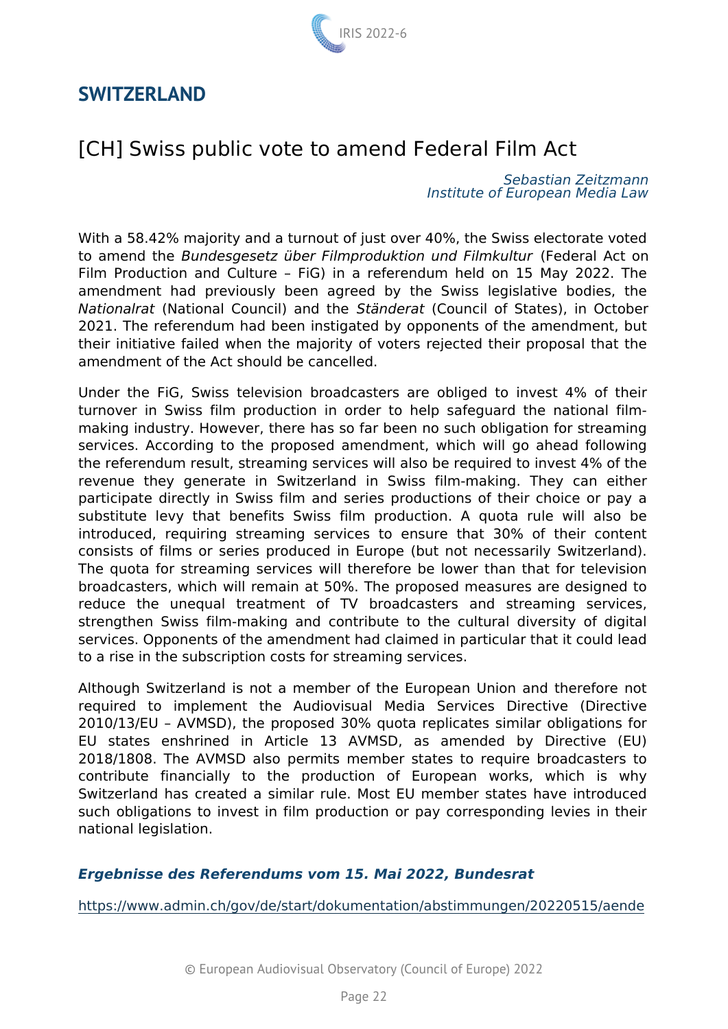## SWITZERLAND

# [CH] Swiss public vote to amend Federal Film Act

*Sebastian Zeitzmann*
*Institute of European Media Law*

With a 58.42% majority and a turnout of just over 40%, the Swiss electorate voted to amend the *Bundesgesetz über Filmproduktion und Filmkultur* (Federal Act on Film Production and Culture – FiG) in a referendum held on 15 May 2022. The amendment had previously been agreed by the Swiss legislative bodies, the *Nationalrat* (National Council) and the *Ständerat* (Council of States), in October 2021. The referendum had been instigated by opponents of the amendment, but their initiative failed when the majority of voters rejected their proposal that the amendment of the Act should be cancelled.

Under the FiG, Swiss television broadcasters are obliged to invest 4% of their turnover in Swiss film production in order to help safeguard the national film-making industry. However, there has so far been no such obligation for streaming services. According to the proposed amendment, which will go ahead following the referendum result, streaming services will also be required to invest 4% of the revenue they generate in Switzerland in Swiss film-making. They can either participate directly in Swiss film and series productions of their choice or pay a substitute levy that benefits Swiss film production. A quota rule will also be introduced, requiring streaming services to ensure that 30% of their content consists of films or series produced in Europe (but not necessarily Switzerland). The quota for streaming services will therefore be lower than that for television broadcasters, which will remain at 50%. The proposed measures are designed to reduce the unequal treatment of TV broadcasters and streaming services, strengthen Swiss film-making and contribute to the cultural diversity of digital services. Opponents of the amendment had claimed in particular that it could lead to a rise in the subscription costs for streaming services.

Although Switzerland is not a member of the European Union and therefore not required to implement the Audiovisual Media Services Directive (Directive 2010/13/EU – AVMSD), the proposed 30% quota replicates similar obligations for EU states enshrined in Article 13 AVMSD, as amended by Directive (EU) 2018/1808. The AVMSD also permits member states to require broadcasters to contribute financially to the production of European works, which is why Switzerland has created a similar rule. Most EU member states have introduced such obligations to invest in film production or pay corresponding levies in their national legislation.

***Ergebnisse des Referendums vom 15. Mai 2022, Bundesrat***

https://www.admin.ch/gov/de/start/dokumentation/abstimmungen/20220515/aende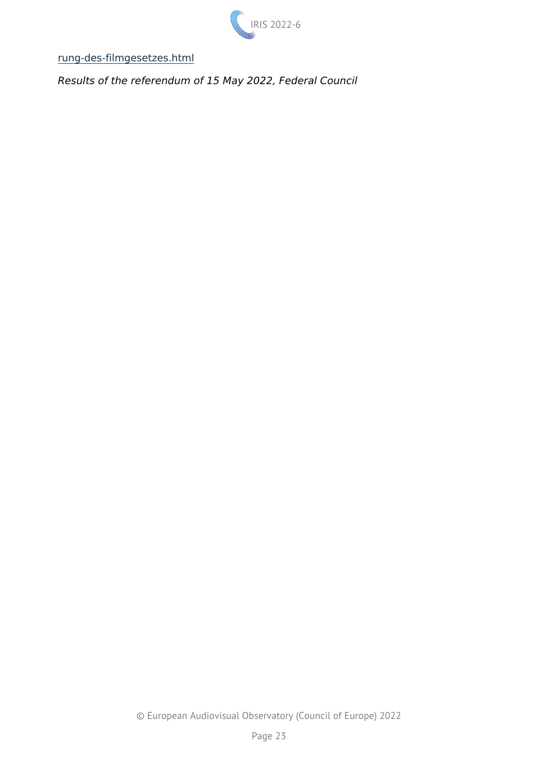rung-des-filmgesetzes.html

*Results of the referendum of 15 May 2022, Federal Council*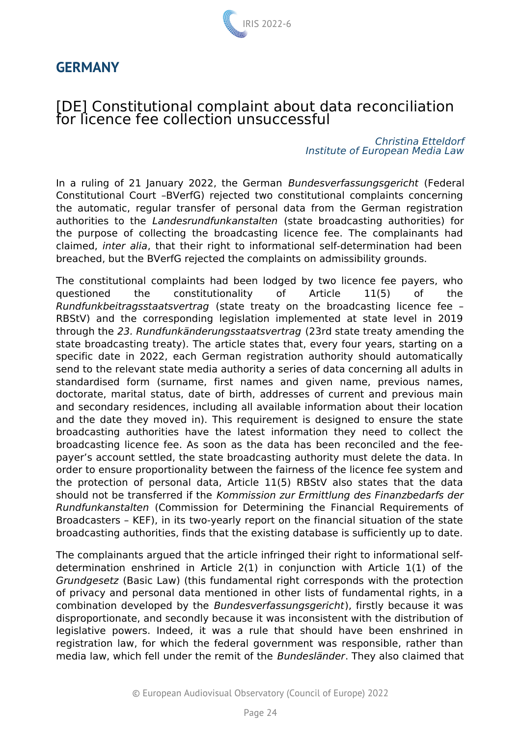## GERMANY

### [DE] Constitutional complaint about data reconciliation for licence fee collection unsuccessful

*Christina Etteldorf*
*Institute of European Media Law*

In a ruling of 21 January 2022, the German *Bundesverfassungsgericht* (Federal Constitutional Court –BVerfG) rejected two constitutional complaints concerning the automatic, regular transfer of personal data from the German registration authorities to the *Landesrundfunkanstalten* (state broadcasting authorities) for the purpose of collecting the broadcasting licence fee. The complainants had claimed, *inter alia*, that their right to informational self-determination had been breached, but the BVerfG rejected the complaints on admissibility grounds.

The constitutional complaints had been lodged by two licence fee payers, who questioned the constitutionality of Article 11(5) of the *Rundfunkbeitragsstaatsvertrag* (state treaty on the broadcasting licence fee – RBStV) and the corresponding legislation implemented at state level in 2019 through the *23. Rundfunkänderungsstaatsvertrag* (23rd state treaty amending the state broadcasting treaty). The article states that, every four years, starting on a specific date in 2022, each German registration authority should automatically send to the relevant state media authority a series of data concerning all adults in standardised form (surname, first names and given name, previous names, doctorate, marital status, date of birth, addresses of current and previous main and secondary residences, including all available information about their location and the date they moved in). This requirement is designed to ensure the state broadcasting authorities have the latest information they need to collect the broadcasting licence fee. As soon as the data has been reconciled and the fee-payer's account settled, the state broadcasting authority must delete the data. In order to ensure proportionality between the fairness of the licence fee system and the protection of personal data, Article 11(5) RBStV also states that the data should not be transferred if the *Kommission zur Ermittlung des Finanzbedarfs der Rundfunkanstalten* (Commission for Determining the Financial Requirements of Broadcasters – KEF), in its two-yearly report on the financial situation of the state broadcasting authorities, finds that the existing database is sufficiently up to date.

The complainants argued that the article infringed their right to informational self-determination enshrined in Article 2(1) in conjunction with Article 1(1) of the *Grundgesetz* (Basic Law) (this fundamental right corresponds with the protection of privacy and personal data mentioned in other lists of fundamental rights, in a combination developed by the *Bundesverfassungsgericht*), firstly because it was disproportionate, and secondly because it was inconsistent with the distribution of legislative powers. Indeed, it was a rule that should have been enshrined in registration law, for which the federal government was responsible, rather than media law, which fell under the remit of the *Bundesländer*. They also claimed that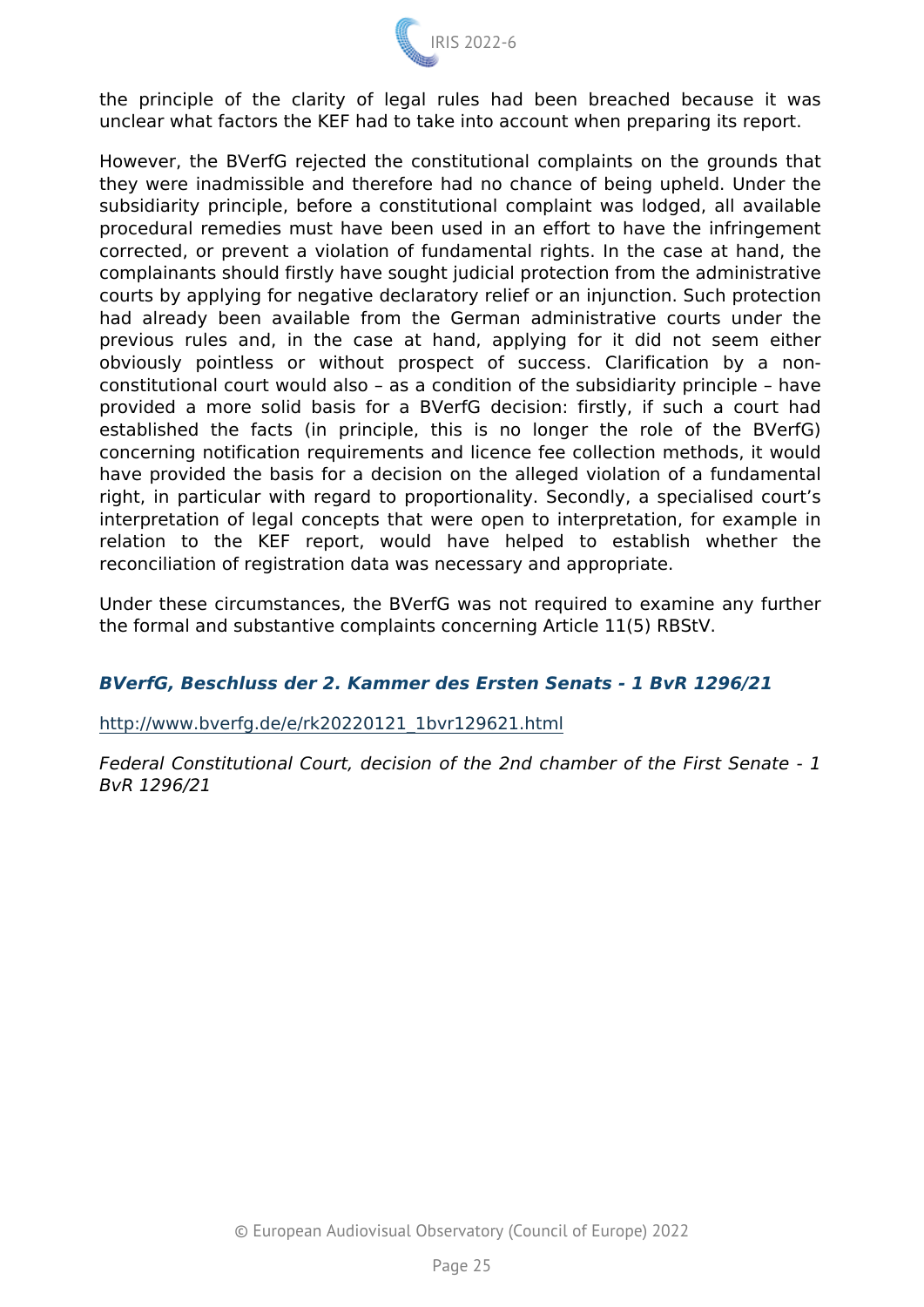the principle of the clarity of legal rules had been breached because it was unclear what factors the KEF had to take into account when preparing its report.

However, the BVerfG rejected the constitutional complaints on the grounds that they were inadmissible and therefore had no chance of being upheld. Under the subsidiarity principle, before a constitutional complaint was lodged, all available procedural remedies must have been used in an effort to have the infringement corrected, or prevent a violation of fundamental rights. In the case at hand, the complainants should firstly have sought judicial protection from the administrative courts by applying for negative declaratory relief or an injunction. Such protection had already been available from the German administrative courts under the previous rules and, in the case at hand, applying for it did not seem either obviously pointless or without prospect of success. Clarification by a non-constitutional court would also – as a condition of the subsidiarity principle – have provided a more solid basis for a BVerfG decision: firstly, if such a court had established the facts (in principle, this is no longer the role of the BVerfG) concerning notification requirements and licence fee collection methods, it would have provided the basis for a decision on the alleged violation of a fundamental right, in particular with regard to proportionality. Secondly, a specialised court's interpretation of legal concepts that were open to interpretation, for example in relation to the KEF report, would have helped to establish whether the reconciliation of registration data was necessary and appropriate.

Under these circumstances, the BVerfG was not required to examine any further the formal and substantive complaints concerning Article 11(5) RBStV.

***BVerfG, Beschluss der 2. Kammer des Ersten Senats - 1 BvR 1296/21***

http://www.bverfg.de/e/rk20220121_1bvr129621.html

*Federal Constitutional Court, decision of the 2nd chamber of the First Senate - 1 BvR 1296/21*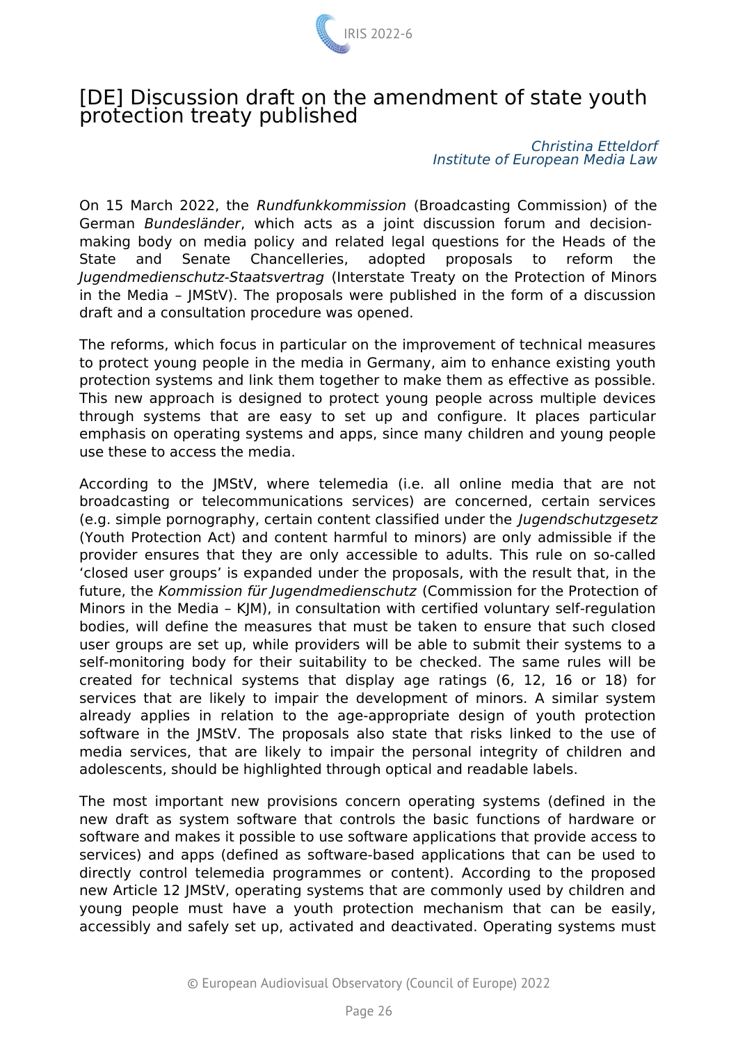## [DE] Discussion draft on the amendment of state youth protection treaty published

*Christina Etteldorf*
*Institute of European Media Law*

On 15 March 2022, the *Rundfunkkommission* (Broadcasting Commission) of the German *Bundesländer*, which acts as a joint discussion forum and decision-making body on media policy and related legal questions for the Heads of the State and Senate Chancelleries, adopted proposals to reform the *Jugendmedienschutz-Staatsvertrag* (Interstate Treaty on the Protection of Minors in the Media – JMStV). The proposals were published in the form of a discussion draft and a consultation procedure was opened.

The reforms, which focus in particular on the improvement of technical measures to protect young people in the media in Germany, aim to enhance existing youth protection systems and link them together to make them as effective as possible. This new approach is designed to protect young people across multiple devices through systems that are easy to set up and configure. It places particular emphasis on operating systems and apps, since many children and young people use these to access the media.

According to the JMStV, where telemedia (i.e. all online media that are not broadcasting or telecommunications services) are concerned, certain services (e.g. simple pornography, certain content classified under the *Jugendschutzgesetz* (Youth Protection Act) and content harmful to minors) are only admissible if the provider ensures that they are only accessible to adults. This rule on so-called 'closed user groups' is expanded under the proposals, with the result that, in the future, the *Kommission für Jugendmedienschutz* (Commission for the Protection of Minors in the Media – KJM), in consultation with certified voluntary self-regulation bodies, will define the measures that must be taken to ensure that such closed user groups are set up, while providers will be able to submit their systems to a self-monitoring body for their suitability to be checked. The same rules will be created for technical systems that display age ratings (6, 12, 16 or 18) for services that are likely to impair the development of minors. A similar system already applies in relation to the age-appropriate design of youth protection software in the JMStV. The proposals also state that risks linked to the use of media services, that are likely to impair the personal integrity of children and adolescents, should be highlighted through optical and readable labels.

The most important new provisions concern operating systems (defined in the new draft as system software that controls the basic functions of hardware or software and makes it possible to use software applications that provide access to services) and apps (defined as software-based applications that can be used to directly control telemedia programmes or content). According to the proposed new Article 12 JMStV, operating systems that are commonly used by children and young people must have a youth protection mechanism that can be easily, accessibly and safely set up, activated and deactivated. Operating systems must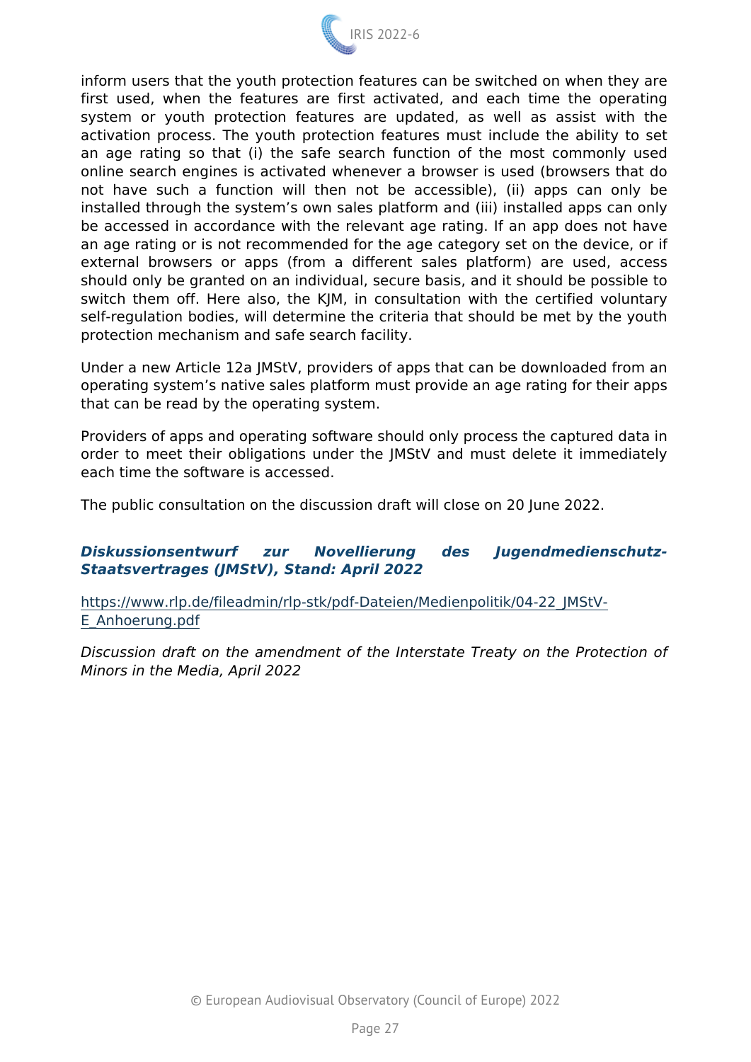inform users that the youth protection features can be switched on when they are first used, when the features are first activated, and each time the operating system or youth protection features are updated, as well as assist with the activation process. The youth protection features must include the ability to set an age rating so that (i) the safe search function of the most commonly used online search engines is activated whenever a browser is used (browsers that do not have such a function will then not be accessible), (ii) apps can only be installed through the system's own sales platform and (iii) installed apps can only be accessed in accordance with the relevant age rating. If an app does not have an age rating or is not recommended for the age category set on the device, or if external browsers or apps (from a different sales platform) are used, access should only be granted on an individual, secure basis, and it should be possible to switch them off. Here also, the KJM, in consultation with the certified voluntary self-regulation bodies, will determine the criteria that should be met by the youth protection mechanism and safe search facility.

Under a new Article 12a JMStV, providers of apps that can be downloaded from an operating system's native sales platform must provide an age rating for their apps that can be read by the operating system.

Providers of apps and operating software should only process the captured data in order to meet their obligations under the JMStV and must delete it immediately each time the software is accessed.

The public consultation on the discussion draft will close on 20 June 2022.

***Diskussionsentwurf zur Novellierung des Jugendmedienschutz-Staatsvertrages (JMStV), Stand: April 2022***

https://www.rlp.de/fileadmin/rlp-stk/pdf-Dateien/Medienpolitik/04-22_JMStV-E_Anhoerung.pdf

*Discussion draft on the amendment of the Interstate Treaty on the Protection of Minors in the Media, April 2022*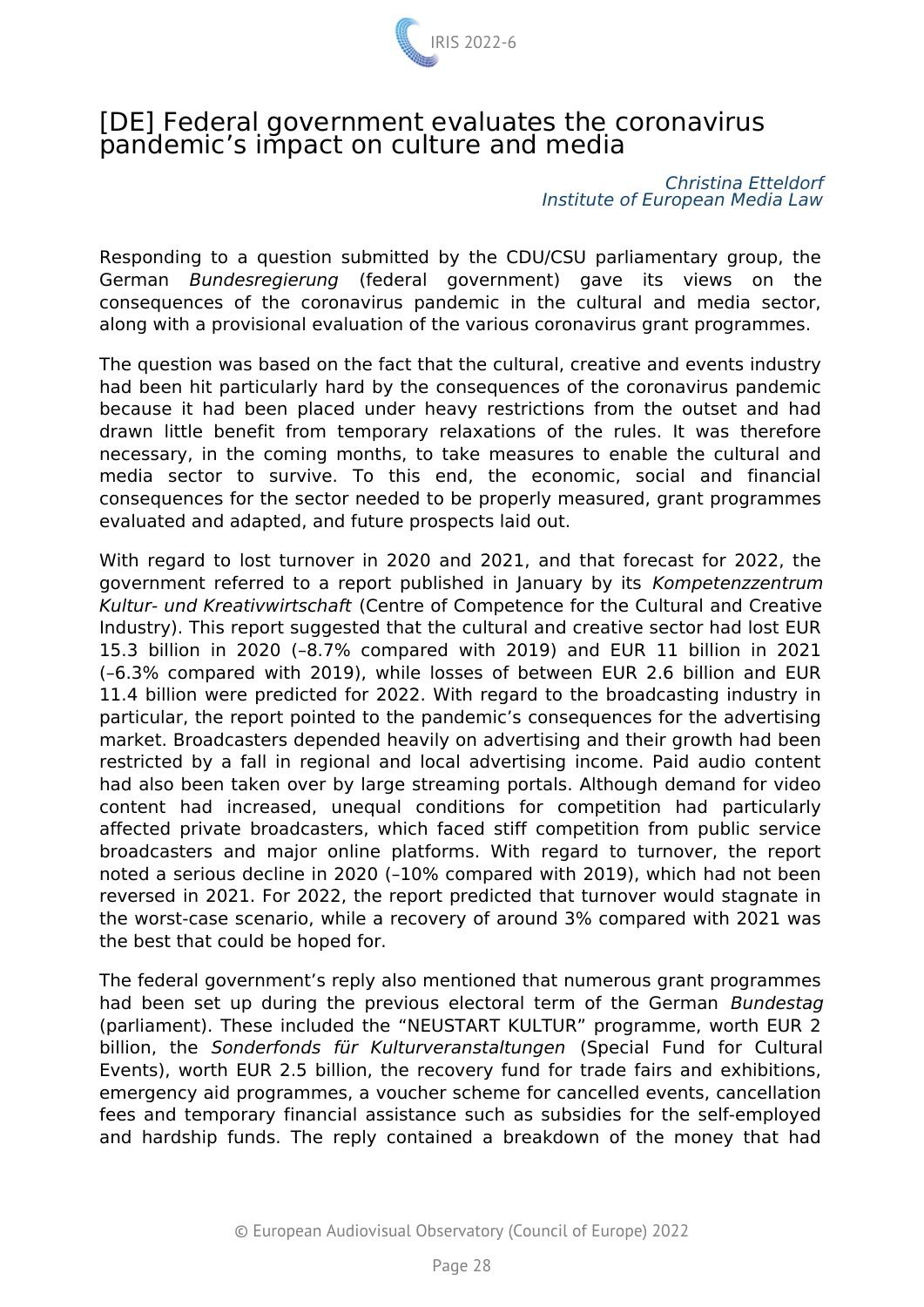# [DE] Federal government evaluates the coronavirus pandemic's impact on culture and media

*Christina Etteldorf*
*Institute of European Media Law*

Responding to a question submitted by the CDU/CSU parliamentary group, the German *Bundesregierung* (federal government) gave its views on the consequences of the coronavirus pandemic in the cultural and media sector, along with a provisional evaluation of the various coronavirus grant programmes.

The question was based on the fact that the cultural, creative and events industry had been hit particularly hard by the consequences of the coronavirus pandemic because it had been placed under heavy restrictions from the outset and had drawn little benefit from temporary relaxations of the rules. It was therefore necessary, in the coming months, to take measures to enable the cultural and media sector to survive. To this end, the economic, social and financial consequences for the sector needed to be properly measured, grant programmes evaluated and adapted, and future prospects laid out.

With regard to lost turnover in 2020 and 2021, and that forecast for 2022, the government referred to a report published in January by its *Kompetenzzentrum Kultur- und Kreativwirtschaft* (Centre of Competence for the Cultural and Creative Industry). This report suggested that the cultural and creative sector had lost EUR 15.3 billion in 2020 (–8.7% compared with 2019) and EUR 11 billion in 2021 (–6.3% compared with 2019), while losses of between EUR 2.6 billion and EUR 11.4 billion were predicted for 2022. With regard to the broadcasting industry in particular, the report pointed to the pandemic's consequences for the advertising market. Broadcasters depended heavily on advertising and their growth had been restricted by a fall in regional and local advertising income. Paid audio content had also been taken over by large streaming portals. Although demand for video content had increased, unequal conditions for competition had particularly affected private broadcasters, which faced stiff competition from public service broadcasters and major online platforms. With regard to turnover, the report noted a serious decline in 2020 (–10% compared with 2019), which had not been reversed in 2021. For 2022, the report predicted that turnover would stagnate in the worst-case scenario, while a recovery of around 3% compared with 2021 was the best that could be hoped for.

The federal government's reply also mentioned that numerous grant programmes had been set up during the previous electoral term of the German *Bundestag* (parliament). These included the "NEUSTART KULTUR" programme, worth EUR 2 billion, the *Sonderfonds für Kulturveranstaltungen* (Special Fund for Cultural Events), worth EUR 2.5 billion, the recovery fund for trade fairs and exhibitions, emergency aid programmes, a voucher scheme for cancelled events, cancellation fees and temporary financial assistance such as subsidies for the self-employed and hardship funds. The reply contained a breakdown of the money that had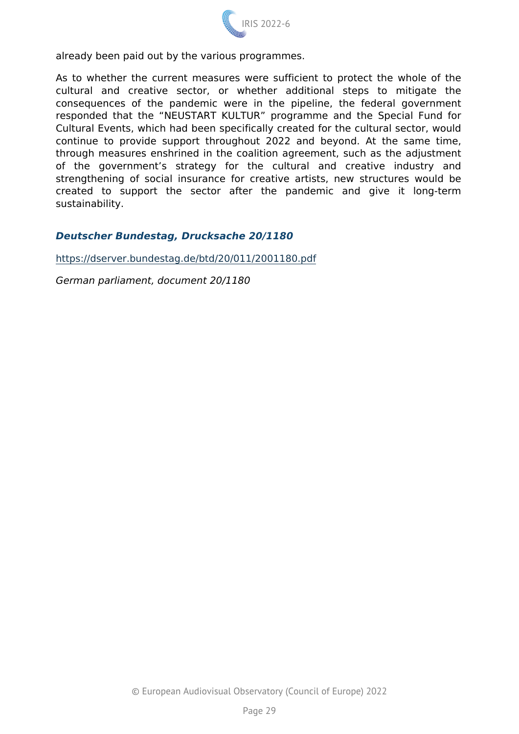already been paid out by the various programmes.

As to whether the current measures were sufficient to protect the whole of the cultural and creative sector, or whether additional steps to mitigate the consequences of the pandemic were in the pipeline, the federal government responded that the “NEUSTART KULTUR” programme and the Special Fund for Cultural Events, which had been specifically created for the cultural sector, would continue to provide support throughout 2022 and beyond. At the same time, through measures enshrined in the coalition agreement, such as the adjustment of the government’s strategy for the cultural and creative industry and strengthening of social insurance for creative artists, new structures would be created to support the sector after the pandemic and give it long-term sustainability.

***Deutscher Bundestag, Drucksache 20/1180***

https://dserver.bundestag.de/btd/20/011/2001180.pdf

*German parliament, document 20/1180*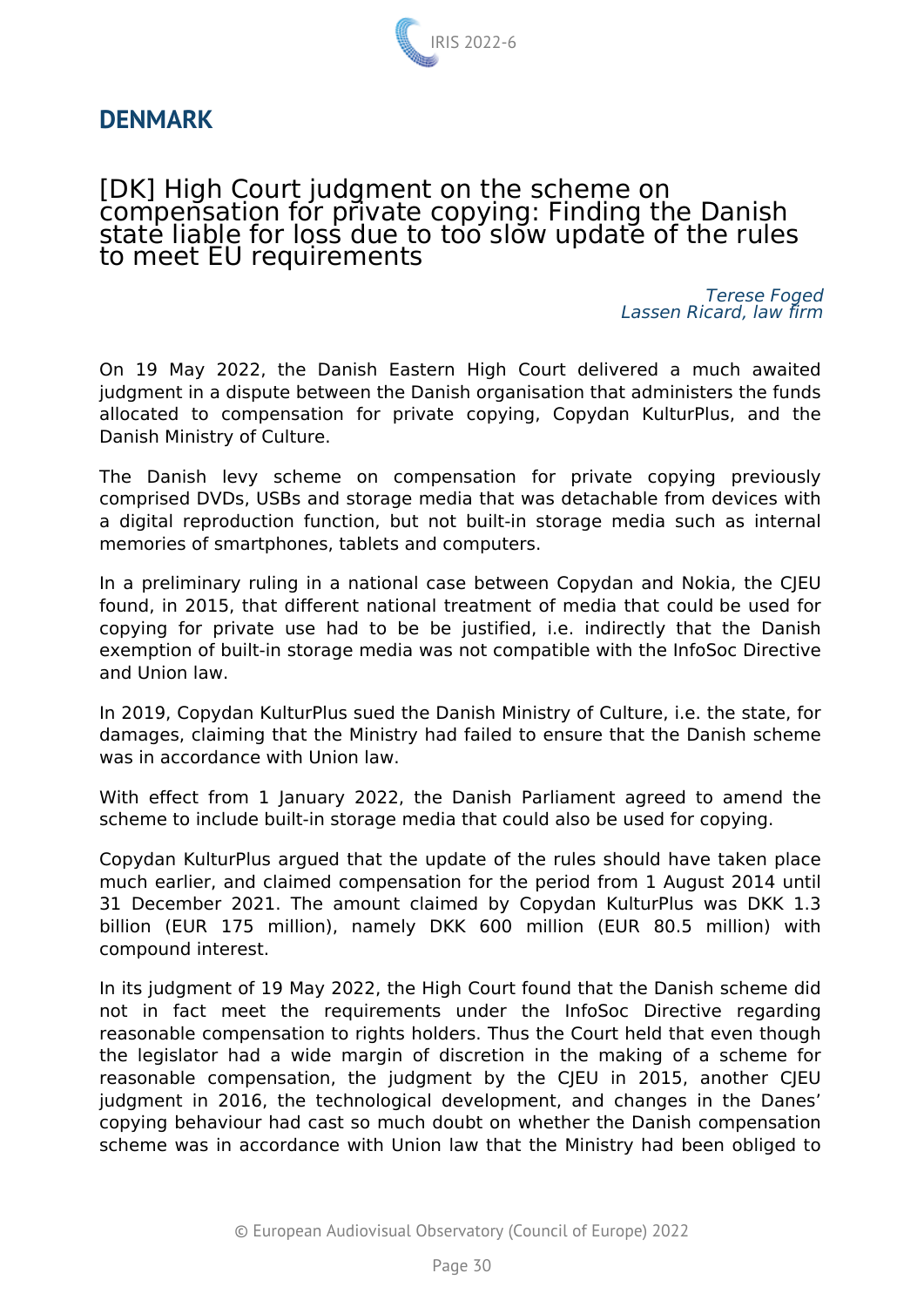# DENMARK

## [DK] High Court judgment on the scheme on compensation for private copying: Finding the Danish state liable for loss due to too slow update of the rules to meet EU requirements

*Terese Foged*
*Lassen Ricard, law firm*

On 19 May 2022, the Danish Eastern High Court delivered a much awaited judgment in a dispute between the Danish organisation that administers the funds allocated to compensation for private copying, Copydan KulturPlus, and the Danish Ministry of Culture.

The Danish levy scheme on compensation for private copying previously comprised DVDs, USBs and storage media that was detachable from devices with a digital reproduction function, but not built-in storage media such as internal memories of smartphones, tablets and computers.

In a preliminary ruling in a national case between Copydan and Nokia, the CJEU found, in 2015, that different national treatment of media that could be used for copying for private use had to be be justified, i.e. indirectly that the Danish exemption of built-in storage media was not compatible with the InfoSoc Directive and Union law.

In 2019, Copydan KulturPlus sued the Danish Ministry of Culture, i.e. the state, for damages, claiming that the Ministry had failed to ensure that the Danish scheme was in accordance with Union law.

With effect from 1 January 2022, the Danish Parliament agreed to amend the scheme to include built-in storage media that could also be used for copying.

Copydan KulturPlus argued that the update of the rules should have taken place much earlier, and claimed compensation for the period from 1 August 2014 until 31 December 2021. The amount claimed by Copydan KulturPlus was DKK 1.3 billion (EUR 175 million), namely DKK 600 million (EUR 80.5 million) with compound interest.

In its judgment of 19 May 2022, the High Court found that the Danish scheme did not in fact meet the requirements under the InfoSoc Directive regarding reasonable compensation to rights holders. Thus the Court held that even though the legislator had a wide margin of discretion in the making of a scheme for reasonable compensation, the judgment by the CJEU in 2015, another CJEU judgment in 2016, the technological development, and changes in the Danes' copying behaviour had cast so much doubt on whether the Danish compensation scheme was in accordance with Union law that the Ministry had been obliged to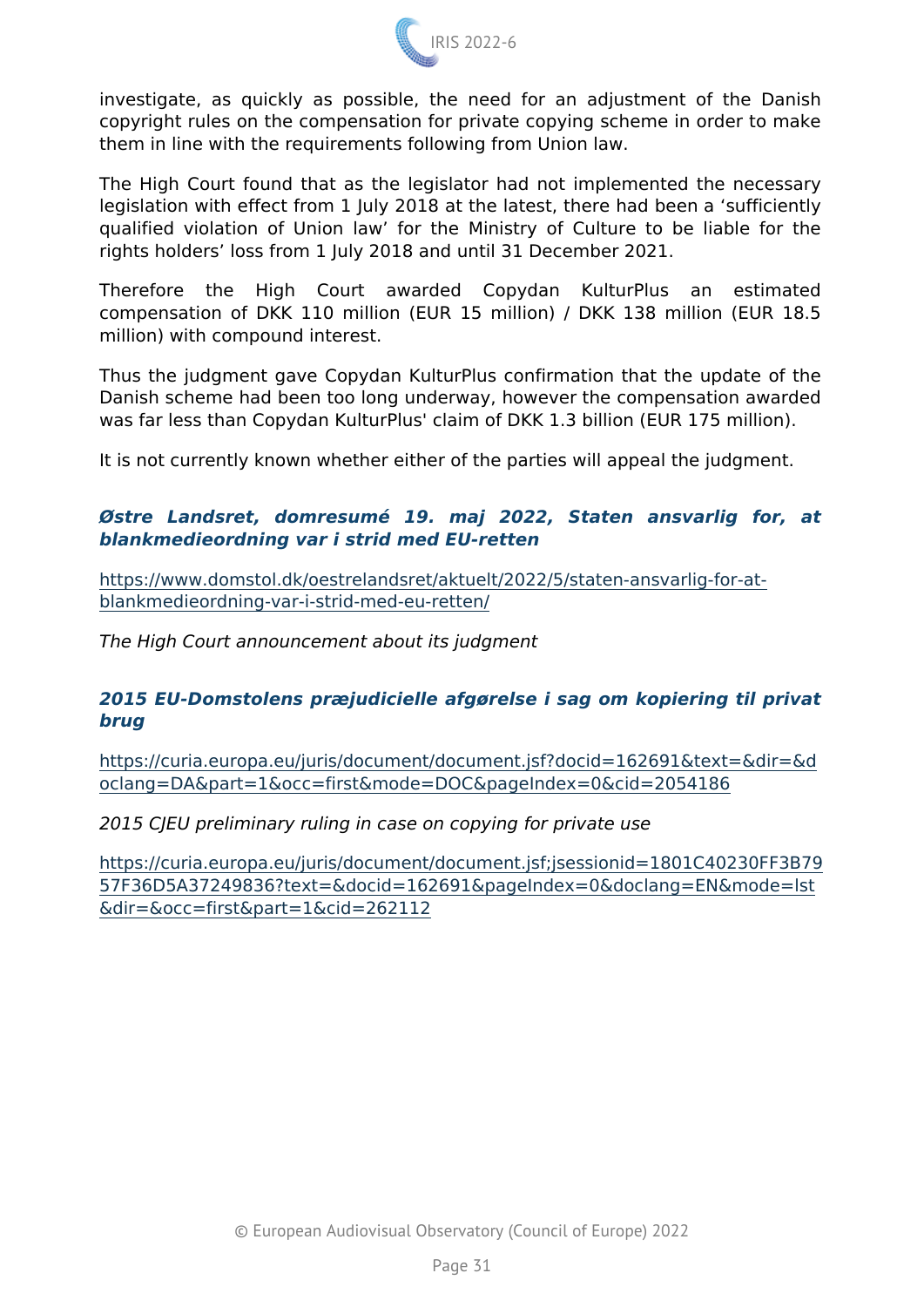investigate, as quickly as possible, the need for an adjustment of the Danish copyright rules on the compensation for private copying scheme in order to make them in line with the requirements following from Union law.

The High Court found that as the legislator had not implemented the necessary legislation with effect from 1 July 2018 at the latest, there had been a 'sufficiently qualified violation of Union law' for the Ministry of Culture to be liable for the rights holders' loss from 1 July 2018 and until 31 December 2021.

Therefore the High Court awarded Copydan KulturPlus an estimated compensation of DKK 110 million (EUR 15 million) / DKK 138 million (EUR 18.5 million) with compound interest.

Thus the judgment gave Copydan KulturPlus confirmation that the update of the Danish scheme had been too long underway, however the compensation awarded was far less than Copydan KulturPlus' claim of DKK 1.3 billion (EUR 175 million).

It is not currently known whether either of the parties will appeal the judgment.

***Østre Landsret, domresumé 19. maj 2022, Staten ansvarlig for, at blankmedieordning var i strid med EU-retten***

https://www.domstol.dk/oestrelandsret/aktuelt/2022/5/staten-ansvarlig-for-at-blankmedieordning-var-i-strid-med-eu-retten/

*The High Court announcement about its judgment*

***2015 EU-Domstolens præjudicielle afgørelse i sag om kopiering til privat brug***

https://curia.europa.eu/juris/document/document.jsf?docid=162691&text=&dir=&doclang=DA&part=1&occ=first&mode=DOC&pageIndex=0&cid=2054186

*2015 CJEU preliminary ruling in case on copying for private use*

https://curia.europa.eu/juris/document/document.jsf;jsessionid=1801C40230FF3B7957F36D5A37249836?text=&docid=162691&pageIndex=0&doclang=EN&mode=lst&dir=&occ=first&part=1&cid=262112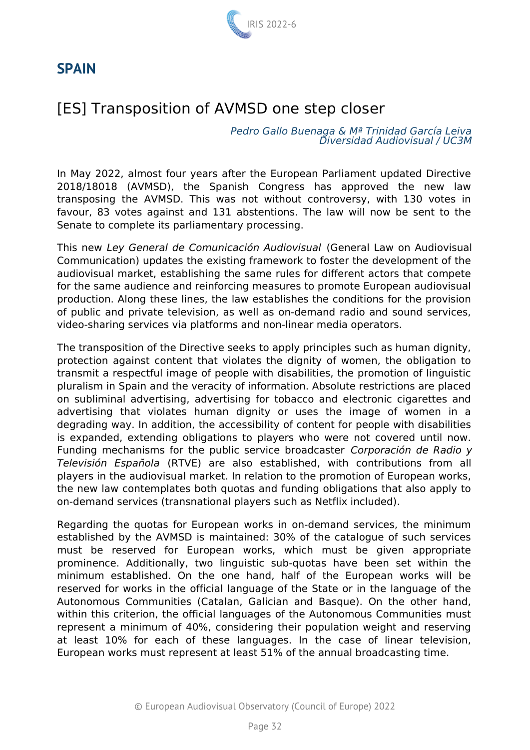## SPAIN

# [ES] Transposition of AVMSD one step closer

*Pedro Gallo Buenaga & Mª Trinidad García Leiva*
*Diversidad Audiovisual / UC3M*

In May 2022, almost four years after the European Parliament updated Directive 2018/18018 (AVMSD), the Spanish Congress has approved the new law transposing the AVMSD. This was not without controversy, with 130 votes in favour, 83 votes against and 131 abstentions. The law will now be sent to the Senate to complete its parliamentary processing.

This new *Ley General de Comunicación Audiovisual* (General Law on Audiovisual Communication) updates the existing framework to foster the development of the audiovisual market, establishing the same rules for different actors that compete for the same audience and reinforcing measures to promote European audiovisual production. Along these lines, the law establishes the conditions for the provision of public and private television, as well as on-demand radio and sound services, video-sharing services via platforms and non-linear media operators.

The transposition of the Directive seeks to apply principles such as human dignity, protection against content that violates the dignity of women, the obligation to transmit a respectful image of people with disabilities, the promotion of linguistic pluralism in Spain and the veracity of information. Absolute restrictions are placed on subliminal advertising, advertising for tobacco and electronic cigarettes and advertising that violates human dignity or uses the image of women in a degrading way. In addition, the accessibility of content for people with disabilities is expanded, extending obligations to players who were not covered until now. Funding mechanisms for the public service broadcaster *Corporación de Radio y Televisión Española* (RTVE) are also established, with contributions from all players in the audiovisual market. In relation to the promotion of European works, the new law contemplates both quotas and funding obligations that also apply to on-demand services (transnational players such as Netflix included).

Regarding the quotas for European works in on-demand services, the minimum established by the AVMSD is maintained: 30% of the catalogue of such services must be reserved for European works, which must be given appropriate prominence. Additionally, two linguistic sub-quotas have been set within the minimum established. On the one hand, half of the European works will be reserved for works in the official language of the State or in the language of the Autonomous Communities (Catalan, Galician and Basque). On the other hand, within this criterion, the official languages of the Autonomous Communities must represent a minimum of 40%, considering their population weight and reserving at least 10% for each of these languages. In the case of linear television, European works must represent at least 51% of the annual broadcasting time.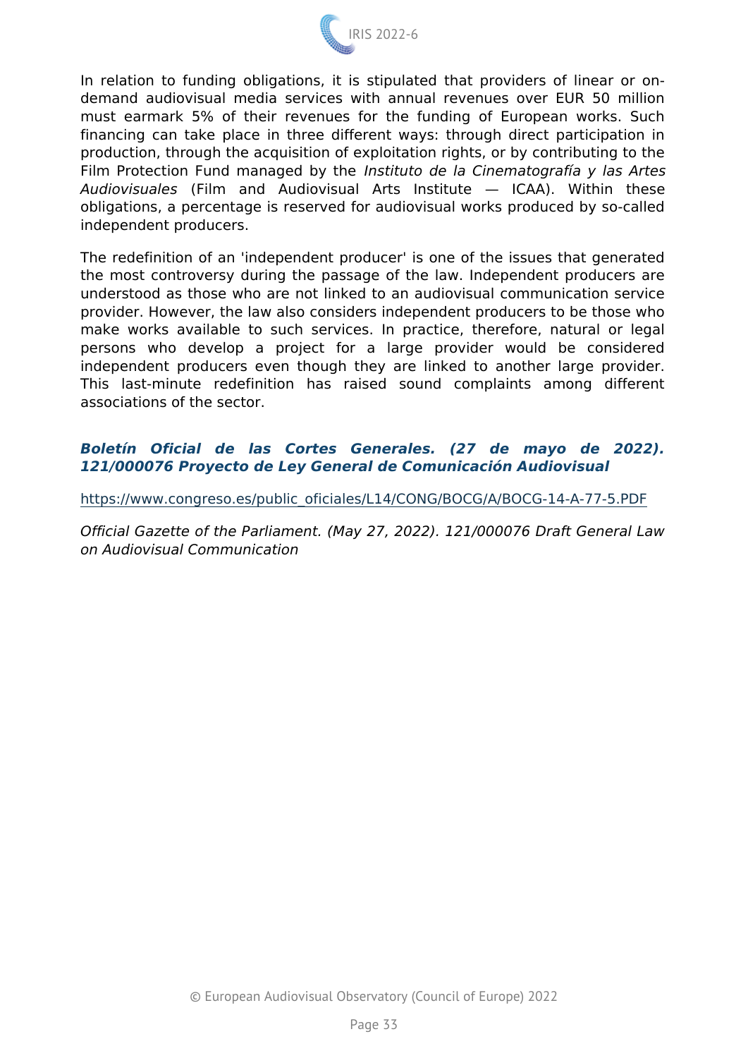In relation to funding obligations, it is stipulated that providers of linear or on-demand audiovisual media services with annual revenues over EUR 50 million must earmark 5% of their revenues for the funding of European works. Such financing can take place in three different ways: through direct participation in production, through the acquisition of exploitation rights, or by contributing to the Film Protection Fund managed by the *Instituto de la Cinematografía y las Artes Audiovisuales* (Film and Audiovisual Arts Institute — ICAA). Within these obligations, a percentage is reserved for audiovisual works produced by so-called independent producers.

The redefinition of an 'independent producer' is one of the issues that generated the most controversy during the passage of the law. Independent producers are understood as those who are not linked to an audiovisual communication service provider. However, the law also considers independent producers to be those who make works available to such services. In practice, therefore, natural or legal persons who develop a project for a large provider would be considered independent producers even though they are linked to another large provider. This last-minute redefinition has raised sound complaints among different associations of the sector.

***Boletín Oficial de las Cortes Generales. (27 de mayo de 2022). 121/000076 Proyecto de Ley General de Comunicación Audiovisual***

https://www.congreso.es/public_oficiales/L14/CONG/BOCG/A/BOCG-14-A-77-5.PDF

*Official Gazette of the Parliament. (May 27, 2022). 121/000076 Draft General Law on Audiovisual Communication*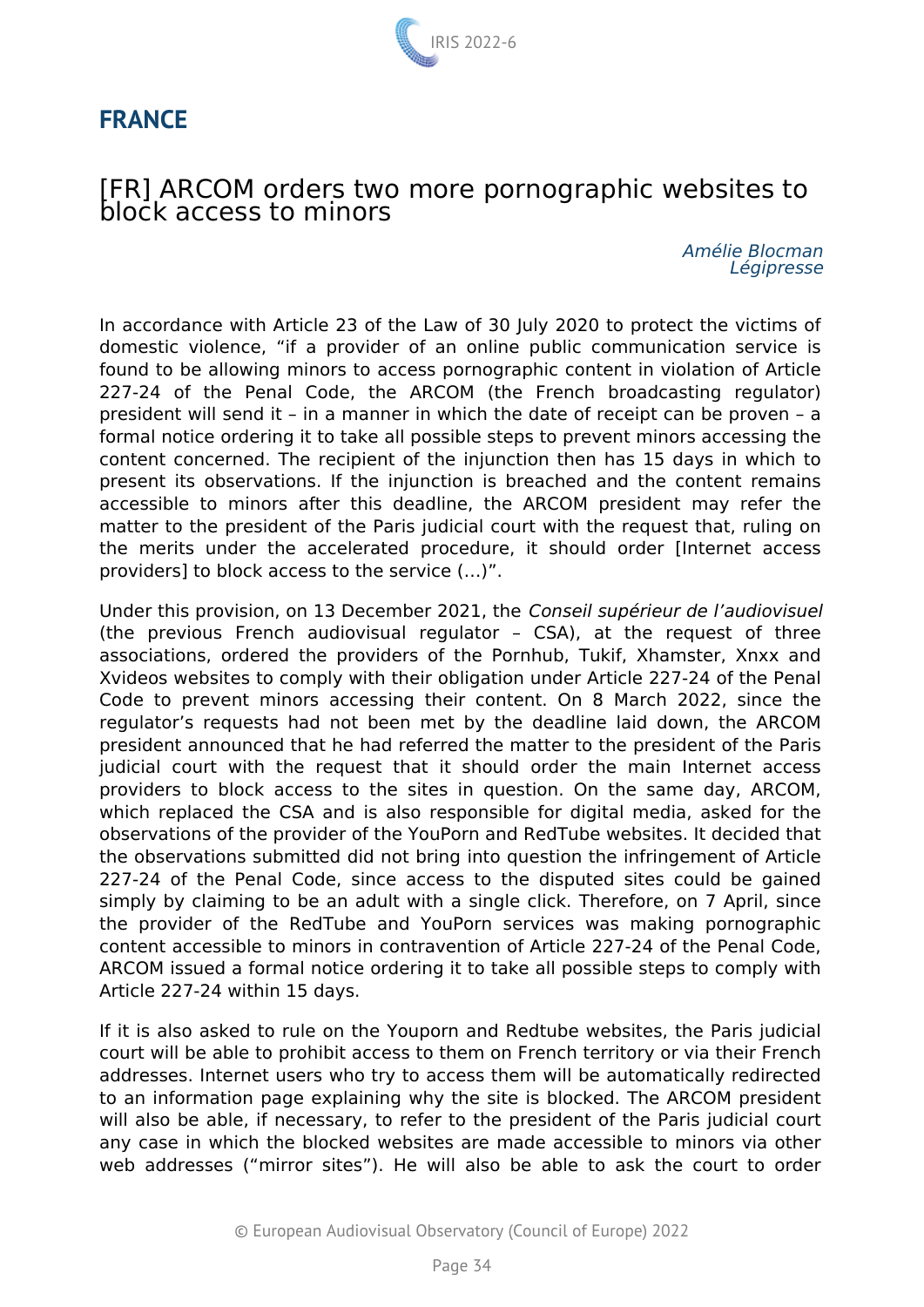## FRANCE

### [FR] ARCOM orders two more pornographic websites to block access to minors

*Amélie Blocman*
*Légipresse*

In accordance with Article 23 of the Law of 30 July 2020 to protect the victims of domestic violence, "if a provider of an online public communication service is found to be allowing minors to access pornographic content in violation of Article 227-24 of the Penal Code, the ARCOM (the French broadcasting regulator) president will send it – in a manner in which the date of receipt can be proven – a formal notice ordering it to take all possible steps to prevent minors accessing the content concerned. The recipient of the injunction then has 15 days in which to present its observations. If the injunction is breached and the content remains accessible to minors after this deadline, the ARCOM president may refer the matter to the president of the Paris judicial court with the request that, ruling on the merits under the accelerated procedure, it should order [Internet access providers] to block access to the service (...)".

Under this provision, on 13 December 2021, the *Conseil supérieur de l'audiovisuel* (the previous French audiovisual regulator – CSA), at the request of three associations, ordered the providers of the Pornhub, Tukif, Xhamster, Xnxx and Xvideos websites to comply with their obligation under Article 227-24 of the Penal Code to prevent minors accessing their content. On 8 March 2022, since the regulator's requests had not been met by the deadline laid down, the ARCOM president announced that he had referred the matter to the president of the Paris judicial court with the request that it should order the main Internet access providers to block access to the sites in question. On the same day, ARCOM, which replaced the CSA and is also responsible for digital media, asked for the observations of the provider of the YouPorn and RedTube websites. It decided that the observations submitted did not bring into question the infringement of Article 227-24 of the Penal Code, since access to the disputed sites could be gained simply by claiming to be an adult with a single click. Therefore, on 7 April, since the provider of the RedTube and YouPorn services was making pornographic content accessible to minors in contravention of Article 227-24 of the Penal Code, ARCOM issued a formal notice ordering it to take all possible steps to comply with Article 227-24 within 15 days.

If it is also asked to rule on the Youporn and Redtube websites, the Paris judicial court will be able to prohibit access to them on French territory or via their French addresses. Internet users who try to access them will be automatically redirected to an information page explaining why the site is blocked. The ARCOM president will also be able, if necessary, to refer to the president of the Paris judicial court any case in which the blocked websites are made accessible to minors via other web addresses ("mirror sites"). He will also be able to ask the court to order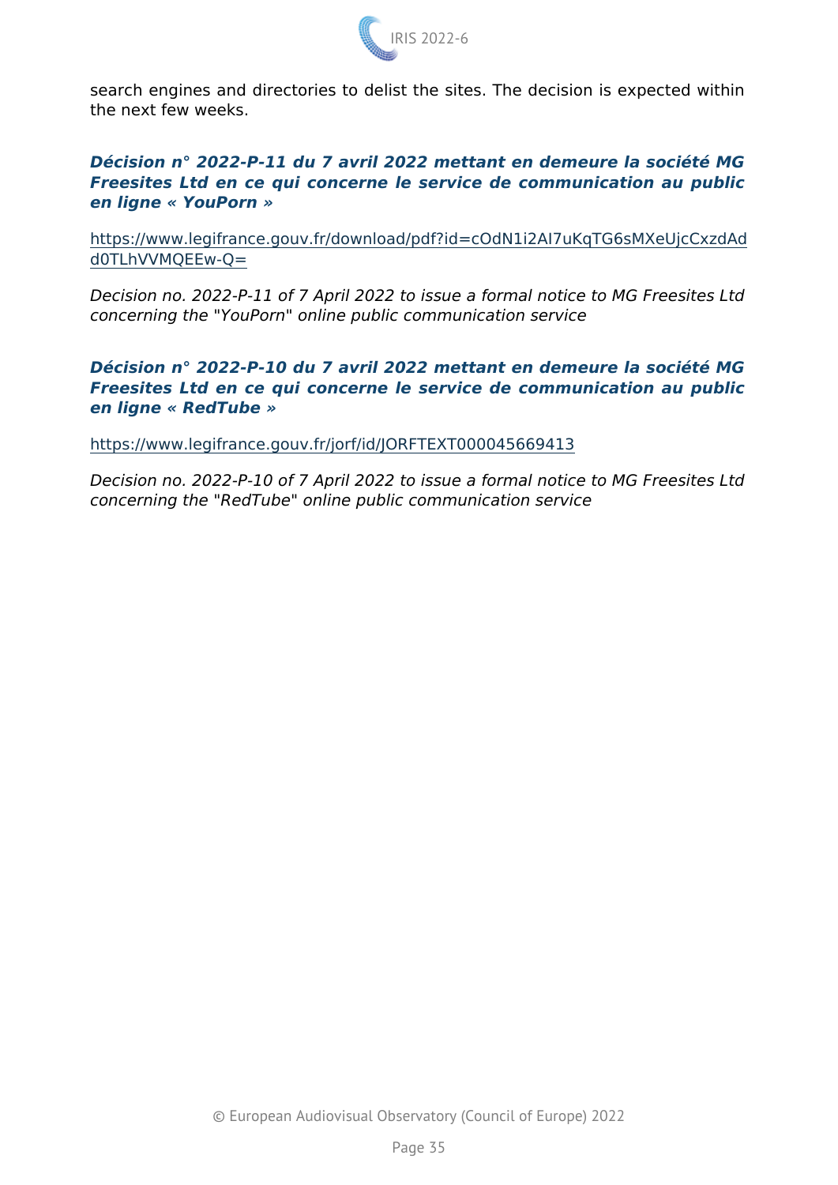search engines and directories to delist the sites. The decision is expected within the next few weeks.

***Décision n° 2022-P-11 du 7 avril 2022 mettant en demeure la société MG Freesites Ltd en ce qui concerne le service de communication au public en ligne « YouPorn »***

https://www.legifrance.gouv.fr/download/pdf?id=cOdN1i2AI7uKqTG6sMXeUjcCxzdAdd0TLhVVMQEEw-Q=

*Decision no. 2022-P-11 of 7 April 2022 to issue a formal notice to MG Freesites Ltd concerning the "YouPorn" online public communication service*

***Décision n° 2022-P-10 du 7 avril 2022 mettant en demeure la société MG Freesites Ltd en ce qui concerne le service de communication au public en ligne « RedTube »***

https://www.legifrance.gouv.fr/jorf/id/JORFTEXT000045669413

*Decision no. 2022-P-10 of 7 April 2022 to issue a formal notice to MG Freesites Ltd concerning the "RedTube" online public communication service*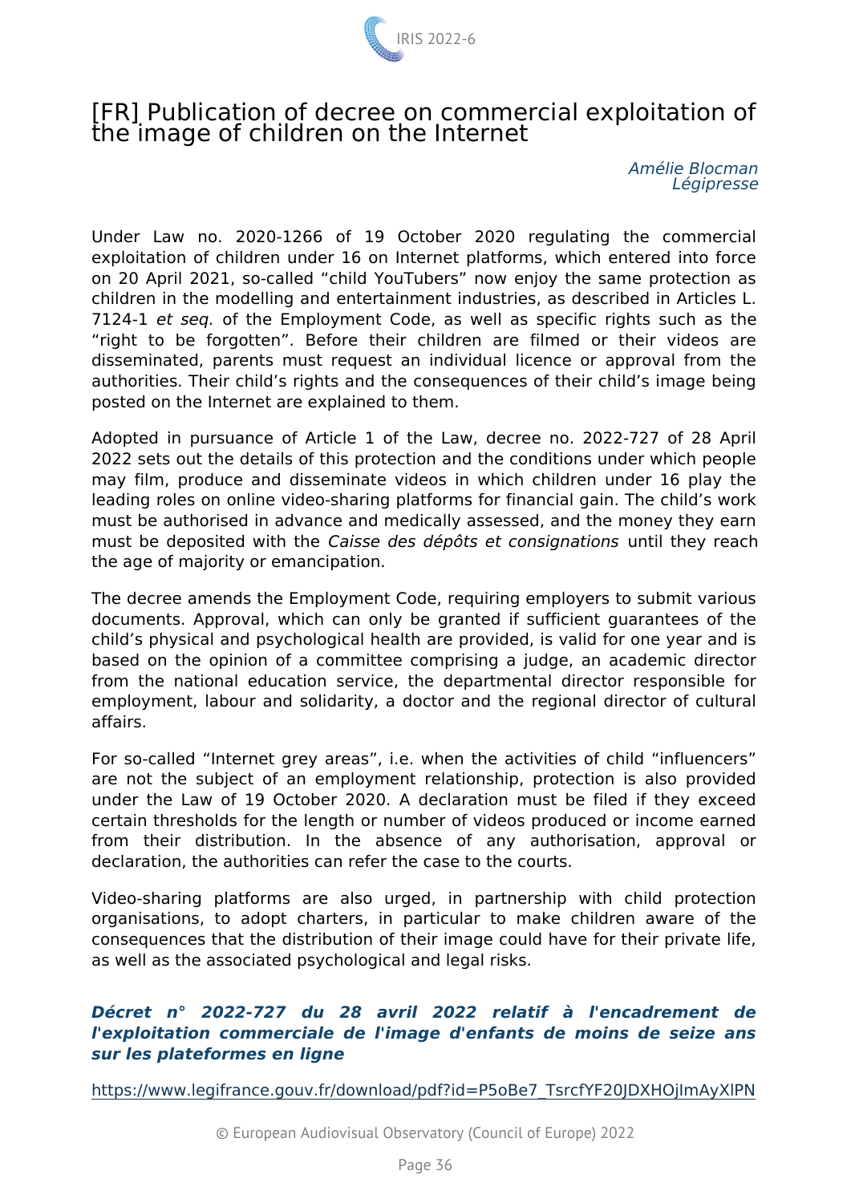## [FR] Publication of decree on commercial exploitation of the image of children on the Internet

*Amélie Blocman*
*Légipresse*

Under Law no. 2020-1266 of 19 October 2020 regulating the commercial exploitation of children under 16 on Internet platforms, which entered into force on 20 April 2021, so-called “child YouTubers” now enjoy the same protection as children in the modelling and entertainment industries, as described in Articles L. 7124-1 *et seq.* of the Employment Code, as well as specific rights such as the “right to be forgotten”. Before their children are filmed or their videos are disseminated, parents must request an individual licence or approval from the authorities. Their child’s rights and the consequences of their child’s image being posted on the Internet are explained to them.

Adopted in pursuance of Article 1 of the Law, decree no. 2022-727 of 28 April 2022 sets out the details of this protection and the conditions under which people may film, produce and disseminate videos in which children under 16 play the leading roles on online video-sharing platforms for financial gain. The child’s work must be authorised in advance and medically assessed, and the money they earn must be deposited with the *Caisse des dépôts et consignations* until they reach the age of majority or emancipation.

The decree amends the Employment Code, requiring employers to submit various documents. Approval, which can only be granted if sufficient guarantees of the child’s physical and psychological health are provided, is valid for one year and is based on the opinion of a committee comprising a judge, an academic director from the national education service, the departmental director responsible for employment, labour and solidarity, a doctor and the regional director of cultural affairs.

For so-called “Internet grey areas”, i.e. when the activities of child “influencers” are not the subject of an employment relationship, protection is also provided under the Law of 19 October 2020. A declaration must be filed if they exceed certain thresholds for the length or number of videos produced or income earned from their distribution. In the absence of any authorisation, approval or declaration, the authorities can refer the case to the courts.

Video-sharing platforms are also urged, in partnership with child protection organisations, to adopt charters, in particular to make children aware of the consequences that the distribution of their image could have for their private life, as well as the associated psychological and legal risks.

***Décret n° 2022-727 du 28 avril 2022 relatif à l'encadrement de l'exploitation commerciale de l'image d'enfants de moins de seize ans sur les plateformes en ligne***

https://www.legifrance.gouv.fr/download/pdf?id=P5oBe7_TsrcfYF20JDXHOjImAyXlPN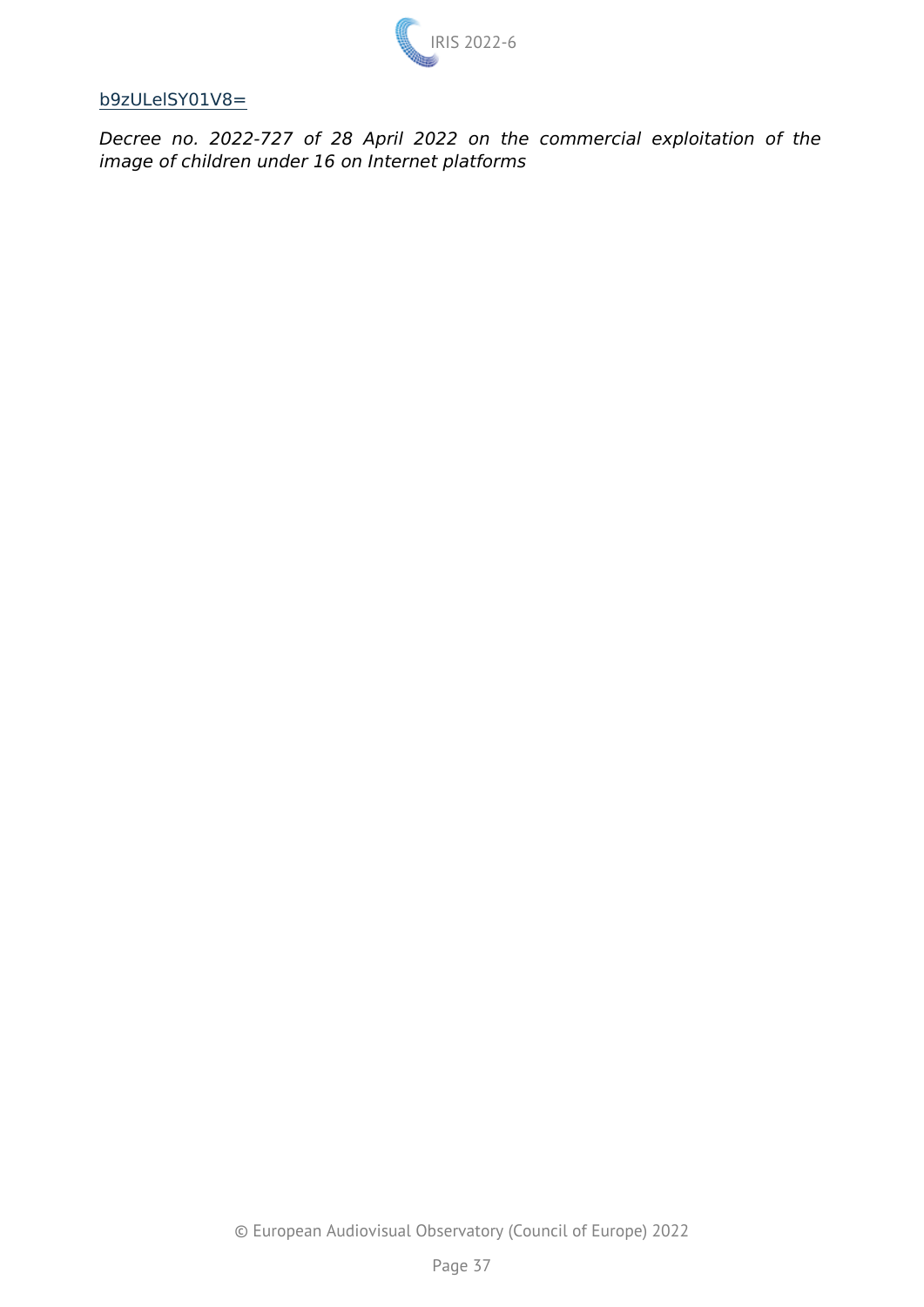b9zULelSY01V8=

*Decree no. 2022-727 of 28 April 2022 on the commercial exploitation of the image of children under 16 on Internet platforms*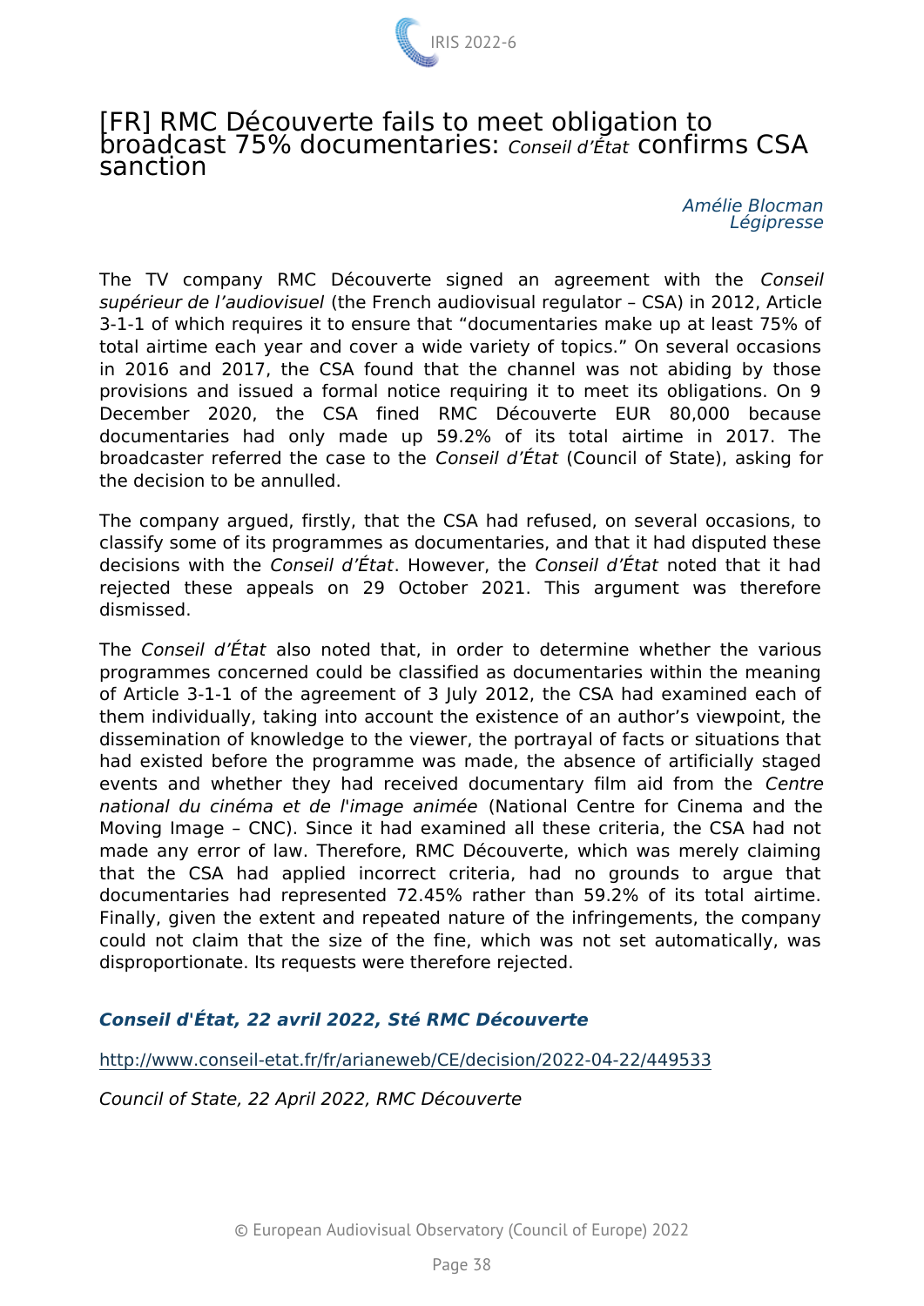## [FR] RMC Découverte fails to meet obligation to broadcast 75% documentaries: *Conseil d'État* confirms CSA sanction

*Amélie Blocman*
*Légipresse*

The TV company RMC Découverte signed an agreement with the *Conseil supérieur de l'audiovisuel* (the French audiovisual regulator – CSA) in 2012, Article 3-1-1 of which requires it to ensure that "documentaries make up at least 75% of total airtime each year and cover a wide variety of topics." On several occasions in 2016 and 2017, the CSA found that the channel was not abiding by those provisions and issued a formal notice requiring it to meet its obligations. On 9 December 2020, the CSA fined RMC Découverte EUR 80,000 because documentaries had only made up 59.2% of its total airtime in 2017. The broadcaster referred the case to the *Conseil d'État* (Council of State), asking for the decision to be annulled.

The company argued, firstly, that the CSA had refused, on several occasions, to classify some of its programmes as documentaries, and that it had disputed these decisions with the *Conseil d'État*. However, the *Conseil d'État* noted that it had rejected these appeals on 29 October 2021. This argument was therefore dismissed.

The *Conseil d'État* also noted that, in order to determine whether the various programmes concerned could be classified as documentaries within the meaning of Article 3-1-1 of the agreement of 3 July 2012, the CSA had examined each of them individually, taking into account the existence of an author's viewpoint, the dissemination of knowledge to the viewer, the portrayal of facts or situations that had existed before the programme was made, the absence of artificially staged events and whether they had received documentary film aid from the *Centre national du cinéma et de l'image animée* (National Centre for Cinema and the Moving Image – CNC). Since it had examined all these criteria, the CSA had not made any error of law. Therefore, RMC Découverte, which was merely claiming that the CSA had applied incorrect criteria, had no grounds to argue that documentaries had represented 72.45% rather than 59.2% of its total airtime. Finally, given the extent and repeated nature of the infringements, the company could not claim that the size of the fine, which was not set automatically, was disproportionate. Its requests were therefore rejected.

***Conseil d'État, 22 avril 2022, Sté RMC Découverte***

http://www.conseil-etat.fr/fr/arianeweb/CE/decision/2022-04-22/449533

*Council of State, 22 April 2022, RMC Découverte*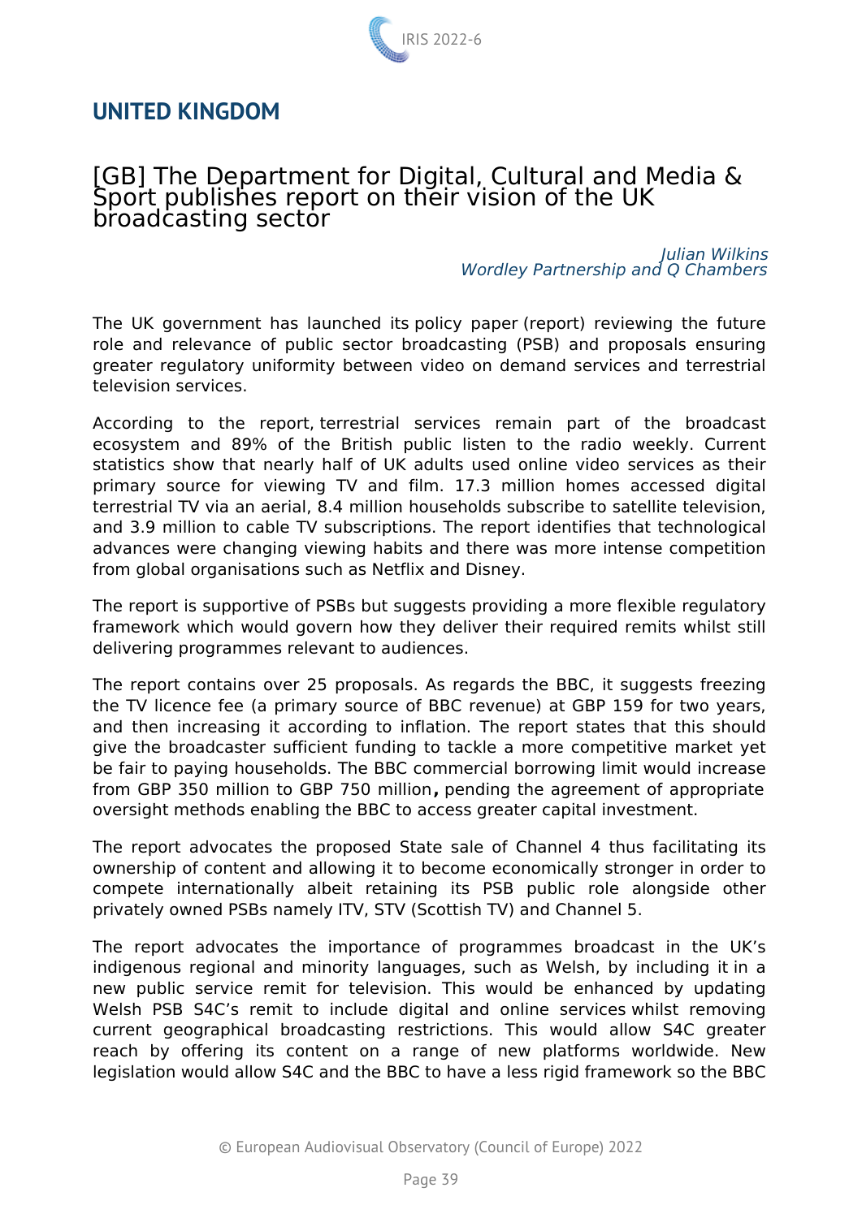# UNITED KINGDOM

## [GB] The Department for Digital, Cultural and Media & Sport publishes report on their vision of the UK broadcasting sector

*Julian Wilkins*
*Wordley Partnership and Q Chambers*

The UK government has launched its policy paper (report) reviewing the future role and relevance of public sector broadcasting (PSB) and proposals ensuring greater regulatory uniformity between video on demand services and terrestrial television services.

According to the report, terrestrial services remain part of the broadcast ecosystem and 89% of the British public listen to the radio weekly. Current statistics show that nearly half of UK adults used online video services as their primary source for viewing TV and film. 17.3 million homes accessed digital terrestrial TV via an aerial, 8.4 million households subscribe to satellite television, and 3.9 million to cable TV subscriptions. The report identifies that technological advances were changing viewing habits and there was more intense competition from global organisations such as Netflix and Disney.

The report is supportive of PSBs but suggests providing a more flexible regulatory framework which would govern how they deliver their required remits whilst still delivering programmes relevant to audiences.

The report contains over 25 proposals. As regards the BBC, it suggests freezing the TV licence fee (a primary source of BBC revenue) at GBP 159 for two years, and then increasing it according to inflation. The report states that this should give the broadcaster sufficient funding to tackle a more competitive market yet be fair to paying households. The BBC commercial borrowing limit would increase from GBP 350 million to GBP 750 million**,** pending the agreement of appropriate oversight methods enabling the BBC to access greater capital investment.

The report advocates the proposed State sale of Channel 4 thus facilitating its ownership of content and allowing it to become economically stronger in order to compete internationally albeit retaining its PSB public role alongside other privately owned PSBs namely ITV, STV (Scottish TV) and Channel 5.

The report advocates the importance of programmes broadcast in the UK's indigenous regional and minority languages, such as Welsh, by including it in a new public service remit for television. This would be enhanced by updating Welsh PSB S4C's remit to include digital and online services whilst removing current geographical broadcasting restrictions. This would allow S4C greater reach by offering its content on a range of new platforms worldwide. New legislation would allow S4C and the BBC to have a less rigid framework so the BBC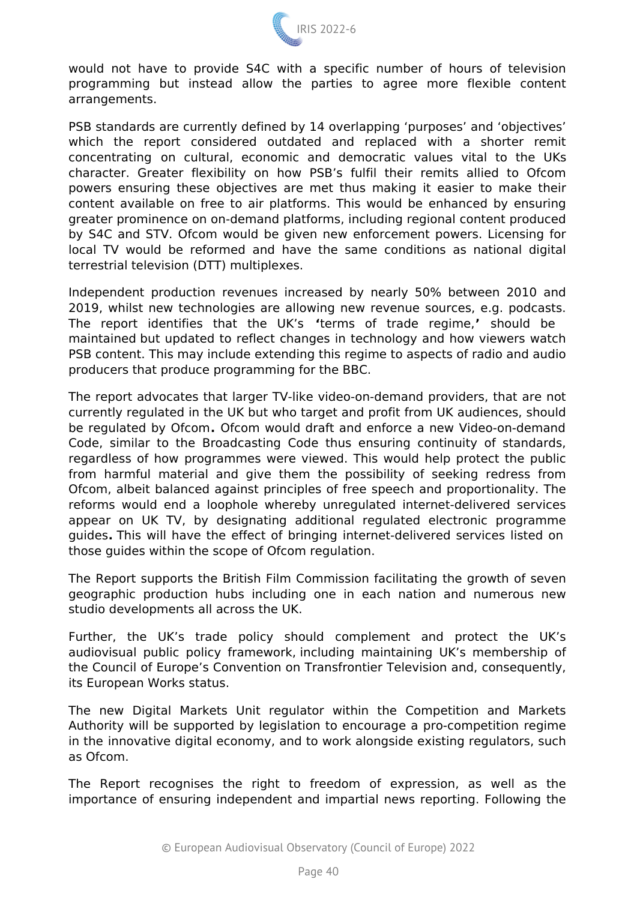would not have to provide S4C with a specific number of hours of television programming but instead allow the parties to agree more flexible content arrangements.

PSB standards are currently defined by 14 overlapping 'purposes' and 'objectives' which the report considered outdated and replaced with a shorter remit concentrating on cultural, economic and democratic values vital to the UKs character. Greater flexibility on how PSB's fulfil their remits allied to Ofcom powers ensuring these objectives are met thus making it easier to make their content available on free to air platforms. This would be enhanced by ensuring greater prominence on on-demand platforms, including regional content produced by S4C and STV. Ofcom would be given new enforcement powers. Licensing for local TV would be reformed and have the same conditions as national digital terrestrial television (DTT) multiplexes.

Independent production revenues increased by nearly 50% between 2010 and 2019, whilst new technologies are allowing new revenue sources, e.g. podcasts. The report identifies that the UK's **'**terms of trade regime,**'** should be maintained but updated to reflect changes in technology and how viewers watch PSB content. This may include extending this regime to aspects of radio and audio producers that produce programming for the BBC.

The report advocates that larger TV-like video-on-demand providers, that are not currently regulated in the UK but who target and profit from UK audiences, should be regulated by Ofcom**.** Ofcom would draft and enforce a new Video-on-demand Code, similar to the Broadcasting Code thus ensuring continuity of standards, regardless of how programmes were viewed. This would help protect the public from harmful material and give them the possibility of seeking redress from Ofcom, albeit balanced against principles of free speech and proportionality. The reforms would end a loophole whereby unregulated internet-delivered services appear on UK TV, by designating additional regulated electronic programme guides**.** This will have the effect of bringing internet-delivered services listed on those guides within the scope of Ofcom regulation.

The Report supports the British Film Commission facilitating the growth of seven geographic production hubs including one in each nation and numerous new studio developments all across the UK.

Further, the UK's trade policy should complement and protect the UK's audiovisual public policy framework, including maintaining UK's membership of the Council of Europe's Convention on Transfrontier Television and, consequently, its European Works status.

The new Digital Markets Unit regulator within the Competition and Markets Authority will be supported by legislation to encourage a pro-competition regime in the innovative digital economy, and to work alongside existing regulators, such as Ofcom.

The Report recognises the right to freedom of expression, as well as the importance of ensuring independent and impartial news reporting. Following the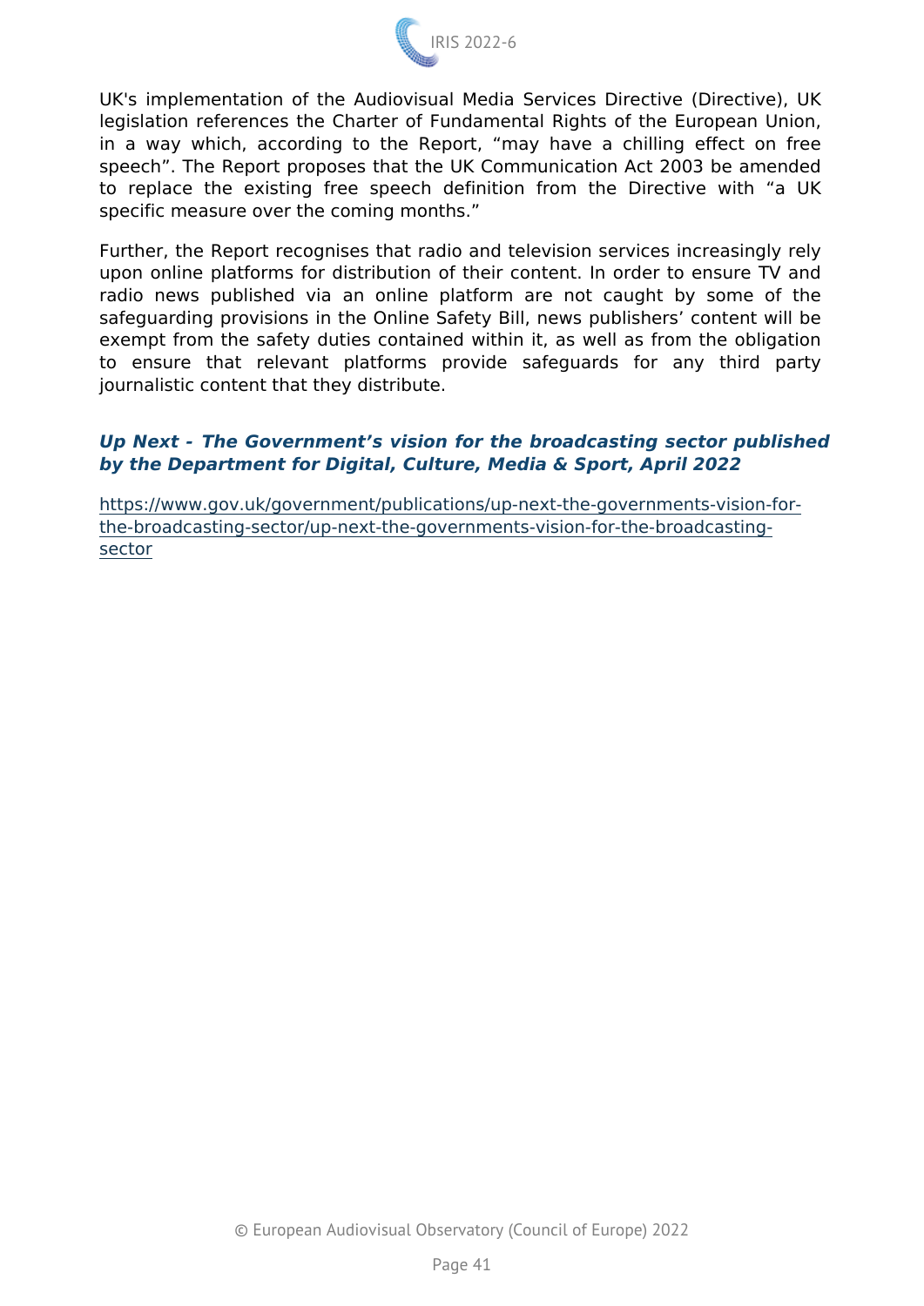UK's implementation of the Audiovisual Media Services Directive (Directive), UK legislation references the Charter of Fundamental Rights of the European Union, in a way which, according to the Report, "may have a chilling effect on free speech". The Report proposes that the UK Communication Act 2003 be amended to replace the existing free speech definition from the Directive with "a UK specific measure over the coming months."

Further, the Report recognises that radio and television services increasingly rely upon online platforms for distribution of their content. In order to ensure TV and radio news published via an online platform are not caught by some of the safeguarding provisions in the Online Safety Bill, news publishers' content will be exempt from the safety duties contained within it, as well as from the obligation to ensure that relevant platforms provide safeguards for any third party journalistic content that they distribute.

***Up Next - The Government's vision for the broadcasting sector published by the Department for Digital, Culture, Media & Sport, April 2022***

https://www.gov.uk/government/publications/up-next-the-governments-vision-for-the-broadcasting-sector/up-next-the-governments-vision-for-the-broadcasting-sector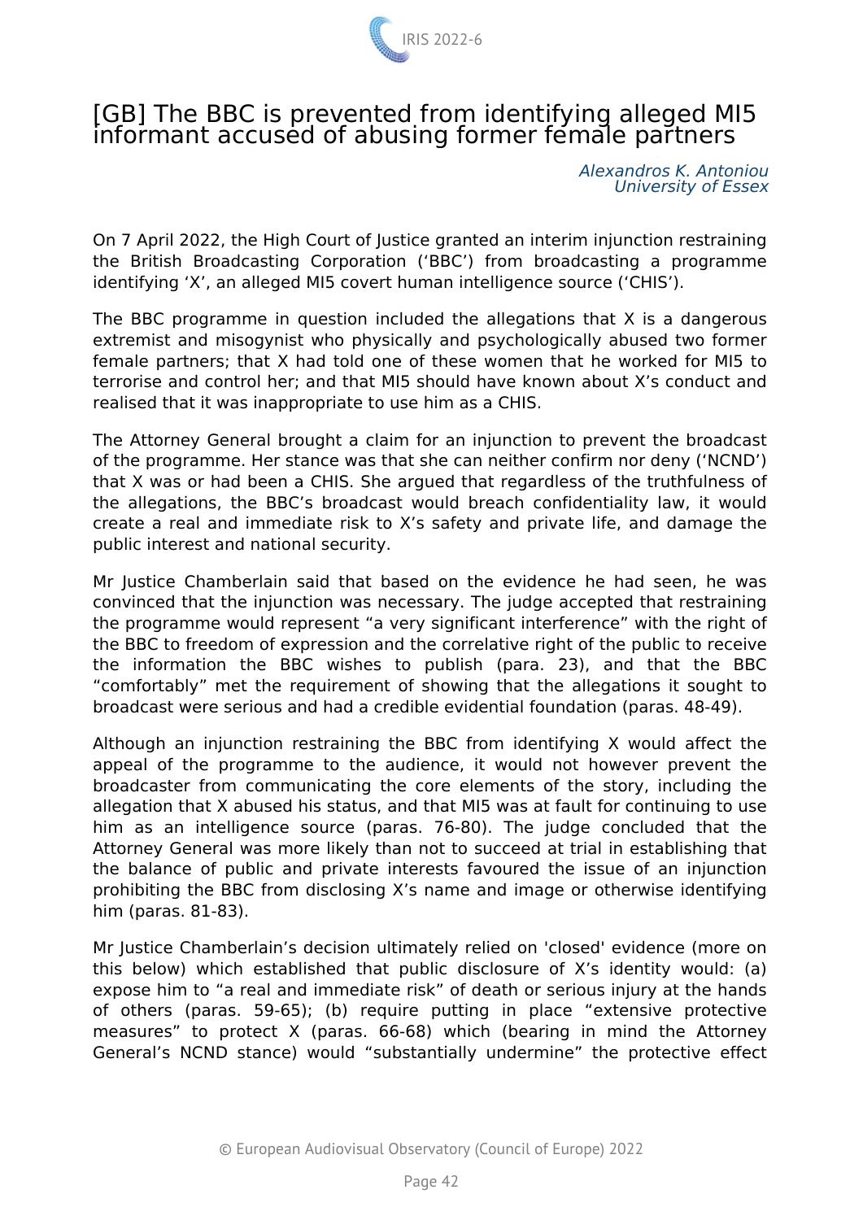## [GB] The BBC is prevented from identifying alleged MI5 informant accused of abusing former female partners

*Alexandros K. Antoniou*
*University of Essex*

On 7 April 2022, the High Court of Justice granted an interim injunction restraining the British Broadcasting Corporation ('BBC') from broadcasting a programme identifying 'X', an alleged MI5 covert human intelligence source ('CHIS').

The BBC programme in question included the allegations that X is a dangerous extremist and misogynist who physically and psychologically abused two former female partners; that X had told one of these women that he worked for MI5 to terrorise and control her; and that MI5 should have known about X's conduct and realised that it was inappropriate to use him as a CHIS.

The Attorney General brought a claim for an injunction to prevent the broadcast of the programme. Her stance was that she can neither confirm nor deny ('NCND') that X was or had been a CHIS. She argued that regardless of the truthfulness of the allegations, the BBC's broadcast would breach confidentiality law, it would create a real and immediate risk to X's safety and private life, and damage the public interest and national security.

Mr Justice Chamberlain said that based on the evidence he had seen, he was convinced that the injunction was necessary. The judge accepted that restraining the programme would represent "a very significant interference" with the right of the BBC to freedom of expression and the correlative right of the public to receive the information the BBC wishes to publish (para. 23), and that the BBC "comfortably" met the requirement of showing that the allegations it sought to broadcast were serious and had a credible evidential foundation (paras. 48-49).

Although an injunction restraining the BBC from identifying X would affect the appeal of the programme to the audience, it would not however prevent the broadcaster from communicating the core elements of the story, including the allegation that X abused his status, and that MI5 was at fault for continuing to use him as an intelligence source (paras. 76-80). The judge concluded that the Attorney General was more likely than not to succeed at trial in establishing that the balance of public and private interests favoured the issue of an injunction prohibiting the BBC from disclosing X's name and image or otherwise identifying him (paras. 81-83).

Mr Justice Chamberlain's decision ultimately relied on 'closed' evidence (more on this below) which established that public disclosure of X's identity would: (a) expose him to "a real and immediate risk" of death or serious injury at the hands of others (paras. 59-65); (b) require putting in place "extensive protective measures" to protect X (paras. 66-68) which (bearing in mind the Attorney General's NCND stance) would "substantially undermine" the protective effect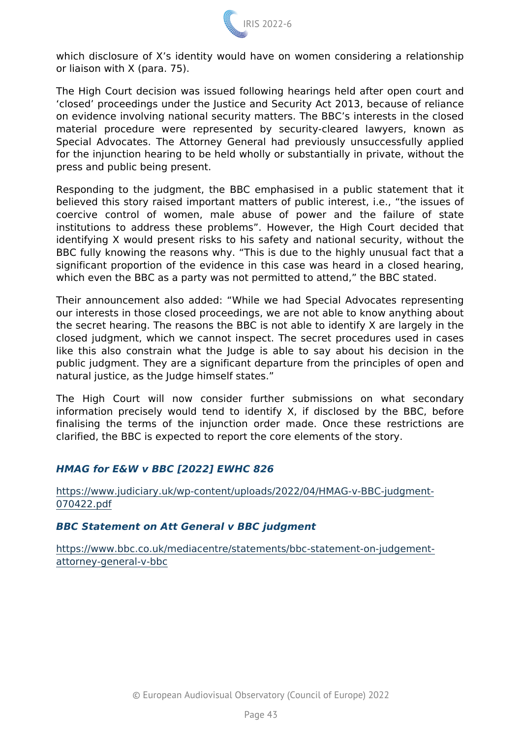which disclosure of X's identity would have on women considering a relationship or liaison with X (para. 75).

The High Court decision was issued following hearings held after open court and 'closed' proceedings under the Justice and Security Act 2013, because of reliance on evidence involving national security matters. The BBC's interests in the closed material procedure were represented by security-cleared lawyers, known as Special Advocates. The Attorney General had previously unsuccessfully applied for the injunction hearing to be held wholly or substantially in private, without the press and public being present.

Responding to the judgment, the BBC emphasised in a public statement that it believed this story raised important matters of public interest, i.e., "the issues of coercive control of women, male abuse of power and the failure of state institutions to address these problems". However, the High Court decided that identifying X would present risks to his safety and national security, without the BBC fully knowing the reasons why. "This is due to the highly unusual fact that a significant proportion of the evidence in this case was heard in a closed hearing, which even the BBC as a party was not permitted to attend," the BBC stated.

Their announcement also added: "While we had Special Advocates representing our interests in those closed proceedings, we are not able to know anything about the secret hearing. The reasons the BBC is not able to identify X are largely in the closed judgment, which we cannot inspect. The secret procedures used in cases like this also constrain what the Judge is able to say about his decision in the public judgment. They are a significant departure from the principles of open and natural justice, as the Judge himself states."

The High Court will now consider further submissions on what secondary information precisely would tend to identify X, if disclosed by the BBC, before finalising the terms of the injunction order made. Once these restrictions are clarified, the BBC is expected to report the core elements of the story.

***HMAG for E&W v BBC [2022] EWHC 826***

https://www.judiciary.uk/wp-content/uploads/2022/04/HMAG-v-BBC-judgment-070422.pdf

***BBC Statement on Att General v BBC judgment***

https://www.bbc.co.uk/mediacentre/statements/bbc-statement-on-judgement-attorney-general-v-bbc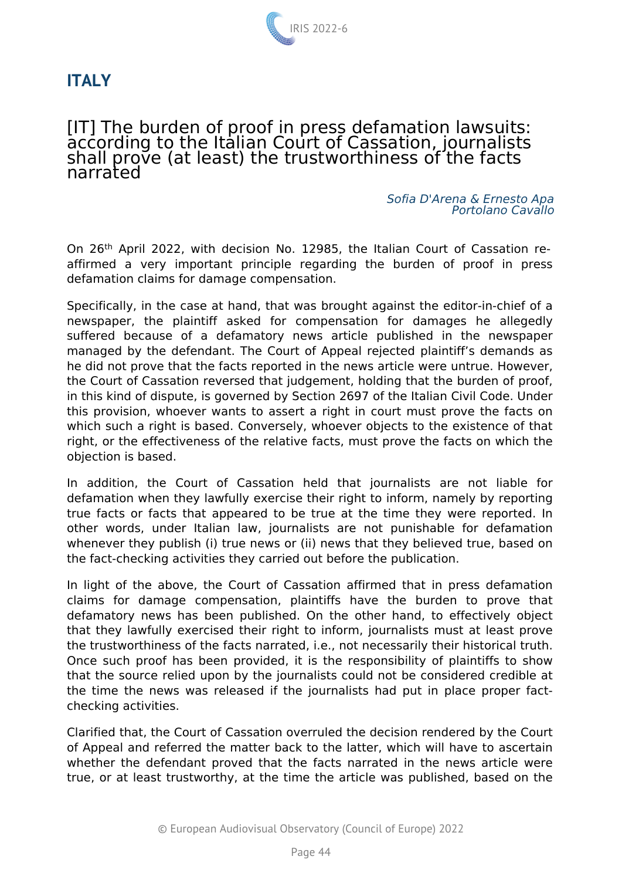# ITALY

## [IT] The burden of proof in press defamation lawsuits: according to the Italian Court of Cassation, journalists shall prove (at least) the trustworthiness of the facts narrated

*Sofia D'Arena & Ernesto Apa*
*Portolano Cavallo*

On 26th April 2022, with decision No. 12985, the Italian Court of Cassation re-affirmed a very important principle regarding the burden of proof in press defamation claims for damage compensation.

Specifically, in the case at hand, that was brought against the editor-in-chief of a newspaper, the plaintiff asked for compensation for damages he allegedly suffered because of a defamatory news article published in the newspaper managed by the defendant. The Court of Appeal rejected plaintiff's demands as he did not prove that the facts reported in the news article were untrue. However, the Court of Cassation reversed that judgement, holding that the burden of proof, in this kind of dispute, is governed by Section 2697 of the Italian Civil Code. Under this provision, whoever wants to assert a right in court must prove the facts on which such a right is based. Conversely, whoever objects to the existence of that right, or the effectiveness of the relative facts, must prove the facts on which the objection is based.

In addition, the Court of Cassation held that journalists are not liable for defamation when they lawfully exercise their right to inform, namely by reporting true facts or facts that appeared to be true at the time they were reported. In other words, under Italian law, journalists are not punishable for defamation whenever they publish (i) true news or (ii) news that they believed true, based on the fact-checking activities they carried out before the publication.

In light of the above, the Court of Cassation affirmed that in press defamation claims for damage compensation, plaintiffs have the burden to prove that defamatory news has been published. On the other hand, to effectively object that they lawfully exercised their right to inform, journalists must at least prove the trustworthiness of the facts narrated, i.e., not necessarily their historical truth. Once such proof has been provided, it is the responsibility of plaintiffs to show that the source relied upon by the journalists could not be considered credible at the time the news was released if the journalists had put in place proper fact-checking activities.

Clarified that, the Court of Cassation overruled the decision rendered by the Court of Appeal and referred the matter back to the latter, which will have to ascertain whether the defendant proved that the facts narrated in the news article were true, or at least trustworthy, at the time the article was published, based on the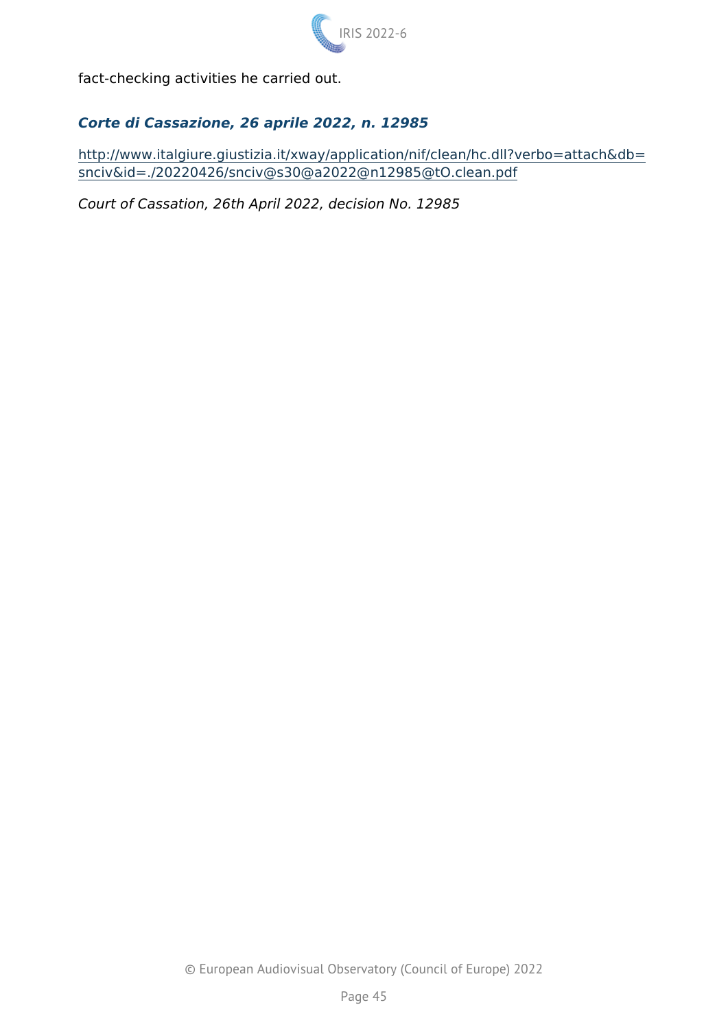fact-checking activities he carried out.

***Corte di Cassazione, 26 aprile 2022, n. 12985***

http://www.italgiure.giustizia.it/xway/application/nif/clean/hc.dll?verbo=attach&db=snciv&id=./20220426/snciv@s30@a2022@n12985@tO.clean.pdf

*Court of Cassation, 26th April 2022, decision No. 12985*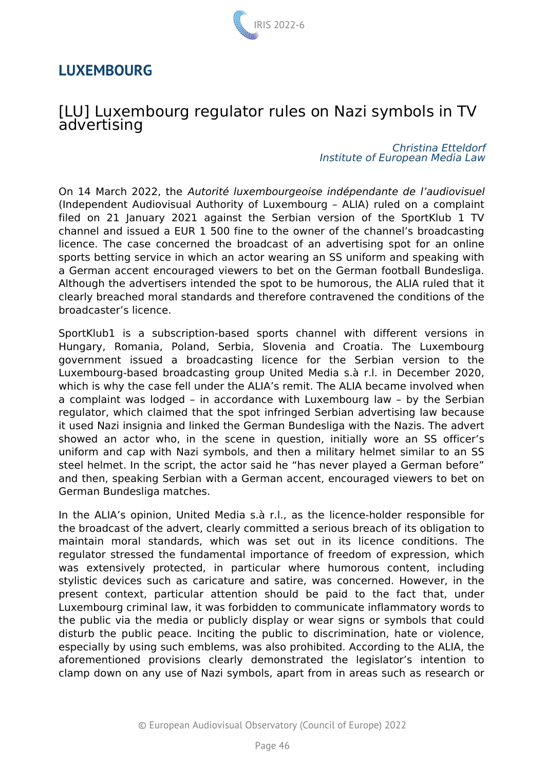## LUXEMBOURG

### [LU] Luxembourg regulator rules on Nazi symbols in TV advertising

*Christina Etteldorf*
*Institute of European Media Law*

On 14 March 2022, the *Autorité luxembourgeoise indépendante de l'audiovisuel* (Independent Audiovisual Authority of Luxembourg – ALIA) ruled on a complaint filed on 21 January 2021 against the Serbian version of the SportKlub 1 TV channel and issued a EUR 1 500 fine to the owner of the channel's broadcasting licence. The case concerned the broadcast of an advertising spot for an online sports betting service in which an actor wearing an SS uniform and speaking with a German accent encouraged viewers to bet on the German football Bundesliga. Although the advertisers intended the spot to be humorous, the ALIA ruled that it clearly breached moral standards and therefore contravened the conditions of the broadcaster's licence.

SportKlub1 is a subscription-based sports channel with different versions in Hungary, Romania, Poland, Serbia, Slovenia and Croatia. The Luxembourg government issued a broadcasting licence for the Serbian version to the Luxembourg-based broadcasting group United Media s.à r.l. in December 2020, which is why the case fell under the ALIA's remit. The ALIA became involved when a complaint was lodged – in accordance with Luxembourg law – by the Serbian regulator, which claimed that the spot infringed Serbian advertising law because it used Nazi insignia and linked the German Bundesliga with the Nazis. The advert showed an actor who, in the scene in question, initially wore an SS officer's uniform and cap with Nazi symbols, and then a military helmet similar to an SS steel helmet. In the script, the actor said he "has never played a German before" and then, speaking Serbian with a German accent, encouraged viewers to bet on German Bundesliga matches.

In the ALIA's opinion, United Media s.à r.l., as the licence-holder responsible for the broadcast of the advert, clearly committed a serious breach of its obligation to maintain moral standards, which was set out in its licence conditions. The regulator stressed the fundamental importance of freedom of expression, which was extensively protected, in particular where humorous content, including stylistic devices such as caricature and satire, was concerned. However, in the present context, particular attention should be paid to the fact that, under Luxembourg criminal law, it was forbidden to communicate inflammatory words to the public via the media or publicly display or wear signs or symbols that could disturb the public peace. Inciting the public to discrimination, hate or violence, especially by using such emblems, was also prohibited. According to the ALIA, the aforementioned provisions clearly demonstrated the legislator's intention to clamp down on any use of Nazi symbols, apart from in areas such as research or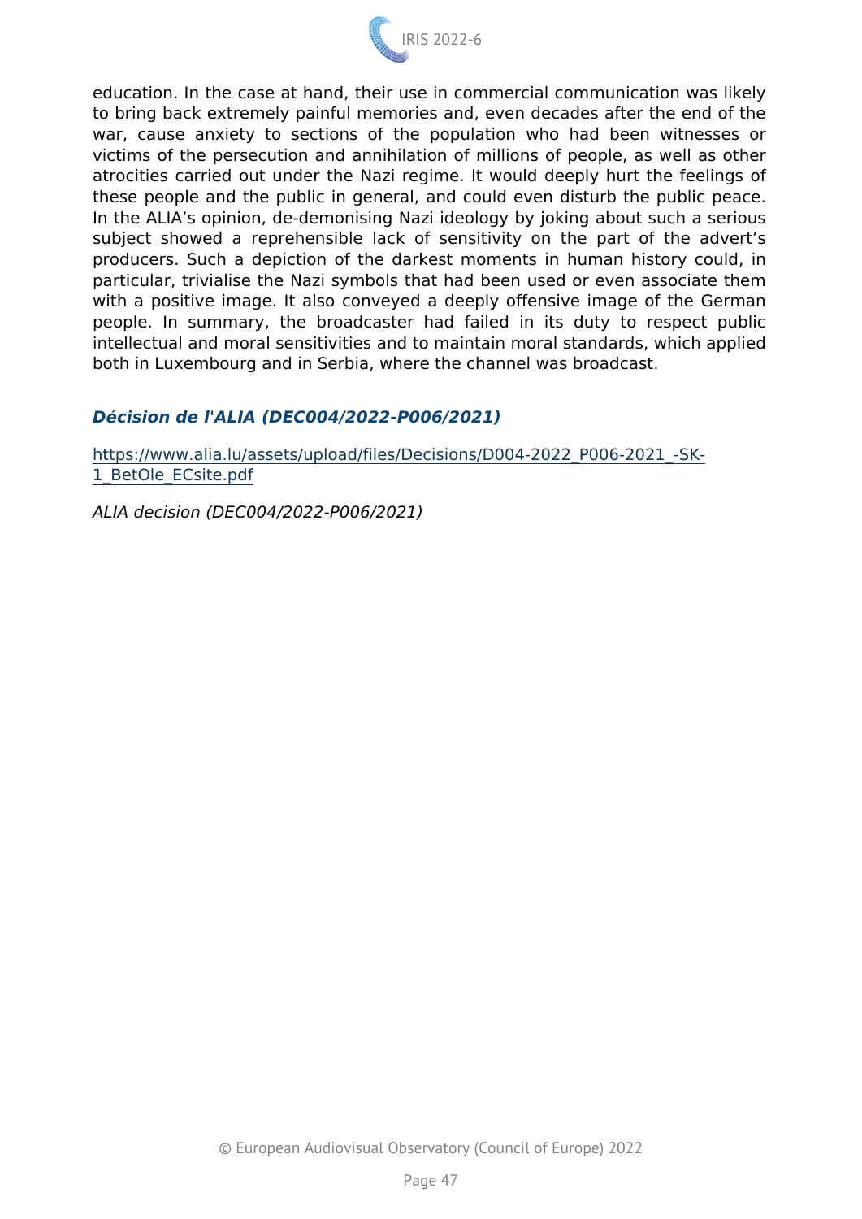education. In the case at hand, their use in commercial communication was likely to bring back extremely painful memories and, even decades after the end of the war, cause anxiety to sections of the population who had been witnesses or victims of the persecution and annihilation of millions of people, as well as other atrocities carried out under the Nazi regime. It would deeply hurt the feelings of these people and the public in general, and could even disturb the public peace. In the ALIA's opinion, de-demonising Nazi ideology by joking about such a serious subject showed a reprehensible lack of sensitivity on the part of the advert's producers. Such a depiction of the darkest moments in human history could, in particular, trivialise the Nazi symbols that had been used or even associate them with a positive image. It also conveyed a deeply offensive image of the German people. In summary, the broadcaster had failed in its duty to respect public intellectual and moral sensitivities and to maintain moral standards, which applied both in Luxembourg and in Serbia, where the channel was broadcast.

***Décision de l'ALIA (DEC004/2022-P006/2021)***

https://www.alia.lu/assets/upload/files/Decisions/D004-2022_P006-2021_-SK-1_BetOle_ECsite.pdf

*ALIA decision (DEC004/2022-P006/2021)*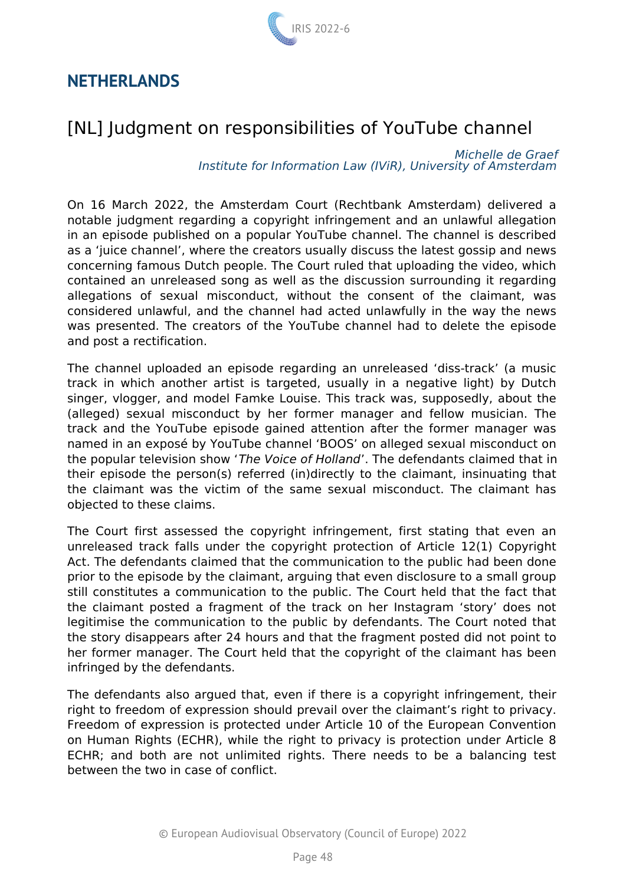## NETHERLANDS

# [NL] Judgment on responsibilities of YouTube channel

*Michelle de Graef*
*Institute for Information Law (IViR), University of Amsterdam*

On 16 March 2022, the Amsterdam Court (Rechtbank Amsterdam) delivered a notable judgment regarding a copyright infringement and an unlawful allegation in an episode published on a popular YouTube channel. The channel is described as a 'juice channel', where the creators usually discuss the latest gossip and news concerning famous Dutch people. The Court ruled that uploading the video, which contained an unreleased song as well as the discussion surrounding it regarding allegations of sexual misconduct, without the consent of the claimant, was considered unlawful, and the channel had acted unlawfully in the way the news was presented. The creators of the YouTube channel had to delete the episode and post a rectification.

The channel uploaded an episode regarding an unreleased 'diss-track' (a music track in which another artist is targeted, usually in a negative light) by Dutch singer, vlogger, and model Famke Louise. This track was, supposedly, about the (alleged) sexual misconduct by her former manager and fellow musician. The track and the YouTube episode gained attention after the former manager was named in an exposé by YouTube channel 'BOOS' on alleged sexual misconduct on the popular television show '*The Voice of Holland*'. The defendants claimed that in their episode the person(s) referred (in)directly to the claimant, insinuating that the claimant was the victim of the same sexual misconduct. The claimant has objected to these claims.

The Court first assessed the copyright infringement, first stating that even an unreleased track falls under the copyright protection of Article 12(1) Copyright Act. The defendants claimed that the communication to the public had been done prior to the episode by the claimant, arguing that even disclosure to a small group still constitutes a communication to the public. The Court held that the fact that the claimant posted a fragment of the track on her Instagram 'story' does not legitimise the communication to the public by defendants. The Court noted that the story disappears after 24 hours and that the fragment posted did not point to her former manager. The Court held that the copyright of the claimant has been infringed by the defendants.

The defendants also argued that, even if there is a copyright infringement, their right to freedom of expression should prevail over the claimant's right to privacy. Freedom of expression is protected under Article 10 of the European Convention on Human Rights (ECHR), while the right to privacy is protection under Article 8 ECHR; and both are not unlimited rights. There needs to be a balancing test between the two in case of conflict.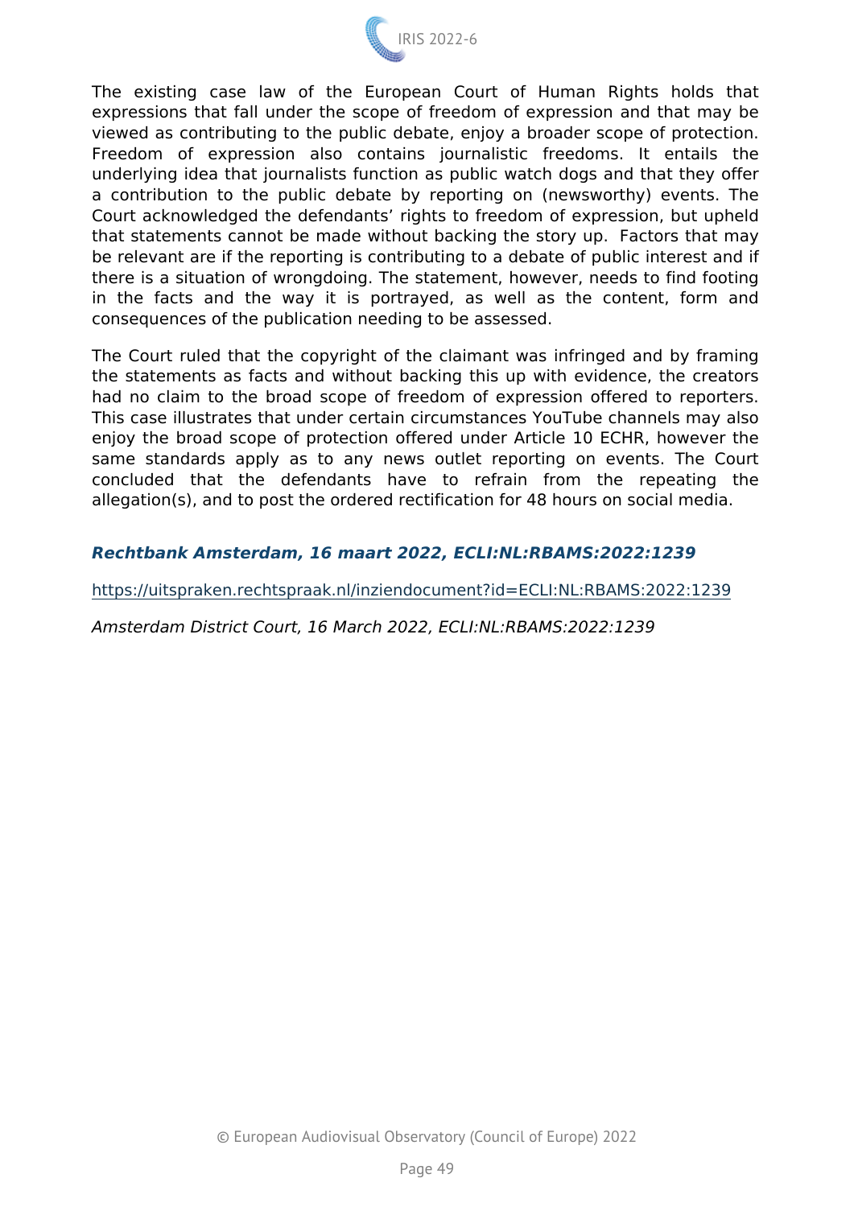The existing case law of the European Court of Human Rights holds that expressions that fall under the scope of freedom of expression and that may be viewed as contributing to the public debate, enjoy a broader scope of protection. Freedom of expression also contains journalistic freedoms. It entails the underlying idea that journalists function as public watch dogs and that they offer a contribution to the public debate by reporting on (newsworthy) events. The Court acknowledged the defendants' rights to freedom of expression, but upheld that statements cannot be made without backing the story up. Factors that may be relevant are if the reporting is contributing to a debate of public interest and if there is a situation of wrongdoing. The statement, however, needs to find footing in the facts and the way it is portrayed, as well as the content, form and consequences of the publication needing to be assessed.

The Court ruled that the copyright of the claimant was infringed and by framing the statements as facts and without backing this up with evidence, the creators had no claim to the broad scope of freedom of expression offered to reporters. This case illustrates that under certain circumstances YouTube channels may also enjoy the broad scope of protection offered under Article 10 ECHR, however the same standards apply as to any news outlet reporting on events. The Court concluded that the defendants have to refrain from the repeating the allegation(s), and to post the ordered rectification for 48 hours on social media.

***Rechtbank Amsterdam, 16 maart 2022, ECLI:NL:RBAMS:2022:1239***

https://uitspraken.rechtspraak.nl/inziendocument?id=ECLI:NL:RBAMS:2022:1239

*Amsterdam District Court, 16 March 2022, ECLI:NL:RBAMS:2022:1239*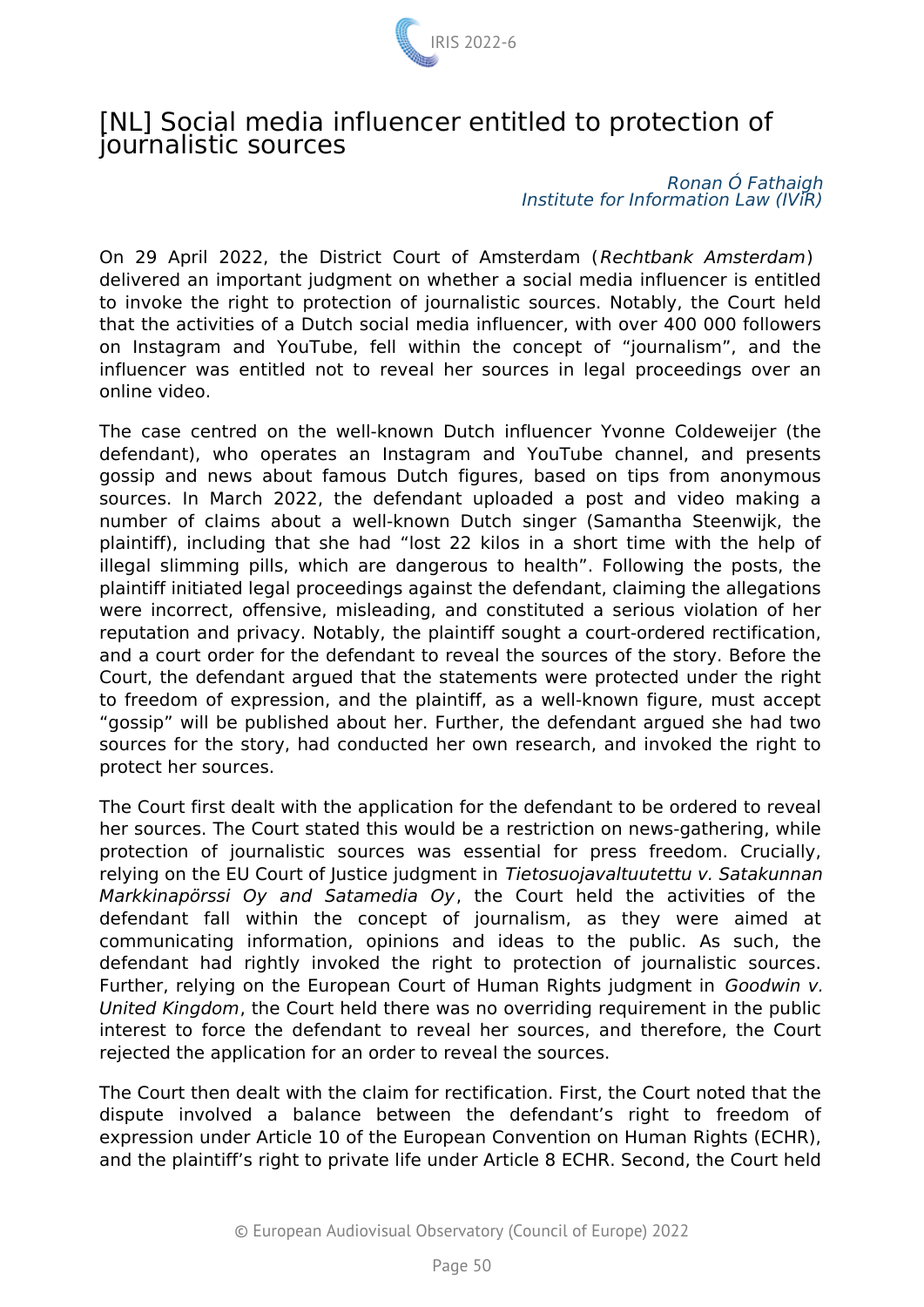# [NL] Social media influencer entitled to protection of journalistic sources

*Ronan Ó Fathaigh*
*Institute for Information Law (IViR)*

On 29 April 2022, the District Court of Amsterdam (*Rechtbank Amsterdam*) delivered an important judgment on whether a social media influencer is entitled to invoke the right to protection of journalistic sources. Notably, the Court held that the activities of a Dutch social media influencer, with over 400 000 followers on Instagram and YouTube, fell within the concept of "journalism", and the influencer was entitled not to reveal her sources in legal proceedings over an online video.

The case centred on the well-known Dutch influencer Yvonne Coldeweijer (the defendant), who operates an Instagram and YouTube channel, and presents gossip and news about famous Dutch figures, based on tips from anonymous sources. In March 2022, the defendant uploaded a post and video making a number of claims about a well-known Dutch singer (Samantha Steenwijk, the plaintiff), including that she had "lost 22 kilos in a short time with the help of illegal slimming pills, which are dangerous to health". Following the posts, the plaintiff initiated legal proceedings against the defendant, claiming the allegations were incorrect, offensive, misleading, and constituted a serious violation of her reputation and privacy. Notably, the plaintiff sought a court-ordered rectification, and a court order for the defendant to reveal the sources of the story. Before the Court, the defendant argued that the statements were protected under the right to freedom of expression, and the plaintiff, as a well-known figure, must accept "gossip" will be published about her. Further, the defendant argued she had two sources for the story, had conducted her own research, and invoked the right to protect her sources.

The Court first dealt with the application for the defendant to be ordered to reveal her sources. The Court stated this would be a restriction on news-gathering, while protection of journalistic sources was essential for press freedom. Crucially, relying on the EU Court of Justice judgment in *Tietosuojavaltuutettu v. Satakunnan Markkinapörssi Oy and Satamedia Oy*, the Court held the activities of the defendant fall within the concept of journalism, as they were aimed at communicating information, opinions and ideas to the public. As such, the defendant had rightly invoked the right to protection of journalistic sources. Further, relying on the European Court of Human Rights judgment in *Goodwin v. United Kingdom*, the Court held there was no overriding requirement in the public interest to force the defendant to reveal her sources, and therefore, the Court rejected the application for an order to reveal the sources.

The Court then dealt with the claim for rectification. First, the Court noted that the dispute involved a balance between the defendant's right to freedom of expression under Article 10 of the European Convention on Human Rights (ECHR), and the plaintiff's right to private life under Article 8 ECHR. Second, the Court held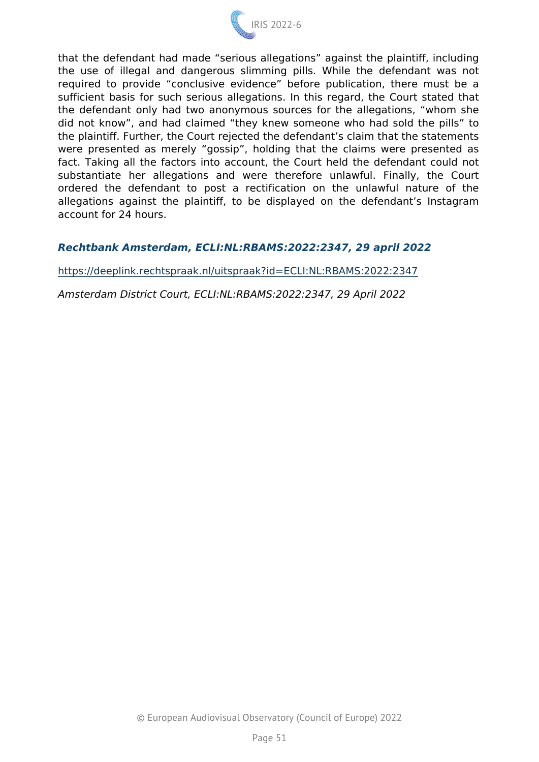that the defendant had made “serious allegations” against the plaintiff, including the use of illegal and dangerous slimming pills. While the defendant was not required to provide “conclusive evidence” before publication, there must be a sufficient basis for such serious allegations. In this regard, the Court stated that the defendant only had two anonymous sources for the allegations, “whom she did not know”, and had claimed “they knew someone who had sold the pills” to the plaintiff. Further, the Court rejected the defendant’s claim that the statements were presented as merely “gossip”, holding that the claims were presented as fact. Taking all the factors into account, the Court held the defendant could not substantiate her allegations and were therefore unlawful. Finally, the Court ordered the defendant to post a rectification on the unlawful nature of the allegations against the plaintiff, to be displayed on the defendant’s Instagram account for 24 hours.

***Rechtbank Amsterdam, ECLI:NL:RBAMS:2022:2347, 29 april 2022***

https://deeplink.rechtspraak.nl/uitspraak?id=ECLI:NL:RBAMS:2022:2347

*Amsterdam District Court, ECLI:NL:RBAMS:2022:2347, 29 April 2022*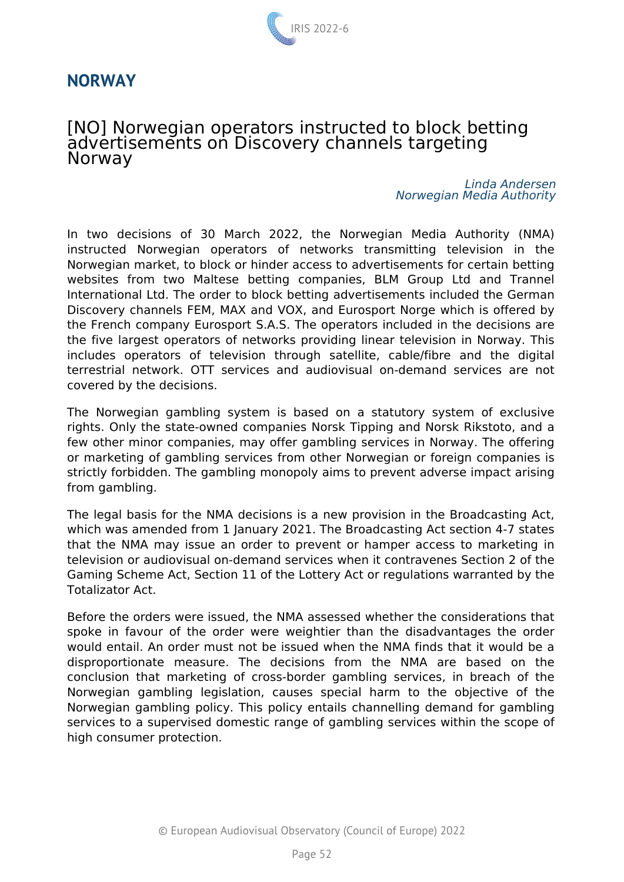## NORWAY

### [NO] Norwegian operators instructed to block betting advertisements on Discovery channels targeting Norway

*Linda Andersen*
*Norwegian Media Authority*

In two decisions of 30 March 2022, the Norwegian Media Authority (NMA) instructed Norwegian operators of networks transmitting television in the Norwegian market, to block or hinder access to advertisements for certain betting websites from two Maltese betting companies, BLM Group Ltd and Trannel International Ltd. The order to block betting advertisements included the German Discovery channels FEM, MAX and VOX, and Eurosport Norge which is offered by the French company Eurosport S.A.S. The operators included in the decisions are the five largest operators of networks providing linear television in Norway. This includes operators of television through satellite, cable/fibre and the digital terrestrial network. OTT services and audiovisual on-demand services are not covered by the decisions.

The Norwegian gambling system is based on a statutory system of exclusive rights. Only the state-owned companies Norsk Tipping and Norsk Rikstoto, and a few other minor companies, may offer gambling services in Norway. The offering or marketing of gambling services from other Norwegian or foreign companies is strictly forbidden. The gambling monopoly aims to prevent adverse impact arising from gambling.

The legal basis for the NMA decisions is a new provision in the Broadcasting Act, which was amended from 1 January 2021. The Broadcasting Act section 4-7 states that the NMA may issue an order to prevent or hamper access to marketing in television or audiovisual on-demand services when it contravenes Section 2 of the Gaming Scheme Act, Section 11 of the Lottery Act or regulations warranted by the Totalizator Act.

Before the orders were issued, the NMA assessed whether the considerations that spoke in favour of the order were weightier than the disadvantages the order would entail. An order must not be issued when the NMA finds that it would be a disproportionate measure. The decisions from the NMA are based on the conclusion that marketing of cross-border gambling services, in breach of the Norwegian gambling legislation, causes special harm to the objective of the Norwegian gambling policy. This policy entails channelling demand for gambling services to a supervised domestic range of gambling services within the scope of high consumer protection.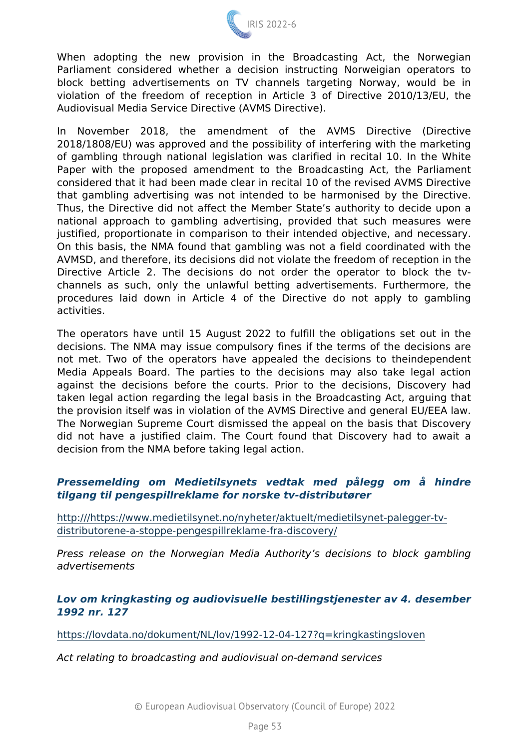When adopting the new provision in the Broadcasting Act, the Norwegian Parliament considered whether a decision instructing Norweigian operators to block betting advertisements on TV channels targeting Norway, would be in violation of the freedom of reception in Article 3 of Directive 2010/13/EU, the Audiovisual Media Service Directive (AVMS Directive).

In November 2018, the amendment of the AVMS Directive (Directive 2018/1808/EU) was approved and the possibility of interfering with the marketing of gambling through national legislation was clarified in recital 10. In the White Paper with the proposed amendment to the Broadcasting Act, the Parliament considered that it had been made clear in recital 10 of the revised AVMS Directive that gambling advertising was not intended to be harmonised by the Directive. Thus, the Directive did not affect the Member State's authority to decide upon a national approach to gambling advertising, provided that such measures were justified, proportionate in comparison to their intended objective, and necessary. On this basis, the NMA found that gambling was not a field coordinated with the AVMSD, and therefore, its decisions did not violate the freedom of reception in the Directive Article 2. The decisions do not order the operator to block the tv-channels as such, only the unlawful betting advertisements. Furthermore, the procedures laid down in Article 4 of the Directive do not apply to gambling activities.

The operators have until 15 August 2022 to fulfill the obligations set out in the decisions. The NMA may issue compulsory fines if the terms of the decisions are not met. Two of the operators have appealed the decisions to theindependent Media Appeals Board. The parties to the decisions may also take legal action against the decisions before the courts. Prior to the decisions, Discovery had taken legal action regarding the legal basis in the Broadcasting Act, arguing that the provision itself was in violation of the AVMS Directive and general EU/EEA law. The Norwegian Supreme Court dismissed the appeal on the basis that Discovery did not have a justified claim. The Court found that Discovery had to await a decision from the NMA before taking legal action.

***Pressemelding om Medietilsynets vedtak med pålegg om å hindre tilgang til pengespillreklame for norske tv-distributører***

http:///https://www.medietilsynet.no/nyheter/aktuelt/medietilsynet-palegger-tv-distributorene-a-stoppe-pengespillreklame-fra-discovery/

*Press release on the Norwegian Media Authority's decisions to block gambling advertisements*

***Lov om kringkasting og audiovisuelle bestillingstjenester av 4. desember 1992 nr. 127***

https://lovdata.no/dokument/NL/lov/1992-12-04-127?q=kringkastingsloven

*Act relating to broadcasting and audiovisual on-demand services*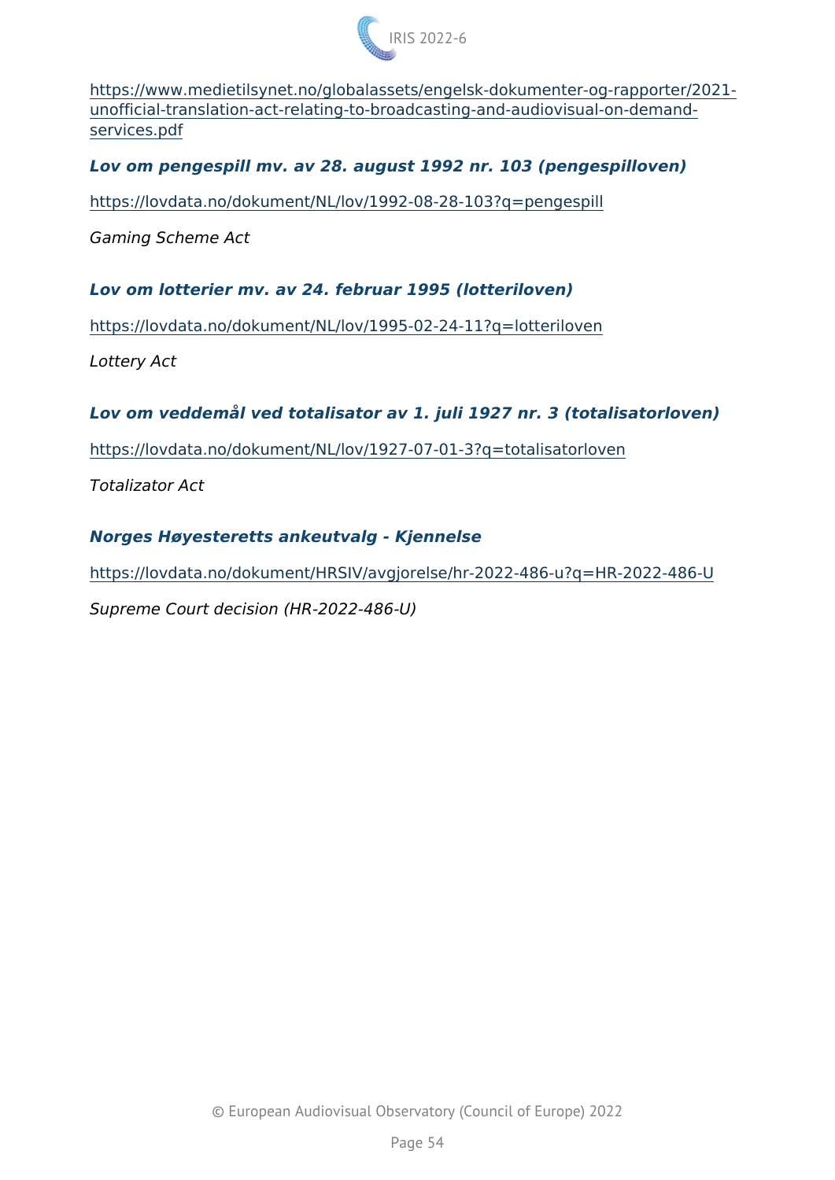https://www.medietilsynet.no/globalassets/engelsk-dokumenter-og-rapporter/2021-unofficial-translation-act-relating-to-broadcasting-and-audiovisual-on-demand-services.pdf

***Lov om pengespill mv. av 28. august 1992 nr. 103 (pengespilloven)***

https://lovdata.no/dokument/NL/lov/1992-08-28-103?q=pengespill

*Gaming Scheme Act*

***Lov om lotterier mv. av 24. februar 1995 (lotteriloven)***

https://lovdata.no/dokument/NL/lov/1995-02-24-11?q=lotteriloven

*Lottery Act*

***Lov om veddemål ved totalisator av 1. juli 1927 nr. 3 (totalisatorloven)***

https://lovdata.no/dokument/NL/lov/1927-07-01-3?q=totalisatorloven

*Totalizator Act*

***Norges Høyesteretts ankeutvalg - Kjennelse***

https://lovdata.no/dokument/HRSIV/avgjorelse/hr-2022-486-u?q=HR-2022-486-U

*Supreme Court decision (HR-2022-486-U)*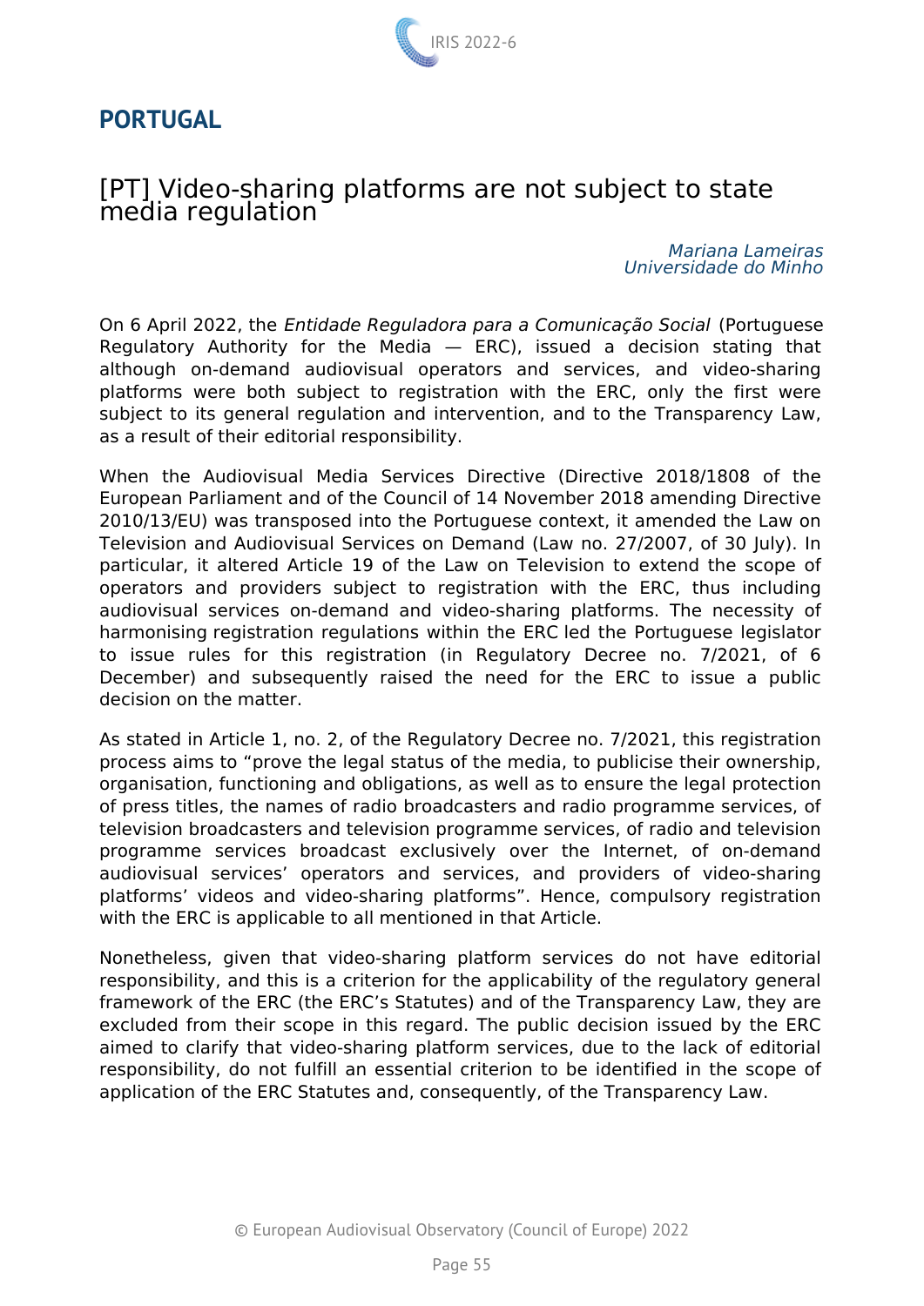## PORTUGAL

### [PT] Video-sharing platforms are not subject to state media regulation

*Mariana Lameiras*
*Universidade do Minho*

On 6 April 2022, the *Entidade Reguladora para a Comunicação Social* (Portuguese Regulatory Authority for the Media — ERC), issued a decision stating that although on-demand audiovisual operators and services, and video-sharing platforms were both subject to registration with the ERC, only the first were subject to its general regulation and intervention, and to the Transparency Law, as a result of their editorial responsibility.

When the Audiovisual Media Services Directive (Directive 2018/1808 of the European Parliament and of the Council of 14 November 2018 amending Directive 2010/13/EU) was transposed into the Portuguese context, it amended the Law on Television and Audiovisual Services on Demand (Law no. 27/2007, of 30 July). In particular, it altered Article 19 of the Law on Television to extend the scope of operators and providers subject to registration with the ERC, thus including audiovisual services on-demand and video-sharing platforms. The necessity of harmonising registration regulations within the ERC led the Portuguese legislator to issue rules for this registration (in Regulatory Decree no. 7/2021, of 6 December) and subsequently raised the need for the ERC to issue a public decision on the matter.

As stated in Article 1, no. 2, of the Regulatory Decree no. 7/2021, this registration process aims to "prove the legal status of the media, to publicise their ownership, organisation, functioning and obligations, as well as to ensure the legal protection of press titles, the names of radio broadcasters and radio programme services, of television broadcasters and television programme services, of radio and television programme services broadcast exclusively over the Internet, of on-demand audiovisual services' operators and services, and providers of video-sharing platforms' videos and video-sharing platforms". Hence, compulsory registration with the ERC is applicable to all mentioned in that Article.

Nonetheless, given that video-sharing platform services do not have editorial responsibility, and this is a criterion for the applicability of the regulatory general framework of the ERC (the ERC's Statutes) and of the Transparency Law, they are excluded from their scope in this regard. The public decision issued by the ERC aimed to clarify that video-sharing platform services, due to the lack of editorial responsibility, do not fulfill an essential criterion to be identified in the scope of application of the ERC Statutes and, consequently, of the Transparency Law.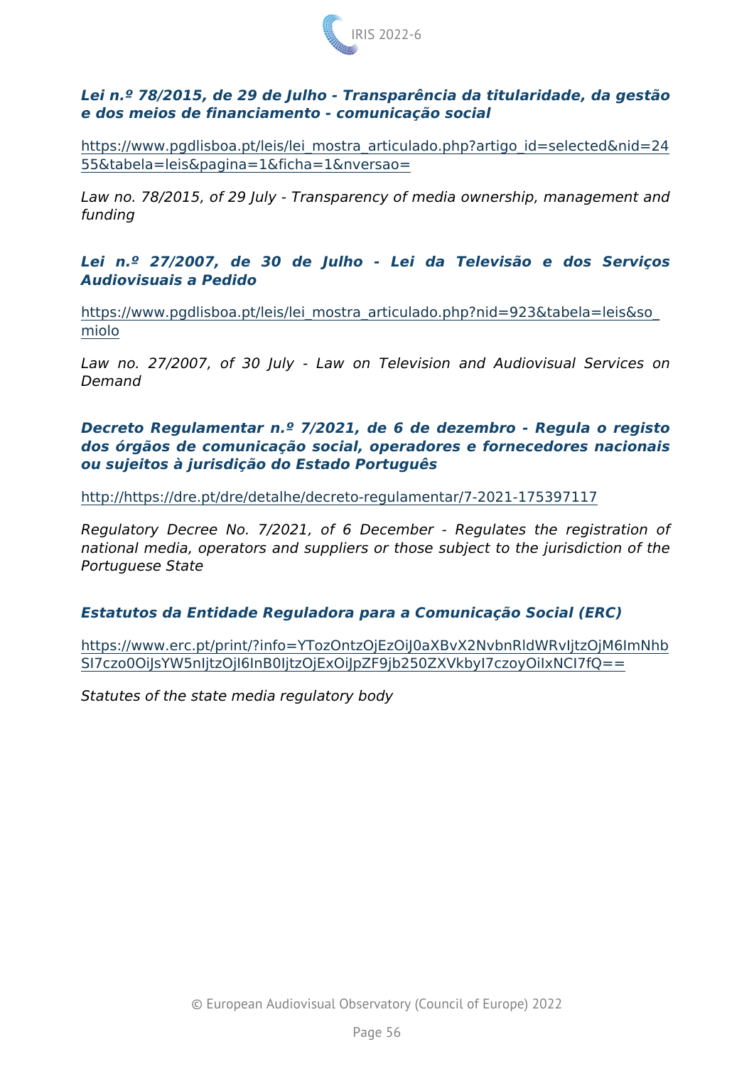***Lei n.º 78/2015, de 29 de Julho - Transparência da titularidade, da gestão e dos meios de financiamento - comunicação social***

https://www.pgdlisboa.pt/leis/lei_mostra_articulado.php?artigo_id=selected&nid=2455&tabela=leis&pagina=1&ficha=1&nversao=

*Law no. 78/2015, of 29 July - Transparency of media ownership, management and funding*

***Lei n.º 27/2007, de 30 de Julho - Lei da Televisão e dos Serviços Audiovisuais a Pedido***

https://www.pgdlisboa.pt/leis/lei_mostra_articulado.php?nid=923&tabela=leis&so_miolo

*Law no. 27/2007, of 30 July - Law on Television and Audiovisual Services on Demand*

***Decreto Regulamentar n.º 7/2021, de 6 de dezembro - Regula o registo dos órgãos de comunicação social, operadores e fornecedores nacionais ou sujeitos à jurisdição do Estado Português***

http://https://dre.pt/dre/detalhe/decreto-regulamentar/7-2021-175397117

*Regulatory Decree No. 7/2021, of 6 December - Regulates the registration of national media, operators and suppliers or those subject to the jurisdiction of the Portuguese State*

***Estatutos da Entidade Reguladora para a Comunicação Social (ERC)***

https://www.erc.pt/print/?info=YTozOntzOjEzOiJ0aXBvX2NvbnRldWRvIjtzOjM6ImNhbSI7czo0OiJsYW5nIjtzOjI6InB0IjtzOjExOiJpZF9jb250ZXVkbyI7czoyOiIxNCI7fQ==

*Statutes of the state media regulatory body*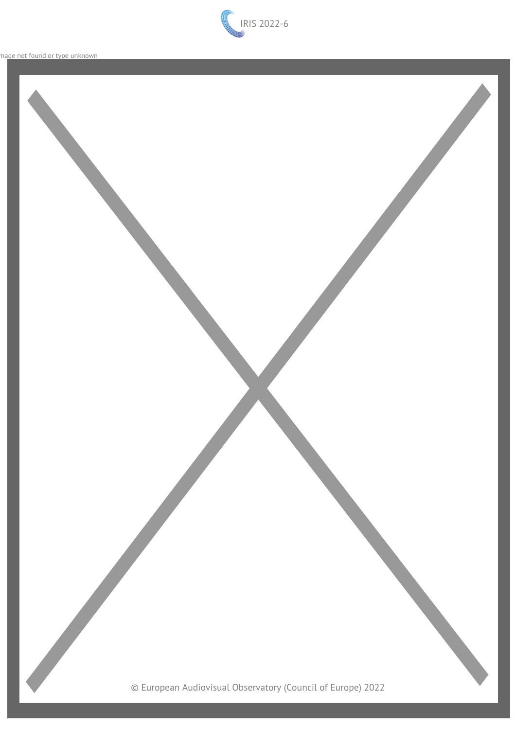© European Audiovisual Observatory (Council of Europe) 2022